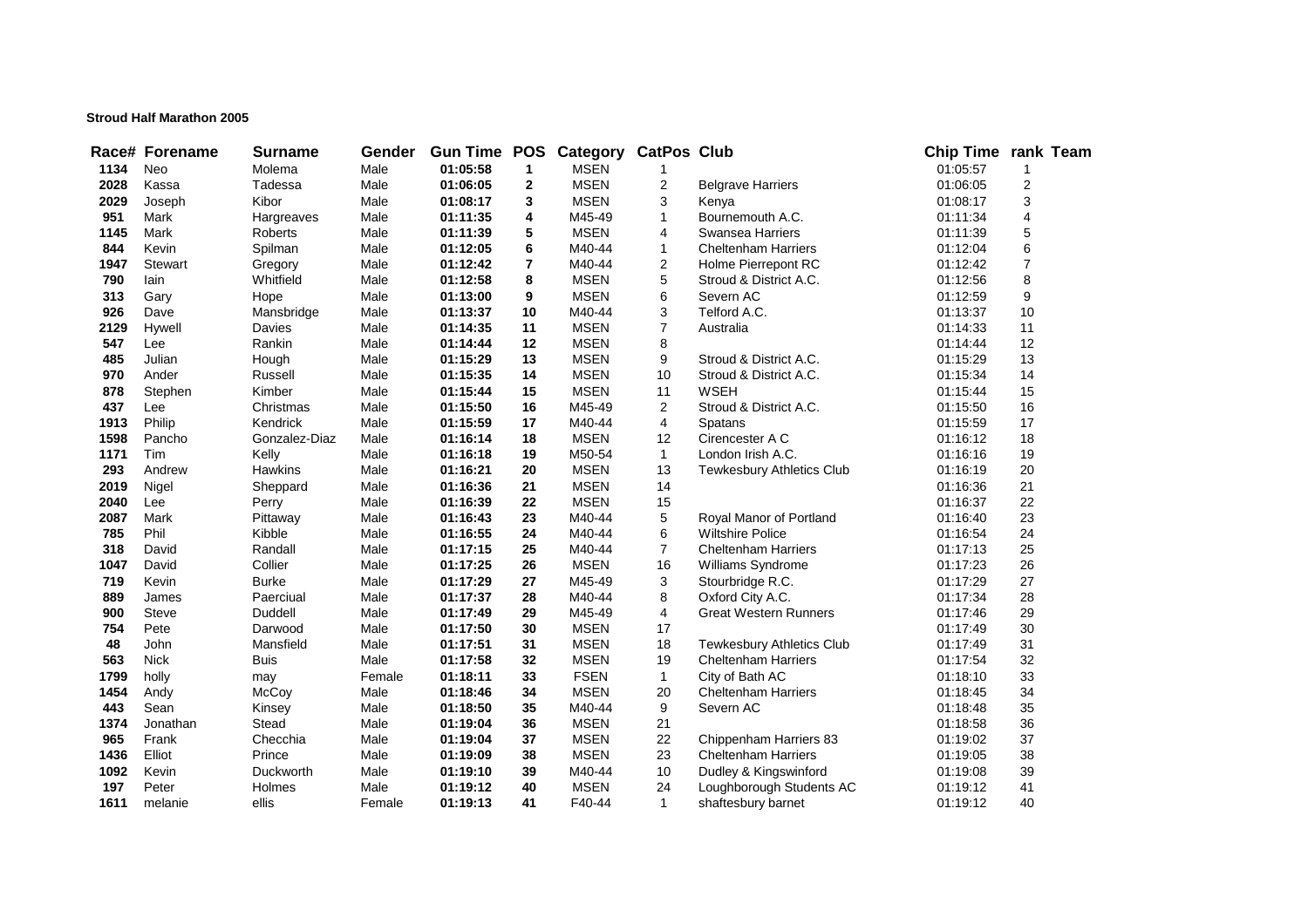**Stroud Half Marathon 2005**

| Race# | Forename | Surname | Gender | Gun Time | POS | Category | CatPos | Club | Chip Time | rank | Team |
|---|---|---|---|---|---|---|---|---|---|---|---|
| 1134 | Neo | Molema | Male | 01:05:58 | 1 | MSEN | 1 | | 01:05:57 | 1 | |
| 2028 | Kassa | Tadessa | Male | 01:06:05 | 2 | MSEN | 2 | Belgrave Harriers | 01:06:05 | 2 | |
| 2029 | Joseph | Kibor | Male | 01:08:17 | 3 | MSEN | 3 | Kenya | 01:08:17 | 3 | |
| 951 | Mark | Hargreaves | Male | 01:11:35 | 4 | M45-49 | 1 | Bournemouth A.C. | 01:11:34 | 4 | |
| 1145 | Mark | Roberts | Male | 01:11:39 | 5 | MSEN | 4 | Swansea Harriers | 01:11:39 | 5 | |
| 844 | Kevin | Spilman | Male | 01:12:05 | 6 | M40-44 | 1 | Cheltenham Harriers | 01:12:04 | 6 | |
| 1947 | Stewart | Gregory | Male | 01:12:42 | 7 | M40-44 | 2 | Holme Pierrepont RC | 01:12:42 | 7 | |
| 790 | Iain | Whitfield | Male | 01:12:58 | 8 | MSEN | 5 | Stroud & District A.C. | 01:12:56 | 8 | |
| 313 | Gary | Hope | Male | 01:13:00 | 9 | MSEN | 6 | Severn AC | 01:12:59 | 9 | |
| 926 | Dave | Mansbridge | Male | 01:13:37 | 10 | M40-44 | 3 | Telford A.C. | 01:13:37 | 10 | |
| 2129 | Hywell | Davies | Male | 01:14:35 | 11 | MSEN | 7 | Australia | 01:14:33 | 11 | |
| 547 | Lee | Rankin | Male | 01:14:44 | 12 | MSEN | 8 | | 01:14:44 | 12 | |
| 485 | Julian | Hough | Male | 01:15:29 | 13 | MSEN | 9 | Stroud & District A.C. | 01:15:29 | 13 | |
| 970 | Ander | Russell | Male | 01:15:35 | 14 | MSEN | 10 | Stroud & District A.C. | 01:15:34 | 14 | |
| 878 | Stephen | Kimber | Male | 01:15:44 | 15 | MSEN | 11 | WSEH | 01:15:44 | 15 | |
| 437 | Lee | Christmas | Male | 01:15:50 | 16 | M45-49 | 2 | Stroud & District A.C. | 01:15:50 | 16 | |
| 1913 | Philip | Kendrick | Male | 01:15:59 | 17 | M40-44 | 4 | Spatans | 01:15:59 | 17 | |
| 1598 | Pancho | Gonzalez-Diaz | Male | 01:16:14 | 18 | MSEN | 12 | Cirencester A C | 01:16:12 | 18 | |
| 1171 | Tim | Kelly | Male | 01:16:18 | 19 | M50-54 | 1 | London Irish A.C. | 01:16:16 | 19 | |
| 293 | Andrew | Hawkins | Male | 01:16:21 | 20 | MSEN | 13 | Tewkesbury Athletics Club | 01:16:19 | 20 | |
| 2019 | Nigel | Sheppard | Male | 01:16:36 | 21 | MSEN | 14 | | 01:16:36 | 21 | |
| 2040 | Lee | Perry | Male | 01:16:39 | 22 | MSEN | 15 | | 01:16:37 | 22 | |
| 2087 | Mark | Pittaway | Male | 01:16:43 | 23 | M40-44 | 5 | Royal Manor of Portland | 01:16:40 | 23 | |
| 785 | Phil | Kibble | Male | 01:16:55 | 24 | M40-44 | 6 | Wiltshire Police | 01:16:54 | 24 | |
| 318 | David | Randall | Male | 01:17:15 | 25 | M40-44 | 7 | Cheltenham Harriers | 01:17:13 | 25 | |
| 1047 | David | Collier | Male | 01:17:25 | 26 | MSEN | 16 | Williams Syndrome | 01:17:23 | 26 | |
| 719 | Kevin | Burke | Male | 01:17:29 | 27 | M45-49 | 3 | Stourbridge R.C. | 01:17:29 | 27 | |
| 889 | James | Paerciual | Male | 01:17:37 | 28 | M40-44 | 8 | Oxford City A.C. | 01:17:34 | 28 | |
| 900 | Steve | Duddell | Male | 01:17:49 | 29 | M45-49 | 4 | Great Western Runners | 01:17:46 | 29 | |
| 754 | Pete | Darwood | Male | 01:17:50 | 30 | MSEN | 17 | | 01:17:49 | 30 | |
| 48 | John | Mansfield | Male | 01:17:51 | 31 | MSEN | 18 | Tewkesbury Athletics Club | 01:17:49 | 31 | |
| 563 | Nick | Buis | Male | 01:17:58 | 32 | MSEN | 19 | Cheltenham Harriers | 01:17:54 | 32 | |
| 1799 | holly | may | Female | 01:18:11 | 33 | FSEN | 1 | City of Bath AC | 01:18:10 | 33 | |
| 1454 | Andy | McCoy | Male | 01:18:46 | 34 | MSEN | 20 | Cheltenham Harriers | 01:18:45 | 34 | |
| 443 | Sean | Kinsey | Male | 01:18:50 | 35 | M40-44 | 9 | Severn AC | 01:18:48 | 35 | |
| 1374 | Jonathan | Stead | Male | 01:19:04 | 36 | MSEN | 21 | | 01:18:58 | 36 | |
| 965 | Frank | Checchia | Male | 01:19:04 | 37 | MSEN | 22 | Chippenham Harriers 83 | 01:19:02 | 37 | |
| 1436 | Elliot | Prince | Male | 01:19:09 | 38 | MSEN | 23 | Cheltenham Harriers | 01:19:05 | 38 | |
| 1092 | Kevin | Duckworth | Male | 01:19:10 | 39 | M40-44 | 10 | Dudley & Kingswinford | 01:19:08 | 39 | |
| 197 | Peter | Holmes | Male | 01:19:12 | 40 | MSEN | 24 | Loughborough Students AC | 01:19:12 | 41 | |
| 1611 | melanie | ellis | Female | 01:19:13 | 41 | F40-44 | 1 | shaftesbury barnet | 01:19:12 | 40 | |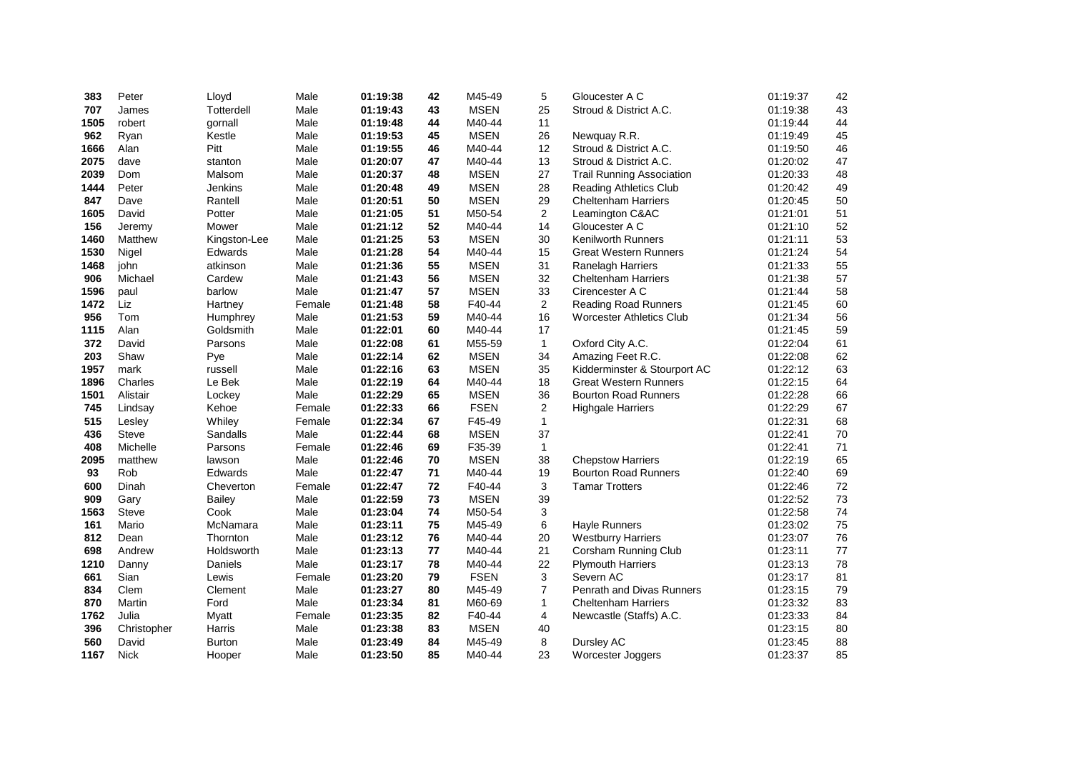| | | | | | | | | | | |
|---|---|---|---|---|---|---|---|---|---|---|
| **383** | Peter | Lloyd | Male | **01:19:38** | **42** | M45-49 | 5 | Gloucester A C | 01:19:37 | 42 |
| **707** | James | Totterdell | Male | **01:19:43** | **43** | MSEN | 25 | Stroud & District A.C. | 01:19:38 | 43 |
| **1505** | robert | gornall | Male | **01:19:48** | **44** | M40-44 | 11 | | 01:19:44 | 44 |
| **962** | Ryan | Kestle | Male | **01:19:53** | **45** | MSEN | 26 | Newquay R.R. | 01:19:49 | 45 |
| **1666** | Alan | Pitt | Male | **01:19:55** | **46** | M40-44 | 12 | Stroud & District A.C. | 01:19:50 | 46 |
| **2075** | dave | stanton | Male | **01:20:07** | **47** | M40-44 | 13 | Stroud & District A.C. | 01:20:02 | 47 |
| **2039** | Dom | Malsom | Male | **01:20:37** | **48** | MSEN | 27 | Trail Running Association | 01:20:33 | 48 |
| **1444** | Peter | Jenkins | Male | **01:20:48** | **49** | MSEN | 28 | Reading Athletics Club | 01:20:42 | 49 |
| **847** | Dave | Rantell | Male | **01:20:51** | **50** | MSEN | 29 | Cheltenham Harriers | 01:20:45 | 50 |
| **1605** | David | Potter | Male | **01:21:05** | **51** | M50-54 | 2 | Leamington C&AC | 01:21:01 | 51 |
| **156** | Jeremy | Mower | Male | **01:21:12** | **52** | M40-44 | 14 | Gloucester A C | 01:21:10 | 52 |
| **1460** | Matthew | Kingston-Lee | Male | **01:21:25** | **53** | MSEN | 30 | Kenilworth Runners | 01:21:11 | 53 |
| **1530** | Nigel | Edwards | Male | **01:21:28** | **54** | M40-44 | 15 | Great Western Runners | 01:21:24 | 54 |
| **1468** | john | atkinson | Male | **01:21:36** | **55** | MSEN | 31 | Ranelagh Harriers | 01:21:33 | 55 |
| **906** | Michael | Cardew | Male | **01:21:43** | **56** | MSEN | 32 | Cheltenham Harriers | 01:21:38 | 57 |
| **1596** | paul | barlow | Male | **01:21:47** | **57** | MSEN | 33 | Cirencester A C | 01:21:44 | 58 |
| **1472** | Liz | Hartney | Female | **01:21:48** | **58** | F40-44 | 2 | Reading Road Runners | 01:21:45 | 60 |
| **956** | Tom | Humphrey | Male | **01:21:53** | **59** | M40-44 | 16 | Worcester Athletics Club | 01:21:34 | 56 |
| **1115** | Alan | Goldsmith | Male | **01:22:01** | **60** | M40-44 | 17 | | 01:21:45 | 59 |
| **372** | David | Parsons | Male | **01:22:08** | **61** | M55-59 | 1 | Oxford City A.C. | 01:22:04 | 61 |
| **203** | Shaw | Pye | Male | **01:22:14** | **62** | MSEN | 34 | Amazing Feet R.C. | 01:22:08 | 62 |
| **1957** | mark | russell | Male | **01:22:16** | **63** | MSEN | 35 | Kidderminster & Stourport AC | 01:22:12 | 63 |
| **1896** | Charles | Le Bek | Male | **01:22:19** | **64** | M40-44 | 18 | Great Western Runners | 01:22:15 | 64 |
| **1501** | Alistair | Lockey | Male | **01:22:29** | **65** | MSEN | 36 | Bourton Road Runners | 01:22:28 | 66 |
| **745** | Lindsay | Kehoe | Female | **01:22:33** | **66** | FSEN | 2 | Highgale Harriers | 01:22:29 | 67 |
| **515** | Lesley | Whiley | Female | **01:22:34** | **67** | F45-49 | 1 | | 01:22:31 | 68 |
| **436** | Steve | Sandalls | Male | **01:22:44** | **68** | MSEN | 37 | | 01:22:41 | 70 |
| **408** | Michelle | Parsons | Female | **01:22:46** | **69** | F35-39 | 1 | | 01:22:41 | 71 |
| **2095** | matthew | lawson | Male | **01:22:46** | **70** | MSEN | 38 | Chepstow Harriers | 01:22:19 | 65 |
| **93** | Rob | Edwards | Male | **01:22:47** | **71** | M40-44 | 19 | Bourton Road Runners | 01:22:40 | 69 |
| **600** | Dinah | Cheverton | Female | **01:22:47** | **72** | F40-44 | 3 | Tamar Trotters | 01:22:46 | 72 |
| **909** | Gary | Bailey | Male | **01:22:59** | **73** | MSEN | 39 | | 01:22:52 | 73 |
| **1563** | Steve | Cook | Male | **01:23:04** | **74** | M50-54 | 3 | | 01:22:58 | 74 |
| **161** | Mario | McNamara | Male | **01:23:11** | **75** | M45-49 | 6 | Hayle Runners | 01:23:02 | 75 |
| **812** | Dean | Thornton | Male | **01:23:12** | **76** | M40-44 | 20 | Westburry Harriers | 01:23:07 | 76 |
| **698** | Andrew | Holdsworth | Male | **01:23:13** | **77** | M40-44 | 21 | Corsham Running Club | 01:23:11 | 77 |
| **1210** | Danny | Daniels | Male | **01:23:17** | **78** | M40-44 | 22 | Plymouth Harriers | 01:23:13 | 78 |
| **661** | Sian | Lewis | Female | **01:23:20** | **79** | FSEN | 3 | Severn AC | 01:23:17 | 81 |
| **834** | Clem | Clement | Male | **01:23:27** | **80** | M45-49 | 7 | Penrath and Divas Runners | 01:23:15 | 79 |
| **870** | Martin | Ford | Male | **01:23:34** | **81** | M60-69 | 1 | Cheltenham Harriers | 01:23:32 | 83 |
| **1762** | Julia | Myatt | Female | **01:23:35** | **82** | F40-44 | 4 | Newcastle (Staffs) A.C. | 01:23:33 | 84 |
| **396** | Christopher | Harris | Male | **01:23:38** | **83** | MSEN | 40 | | 01:23:15 | 80 |
| **560** | David | Burton | Male | **01:23:49** | **84** | M45-49 | 8 | Dursley AC | 01:23:45 | 88 |
| **1167** | Nick | Hooper | Male | **01:23:50** | **85** | M40-44 | 23 | Worcester Joggers | 01:23:37 | 85 |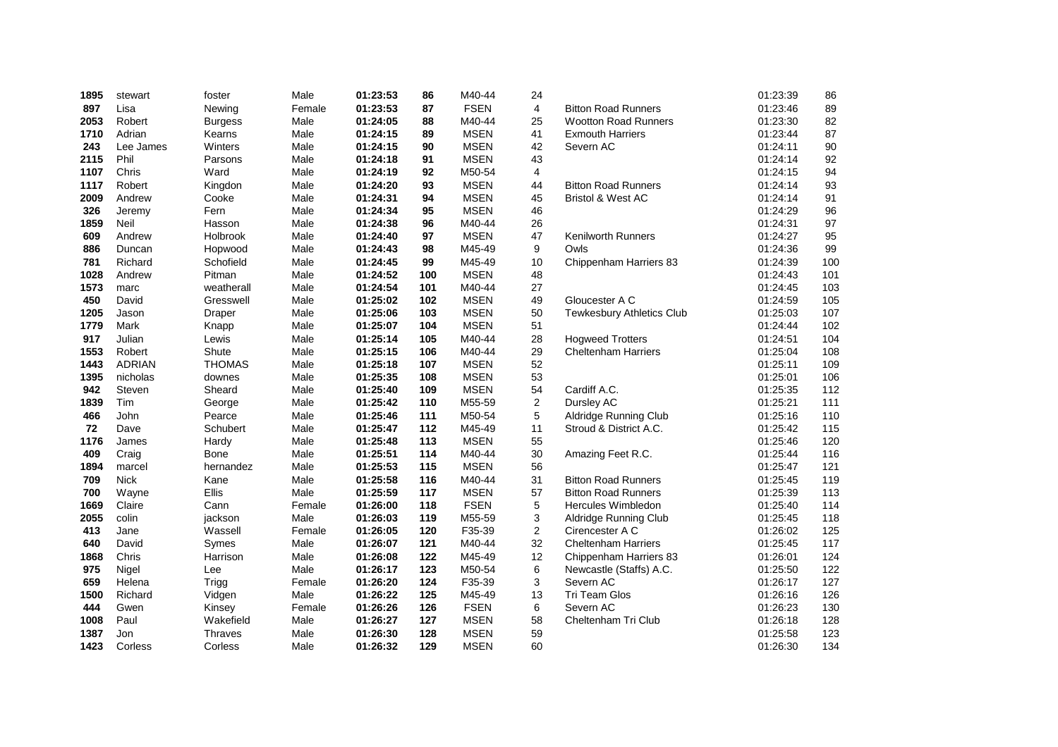| | | | | | | | | | | |
|---|---|---|---|---|---|---|---|---|---|---|
| **1895** | stewart | foster | Male | **01:23:53** | **86** | M40-44 | 24 | | 01:23:39 | 86 |
| **897** | Lisa | Newing | Female | **01:23:53** | **87** | FSEN | 4 | Bitton Road Runners | 01:23:46 | 89 |
| **2053** | Robert | Burgess | Male | **01:24:05** | **88** | M40-44 | 25 | Wootton Road Runners | 01:23:30 | 82 |
| **1710** | Adrian | Kearns | Male | **01:24:15** | **89** | MSEN | 41 | Exmouth Harriers | 01:23:44 | 87 |
| **243** | Lee James | Winters | Male | **01:24:15** | **90** | MSEN | 42 | Severn AC | 01:24:11 | 90 |
| **2115** | Phil | Parsons | Male | **01:24:18** | **91** | MSEN | 43 | | 01:24:14 | 92 |
| **1107** | Chris | Ward | Male | **01:24:19** | **92** | M50-54 | 4 | | 01:24:15 | 94 |
| **1117** | Robert | Kingdon | Male | **01:24:20** | **93** | MSEN | 44 | Bitton Road Runners | 01:24:14 | 93 |
| **2009** | Andrew | Cooke | Male | **01:24:31** | **94** | MSEN | 45 | Bristol & West AC | 01:24:14 | 91 |
| **326** | Jeremy | Fern | Male | **01:24:34** | **95** | MSEN | 46 | | 01:24:29 | 96 |
| **1859** | Neil | Hasson | Male | **01:24:38** | **96** | M40-44 | 26 | | 01:24:31 | 97 |
| **609** | Andrew | Holbrook | Male | **01:24:40** | **97** | MSEN | 47 | Kenilworth Runners | 01:24:27 | 95 |
| **886** | Duncan | Hopwood | Male | **01:24:43** | **98** | M45-49 | 9 | Owls | 01:24:36 | 99 |
| **781** | Richard | Schofield | Male | **01:24:45** | **99** | M45-49 | 10 | Chippenham Harriers 83 | 01:24:39 | 100 |
| **1028** | Andrew | Pitman | Male | **01:24:52** | **100** | MSEN | 48 | | 01:24:43 | 101 |
| **1573** | marc | weatherall | Male | **01:24:54** | **101** | M40-44 | 27 | | 01:24:45 | 103 |
| **450** | David | Gresswell | Male | **01:25:02** | **102** | MSEN | 49 | Gloucester A C | 01:24:59 | 105 |
| **1205** | Jason | Draper | Male | **01:25:06** | **103** | MSEN | 50 | Tewkesbury Athletics Club | 01:25:03 | 107 |
| **1779** | Mark | Knapp | Male | **01:25:07** | **104** | MSEN | 51 | | 01:24:44 | 102 |
| **917** | Julian | Lewis | Male | **01:25:14** | **105** | M40-44 | 28 | Hogweed Trotters | 01:24:51 | 104 |
| **1553** | Robert | Shute | Male | **01:25:15** | **106** | M40-44 | 29 | Cheltenham Harriers | 01:25:04 | 108 |
| **1443** | ADRIAN | THOMAS | Male | **01:25:18** | **107** | MSEN | 52 | | 01:25:11 | 109 |
| **1395** | nicholas | downes | Male | **01:25:35** | **108** | MSEN | 53 | | 01:25:01 | 106 |
| **942** | Steven | Sheard | Male | **01:25:40** | **109** | MSEN | 54 | Cardiff A.C. | 01:25:35 | 112 |
| **1839** | Tim | George | Male | **01:25:42** | **110** | M55-59 | 2 | Dursley AC | 01:25:21 | 111 |
| **466** | John | Pearce | Male | **01:25:46** | **111** | M50-54 | 5 | Aldridge Running Club | 01:25:16 | 110 |
| **72** | Dave | Schubert | Male | **01:25:47** | **112** | M45-49 | 11 | Stroud & District A.C. | 01:25:42 | 115 |
| **1176** | James | Hardy | Male | **01:25:48** | **113** | MSEN | 55 | | 01:25:46 | 120 |
| **409** | Craig | Bone | Male | **01:25:51** | **114** | M40-44 | 30 | Amazing Feet R.C. | 01:25:44 | 116 |
| **1894** | marcel | hernandez | Male | **01:25:53** | **115** | MSEN | 56 | | 01:25:47 | 121 |
| **709** | Nick | Kane | Male | **01:25:58** | **116** | M40-44 | 31 | Bitton Road Runners | 01:25:45 | 119 |
| **700** | Wayne | Ellis | Male | **01:25:59** | **117** | MSEN | 57 | Bitton Road Runners | 01:25:39 | 113 |
| **1669** | Claire | Cann | Female | **01:26:00** | **118** | FSEN | 5 | Hercules Wimbledon | 01:25:40 | 114 |
| **2055** | colin | jackson | Male | **01:26:03** | **119** | M55-59 | 3 | Aldridge Running Club | 01:25:45 | 118 |
| **413** | Jane | Wassell | Female | **01:26:05** | **120** | F35-39 | 2 | Cirencester A C | 01:26:02 | 125 |
| **640** | David | Symes | Male | **01:26:07** | **121** | M40-44 | 32 | Cheltenham Harriers | 01:25:45 | 117 |
| **1868** | Chris | Harrison | Male | **01:26:08** | **122** | M45-49 | 12 | Chippenham Harriers 83 | 01:26:01 | 124 |
| **975** | Nigel | Lee | Male | **01:26:17** | **123** | M50-54 | 6 | Newcastle (Staffs) A.C. | 01:25:50 | 122 |
| **659** | Helena | Trigg | Female | **01:26:20** | **124** | F35-39 | 3 | Severn AC | 01:26:17 | 127 |
| **1500** | Richard | Vidgen | Male | **01:26:22** | **125** | M45-49 | 13 | Tri Team Glos | 01:26:16 | 126 |
| **444** | Gwen | Kinsey | Female | **01:26:26** | **126** | FSEN | 6 | Severn AC | 01:26:23 | 130 |
| **1008** | Paul | Wakefield | Male | **01:26:27** | **127** | MSEN | 58 | Cheltenham Tri Club | 01:26:18 | 128 |
| **1387** | Jon | Thraves | Male | **01:26:30** | **128** | MSEN | 59 | | 01:25:58 | 123 |
| **1423** | Corless | Corless | Male | **01:26:32** | **129** | MSEN | 60 | | 01:26:30 | 134 |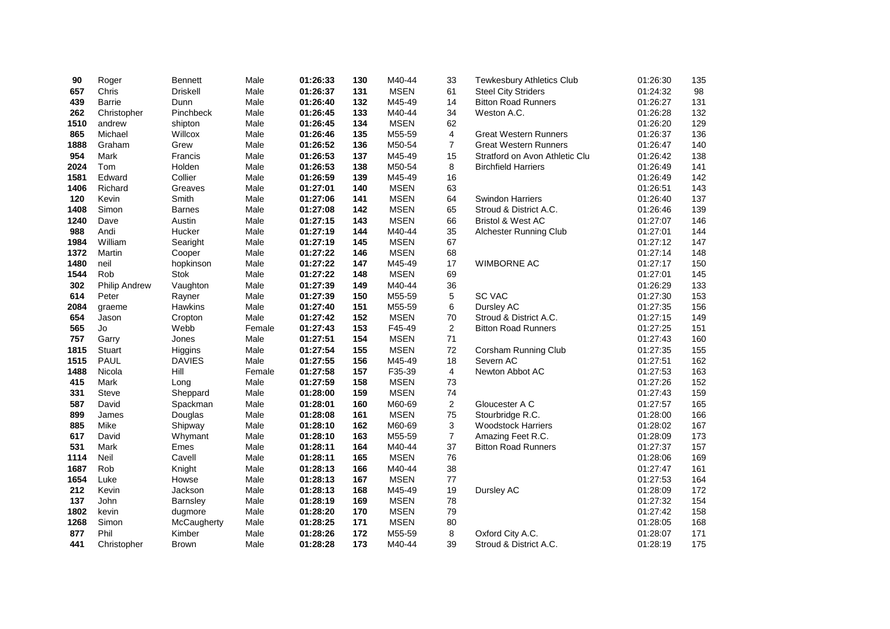| | | | | | | | | | | |
|---|---|---|---|---|---|---|---|---|---|---|
| **90** | Roger | Bennett | Male | **01:26:33** | **130** | M40-44 | 33 | Tewkesbury Athletics Club | 01:26:30 | 135 |
| **657** | Chris | Driskell | Male | **01:26:37** | **131** | MSEN | 61 | Steel City Striders | 01:24:32 | 98 |
| **439** | Barrie | Dunn | Male | **01:26:40** | **132** | M45-49 | 14 | Bitton Road Runners | 01:26:27 | 131 |
| **262** | Christopher | Pinchbeck | Male | **01:26:45** | **133** | M40-44 | 34 | Weston A.C. | 01:26:28 | 132 |
| **1510** | andrew | shipton | Male | **01:26:45** | **134** | MSEN | 62 | | 01:26:20 | 129 |
| **865** | Michael | Willcox | Male | **01:26:46** | **135** | M55-59 | 4 | Great Western Runners | 01:26:37 | 136 |
| **1888** | Graham | Grew | Male | **01:26:52** | **136** | M50-54 | 7 | Great Western Runners | 01:26:47 | 140 |
| **954** | Mark | Francis | Male | **01:26:53** | **137** | M45-49 | 15 | Stratford on Avon Athletic Clu | 01:26:42 | 138 |
| **2024** | Tom | Holden | Male | **01:26:53** | **138** | M50-54 | 8 | Birchfield Harriers | 01:26:49 | 141 |
| **1581** | Edward | Collier | Male | **01:26:59** | **139** | M45-49 | 16 | | 01:26:49 | 142 |
| **1406** | Richard | Greaves | Male | **01:27:01** | **140** | MSEN | 63 | | 01:26:51 | 143 |
| **120** | Kevin | Smith | Male | **01:27:06** | **141** | MSEN | 64 | Swindon Harriers | 01:26:40 | 137 |
| **1408** | Simon | Barnes | Male | **01:27:08** | **142** | MSEN | 65 | Stroud & District A.C. | 01:26:46 | 139 |
| **1240** | Dave | Austin | Male | **01:27:15** | **143** | MSEN | 66 | Bristol & West AC | 01:27:07 | 146 |
| **988** | Andi | Hucker | Male | **01:27:19** | **144** | M40-44 | 35 | Alchester Running Club | 01:27:01 | 144 |
| **1984** | William | Searight | Male | **01:27:19** | **145** | MSEN | 67 | | 01:27:12 | 147 |
| **1372** | Martin | Cooper | Male | **01:27:22** | **146** | MSEN | 68 | | 01:27:14 | 148 |
| **1480** | neil | hopkinson | Male | **01:27:22** | **147** | M45-49 | 17 | WIMBORNE AC | 01:27:17 | 150 |
| **1544** | Rob | Stok | Male | **01:27:22** | **148** | MSEN | 69 | | 01:27:01 | 145 |
| **302** | Philip Andrew | Vaughton | Male | **01:27:39** | **149** | M40-44 | 36 | | 01:26:29 | 133 |
| **614** | Peter | Rayner | Male | **01:27:39** | **150** | M55-59 | 5 | SC VAC | 01:27:30 | 153 |
| **2084** | graeme | Hawkins | Male | **01:27:40** | **151** | M55-59 | 6 | Dursley AC | 01:27:35 | 156 |
| **654** | Jason | Cropton | Male | **01:27:42** | **152** | MSEN | 70 | Stroud & District A.C. | 01:27:15 | 149 |
| **565** | Jo | Webb | Female | **01:27:43** | **153** | F45-49 | 2 | Bitton Road Runners | 01:27:25 | 151 |
| **757** | Garry | Jones | Male | **01:27:51** | **154** | MSEN | 71 | | 01:27:43 | 160 |
| **1815** | Stuart | Higgins | Male | **01:27:54** | **155** | MSEN | 72 | Corsham Running Club | 01:27:35 | 155 |
| **1515** | PAUL | DAVIES | Male | **01:27:55** | **156** | M45-49 | 18 | Severn AC | 01:27:51 | 162 |
| **1488** | Nicola | Hill | Female | **01:27:58** | **157** | F35-39 | 4 | Newton Abbot AC | 01:27:53 | 163 |
| **415** | Mark | Long | Male | **01:27:59** | **158** | MSEN | 73 | | 01:27:26 | 152 |
| **331** | Steve | Sheppard | Male | **01:28:00** | **159** | MSEN | 74 | | 01:27:43 | 159 |
| **587** | David | Spackman | Male | **01:28:01** | **160** | M60-69 | 2 | Gloucester A C | 01:27:57 | 165 |
| **899** | James | Douglas | Male | **01:28:08** | **161** | MSEN | 75 | Stourbridge R.C. | 01:28:00 | 166 |
| **885** | Mike | Shipway | Male | **01:28:10** | **162** | M60-69 | 3 | Woodstock Harriers | 01:28:02 | 167 |
| **617** | David | Whymant | Male | **01:28:10** | **163** | M55-59 | 7 | Amazing Feet R.C. | 01:28:09 | 173 |
| **531** | Mark | Emes | Male | **01:28:11** | **164** | M40-44 | 37 | Bitton Road Runners | 01:27:37 | 157 |
| **1114** | Neil | Cavell | Male | **01:28:11** | **165** | MSEN | 76 | | 01:28:06 | 169 |
| **1687** | Rob | Knight | Male | **01:28:13** | **166** | M40-44 | 38 | | 01:27:47 | 161 |
| **1654** | Luke | Howse | Male | **01:28:13** | **167** | MSEN | 77 | | 01:27:53 | 164 |
| **212** | Kevin | Jackson | Male | **01:28:13** | **168** | M45-49 | 19 | Dursley AC | 01:28:09 | 172 |
| **137** | John | Barnsley | Male | **01:28:19** | **169** | MSEN | 78 | | 01:27:32 | 154 |
| **1802** | kevin | dugmore | Male | **01:28:20** | **170** | MSEN | 79 | | 01:27:42 | 158 |
| **1268** | Simon | McCaugherty | Male | **01:28:25** | **171** | MSEN | 80 | | 01:28:05 | 168 |
| **877** | Phil | Kimber | Male | **01:28:26** | **172** | M55-59 | 8 | Oxford City A.C. | 01:28:07 | 171 |
| **441** | Christopher | Brown | Male | **01:28:28** | **173** | M40-44 | 39 | Stroud & District A.C. | 01:28:19 | 175 |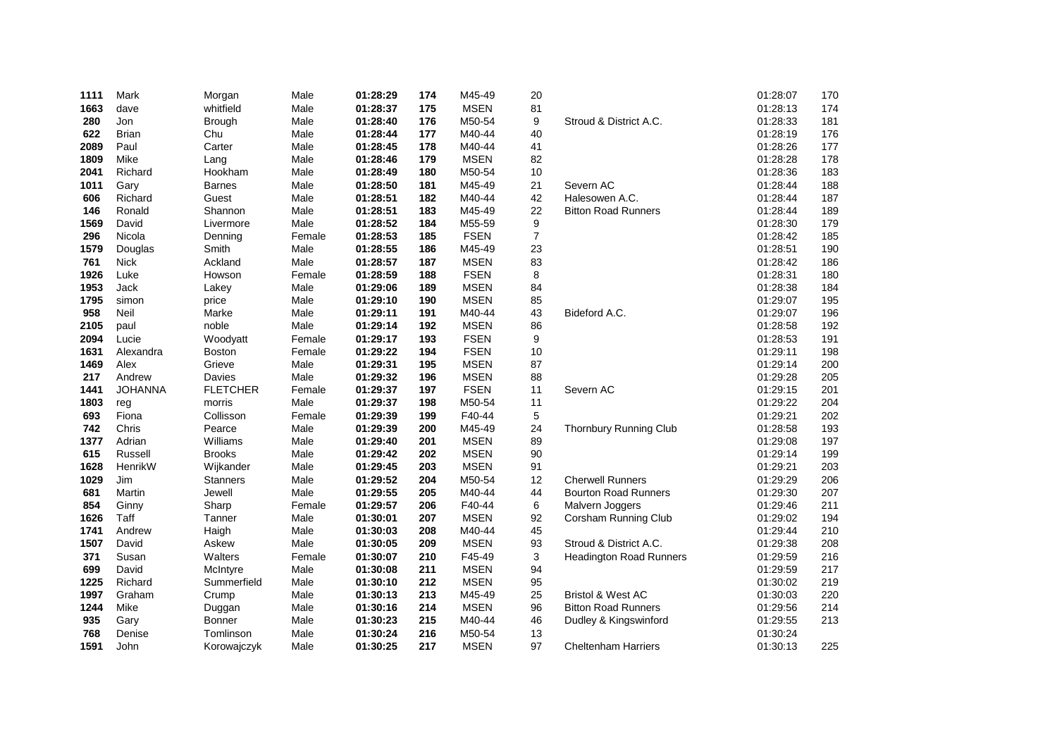| | | | | | | | | | | |
|---|---|---|---|---|---|---|---|---|---|---|
| **1111** | Mark | Morgan | Male | **01:28:29** | **174** | M45-49 | 20 | | 01:28:07 | 170 |
| **1663** | dave | whitfield | Male | **01:28:37** | **175** | MSEN | 81 | | 01:28:13 | 174 |
| **280** | Jon | Brough | Male | **01:28:40** | **176** | M50-54 | 9 | Stroud & District A.C. | 01:28:33 | 181 |
| **622** | Brian | Chu | Male | **01:28:44** | **177** | M40-44 | 40 | | 01:28:19 | 176 |
| **2089** | Paul | Carter | Male | **01:28:45** | **178** | M40-44 | 41 | | 01:28:26 | 177 |
| **1809** | Mike | Lang | Male | **01:28:46** | **179** | MSEN | 82 | | 01:28:28 | 178 |
| **2041** | Richard | Hookham | Male | **01:28:49** | **180** | M50-54 | 10 | | 01:28:36 | 183 |
| **1011** | Gary | Barnes | Male | **01:28:50** | **181** | M45-49 | 21 | Severn AC | 01:28:44 | 188 |
| **606** | Richard | Guest | Male | **01:28:51** | **182** | M40-44 | 42 | Halesowen A.C. | 01:28:44 | 187 |
| **146** | Ronald | Shannon | Male | **01:28:51** | **183** | M45-49 | 22 | Bitton Road Runners | 01:28:44 | 189 |
| **1569** | David | Livermore | Male | **01:28:52** | **184** | M55-59 | 9 | | 01:28:30 | 179 |
| **296** | Nicola | Denning | Female | **01:28:53** | **185** | FSEN | 7 | | 01:28:42 | 185 |
| **1579** | Douglas | Smith | Male | **01:28:55** | **186** | M45-49 | 23 | | 01:28:51 | 190 |
| **761** | Nick | Ackland | Male | **01:28:57** | **187** | MSEN | 83 | | 01:28:42 | 186 |
| **1926** | Luke | Howson | Female | **01:28:59** | **188** | FSEN | 8 | | 01:28:31 | 180 |
| **1953** | Jack | Lakey | Male | **01:29:06** | **189** | MSEN | 84 | | 01:28:38 | 184 |
| **1795** | simon | price | Male | **01:29:10** | **190** | MSEN | 85 | | 01:29:07 | 195 |
| **958** | Neil | Marke | Male | **01:29:11** | **191** | M40-44 | 43 | Bideford A.C. | 01:29:07 | 196 |
| **2105** | paul | noble | Male | **01:29:14** | **192** | MSEN | 86 | | 01:28:58 | 192 |
| **2094** | Lucie | Woodyatt | Female | **01:29:17** | **193** | FSEN | 9 | | 01:28:53 | 191 |
| **1631** | Alexandra | Boston | Female | **01:29:22** | **194** | FSEN | 10 | | 01:29:11 | 198 |
| **1469** | Alex | Grieve | Male | **01:29:31** | **195** | MSEN | 87 | | 01:29:14 | 200 |
| **217** | Andrew | Davies | Male | **01:29:32** | **196** | MSEN | 88 | | 01:29:28 | 205 |
| **1441** | JOHANNA | FLETCHER | Female | **01:29:37** | **197** | FSEN | 11 | Severn AC | 01:29:15 | 201 |
| **1803** | reg | morris | Male | **01:29:37** | **198** | M50-54 | 11 | | 01:29:22 | 204 |
| **693** | Fiona | Collisson | Female | **01:29:39** | **199** | F40-44 | 5 | | 01:29:21 | 202 |
| **742** | Chris | Pearce | Male | **01:29:39** | **200** | M45-49 | 24 | Thornbury Running Club | 01:28:58 | 193 |
| **1377** | Adrian | Williams | Male | **01:29:40** | **201** | MSEN | 89 | | 01:29:08 | 197 |
| **615** | Russell | Brooks | Male | **01:29:42** | **202** | MSEN | 90 | | 01:29:14 | 199 |
| **1628** | HenrikW | Wijkander | Male | **01:29:45** | **203** | MSEN | 91 | | 01:29:21 | 203 |
| **1029** | Jim | Stanners | Male | **01:29:52** | **204** | M50-54 | 12 | Cherwell Runners | 01:29:29 | 206 |
| **681** | Martin | Jewell | Male | **01:29:55** | **205** | M40-44 | 44 | Bourton Road Runners | 01:29:30 | 207 |
| **854** | Ginny | Sharp | Female | **01:29:57** | **206** | F40-44 | 6 | Malvern Joggers | 01:29:46 | 211 |
| **1626** | Taff | Tanner | Male | **01:30:01** | **207** | MSEN | 92 | Corsham Running Club | 01:29:02 | 194 |
| **1741** | Andrew | Haigh | Male | **01:30:03** | **208** | M40-44 | 45 | | 01:29:44 | 210 |
| **1507** | David | Askew | Male | **01:30:05** | **209** | MSEN | 93 | Stroud & District A.C. | 01:29:38 | 208 |
| **371** | Susan | Walters | Female | **01:30:07** | **210** | F45-49 | 3 | Headington Road Runners | 01:29:59 | 216 |
| **699** | David | McIntyre | Male | **01:30:08** | **211** | MSEN | 94 | | 01:29:59 | 217 |
| **1225** | Richard | Summerfield | Male | **01:30:10** | **212** | MSEN | 95 | | 01:30:02 | 219 |
| **1997** | Graham | Crump | Male | **01:30:13** | **213** | M45-49 | 25 | Bristol & West AC | 01:30:03 | 220 |
| **1244** | Mike | Duggan | Male | **01:30:16** | **214** | MSEN | 96 | Bitton Road Runners | 01:29:56 | 214 |
| **935** | Gary | Bonner | Male | **01:30:23** | **215** | M40-44 | 46 | Dudley & Kingswinford | 01:29:55 | 213 |
| **768** | Denise | Tomlinson | Male | **01:30:24** | **216** | M50-54 | 13 | | 01:30:24 | |
| **1591** | John | Korowajczyk | Male | **01:30:25** | **217** | MSEN | 97 | Cheltenham Harriers | 01:30:13 | 225 |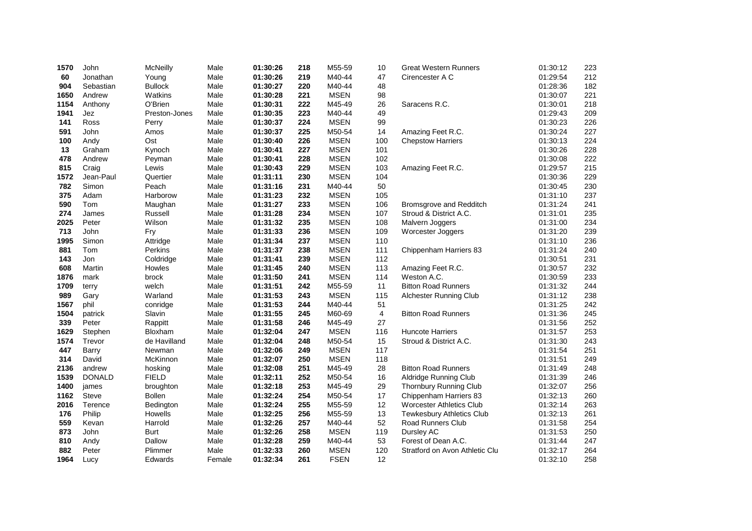| | | | | | | | | | | |
|---|---|---|---|---|---|---|---|---|---|---|
| **1570** | John | McNeilly | Male | **01:30:26** | **218** | M55-59 | 10 | Great Western Runners | 01:30:12 | 223 |
| **60** | Jonathan | Young | Male | **01:30:26** | **219** | M40-44 | 47 | Cirencester A C | 01:29:54 | 212 |
| **904** | Sebastian | Bullock | Male | **01:30:27** | **220** | M40-44 | 48 | | 01:28:36 | 182 |
| **1650** | Andrew | Watkins | Male | **01:30:28** | **221** | MSEN | 98 | | 01:30:07 | 221 |
| **1154** | Anthony | O'Brien | Male | **01:30:31** | **222** | M45-49 | 26 | Saracens R.C. | 01:30:01 | 218 |
| **1941** | Jez | Preston-Jones | Male | **01:30:35** | **223** | M40-44 | 49 | | 01:29:43 | 209 |
| **141** | Ross | Perry | Male | **01:30:37** | **224** | MSEN | 99 | | 01:30:23 | 226 |
| **591** | John | Amos | Male | **01:30:37** | **225** | M50-54 | 14 | Amazing Feet R.C. | 01:30:24 | 227 |
| **100** | Andy | Ost | Male | **01:30:40** | **226** | MSEN | 100 | Chepstow Harriers | 01:30:13 | 224 |
| **13** | Graham | Kynoch | Male | **01:30:41** | **227** | MSEN | 101 | | 01:30:26 | 228 |
| **478** | Andrew | Peyman | Male | **01:30:41** | **228** | MSEN | 102 | | 01:30:08 | 222 |
| **815** | Craig | Lewis | Male | **01:30:43** | **229** | MSEN | 103 | Amazing Feet R.C. | 01:29:57 | 215 |
| **1572** | Jean-Paul | Quertier | Male | **01:31:11** | **230** | MSEN | 104 | | 01:30:36 | 229 |
| **782** | Simon | Peach | Male | **01:31:16** | **231** | M40-44 | 50 | | 01:30:45 | 230 |
| **375** | Adam | Harborow | Male | **01:31:23** | **232** | MSEN | 105 | | 01:31:10 | 237 |
| **590** | Tom | Maughan | Male | **01:31:27** | **233** | MSEN | 106 | Bromsgrove and Redditch | 01:31:24 | 241 |
| **274** | James | Russell | Male | **01:31:28** | **234** | MSEN | 107 | Stroud & District A.C. | 01:31:01 | 235 |
| **2025** | Peter | Wilson | Male | **01:31:32** | **235** | MSEN | 108 | Malvern Joggers | 01:31:00 | 234 |
| **713** | John | Fry | Male | **01:31:33** | **236** | MSEN | 109 | Worcester Joggers | 01:31:20 | 239 |
| **1995** | Simon | Attridge | Male | **01:31:34** | **237** | MSEN | 110 | | 01:31:10 | 236 |
| **881** | Tom | Perkins | Male | **01:31:37** | **238** | MSEN | 111 | Chippenham Harriers 83 | 01:31:24 | 240 |
| **143** | Jon | Coldridge | Male | **01:31:41** | **239** | MSEN | 112 | | 01:30:51 | 231 |
| **608** | Martin | Howles | Male | **01:31:45** | **240** | MSEN | 113 | Amazing Feet R.C. | 01:30:57 | 232 |
| **1876** | mark | brock | Male | **01:31:50** | **241** | MSEN | 114 | Weston A.C. | 01:30:59 | 233 |
| **1709** | terry | welch | Male | **01:31:51** | **242** | M55-59 | 11 | Bitton Road Runners | 01:31:32 | 244 |
| **989** | Gary | Warland | Male | **01:31:53** | **243** | MSEN | 115 | Alchester Running Club | 01:31:12 | 238 |
| **1567** | phil | conridge | Male | **01:31:53** | **244** | M40-44 | 51 | | 01:31:25 | 242 |
| **1504** | patrick | Slavin | Male | **01:31:55** | **245** | M60-69 | 4 | Bitton Road Runners | 01:31:36 | 245 |
| **339** | Peter | Rappitt | Male | **01:31:58** | **246** | M45-49 | 27 | | 01:31:56 | 252 |
| **1629** | Stephen | Bloxham | Male | **01:32:04** | **247** | MSEN | 116 | Huncote Harriers | 01:31:57 | 253 |
| **1574** | Trevor | de Havilland | Male | **01:32:04** | **248** | M50-54 | 15 | Stroud & District A.C. | 01:31:30 | 243 |
| **447** | Barry | Newman | Male | **01:32:06** | **249** | MSEN | 117 | | 01:31:54 | 251 |
| **314** | David | McKinnon | Male | **01:32:07** | **250** | MSEN | 118 | | 01:31:51 | 249 |
| **2136** | andrew | hosking | Male | **01:32:08** | **251** | M45-49 | 28 | Bitton Road Runners | 01:31:49 | 248 |
| **1539** | DONALD | FIELD | Male | **01:32:11** | **252** | M50-54 | 16 | Aldridge Running Club | 01:31:39 | 246 |
| **1400** | james | broughton | Male | **01:32:18** | **253** | M45-49 | 29 | Thornbury Running Club | 01:32:07 | 256 |
| **1162** | Steve | Bollen | Male | **01:32:24** | **254** | M50-54 | 17 | Chippenham Harriers 83 | 01:32:13 | 260 |
| **2016** | Terence | Bedington | Male | **01:32:24** | **255** | M55-59 | 12 | Worcester Athletics Club | 01:32:14 | 263 |
| **176** | Philip | Howells | Male | **01:32:25** | **256** | M55-59 | 13 | Tewkesbury Athletics Club | 01:32:13 | 261 |
| **559** | Kevan | Harrold | Male | **01:32:26** | **257** | M40-44 | 52 | Road Runners Club | 01:31:58 | 254 |
| **873** | John | Burt | Male | **01:32:26** | **258** | MSEN | 119 | Dursley AC | 01:31:53 | 250 |
| **810** | Andy | Dallow | Male | **01:32:28** | **259** | M40-44 | 53 | Forest of Dean A.C. | 01:31:44 | 247 |
| **882** | Peter | Plimmer | Male | **01:32:33** | **260** | MSEN | 120 | Stratford on Avon Athletic Clu | 01:32:17 | 264 |
| **1964** | Lucy | Edwards | Female | **01:32:34** | **261** | FSEN | 12 | | 01:32:10 | 258 |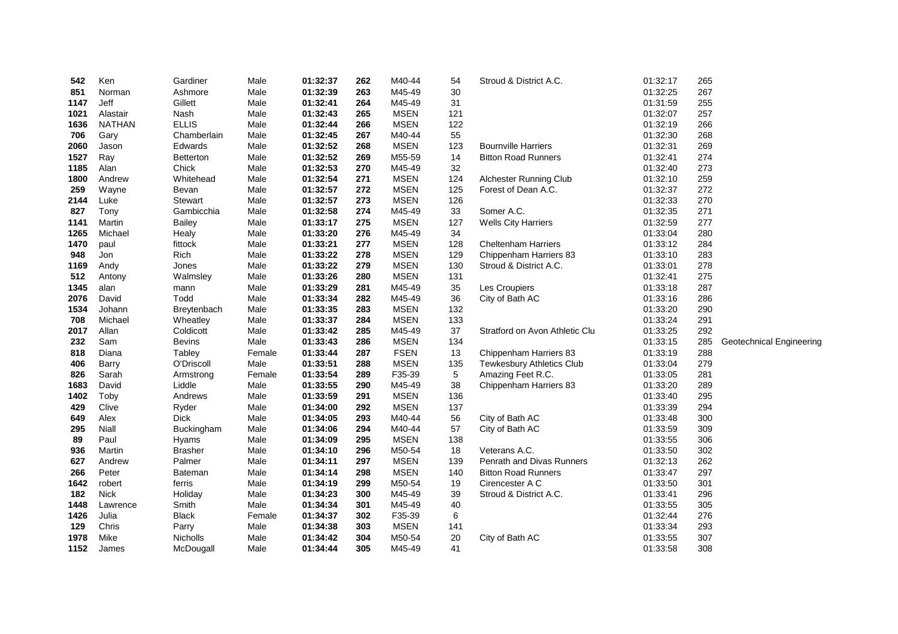| | | | | | | | | | | | |
|---|---|---|---|---|---|---|---|---|---|---|---|
| **542** | Ken | Gardiner | Male | **01:32:37** | **262** | M40-44 | 54 | Stroud & District A.C. | 01:32:17 | 265 | |
| **851** | Norman | Ashmore | Male | **01:32:39** | **263** | M45-49 | 30 | | 01:32:25 | 267 | |
| **1147** | Jeff | Gillett | Male | **01:32:41** | **264** | M45-49 | 31 | | 01:31:59 | 255 | |
| **1021** | Alastair | Nash | Male | **01:32:43** | **265** | MSEN | 121 | | 01:32:07 | 257 | |
| **1636** | NATHAN | ELLIS | Male | **01:32:44** | **266** | MSEN | 122 | | 01:32:19 | 266 | |
| **706** | Gary | Chamberlain | Male | **01:32:45** | **267** | M40-44 | 55 | | 01:32:30 | 268 | |
| **2060** | Jason | Edwards | Male | **01:32:52** | **268** | MSEN | 123 | Bournville Harriers | 01:32:31 | 269 | |
| **1527** | Ray | Betterton | Male | **01:32:52** | **269** | M55-59 | 14 | Bitton Road Runners | 01:32:41 | 274 | |
| **1185** | Alan | Chick | Male | **01:32:53** | **270** | M45-49 | 32 | | 01:32:40 | 273 | |
| **1800** | Andrew | Whitehead | Male | **01:32:54** | **271** | MSEN | 124 | Alchester Running Club | 01:32:10 | 259 | |
| **259** | Wayne | Bevan | Male | **01:32:57** | **272** | MSEN | 125 | Forest of Dean A.C. | 01:32:37 | 272 | |
| **2144** | Luke | Stewart | Male | **01:32:57** | **273** | MSEN | 126 | | 01:32:33 | 270 | |
| **827** | Tony | Gambicchia | Male | **01:32:58** | **274** | M45-49 | 33 | Somer A.C. | 01:32:35 | 271 | |
| **1141** | Martin | Bailey | Male | **01:33:17** | **275** | MSEN | 127 | Wells City Harriers | 01:32:59 | 277 | |
| **1265** | Michael | Healy | Male | **01:33:20** | **276** | M45-49 | 34 | | 01:33:04 | 280 | |
| **1470** | paul | fittock | Male | **01:33:21** | **277** | MSEN | 128 | Cheltenham Harriers | 01:33:12 | 284 | |
| **948** | Jon | Rich | Male | **01:33:22** | **278** | MSEN | 129 | Chippenham Harriers 83 | 01:33:10 | 283 | |
| **1169** | Andy | Jones | Male | **01:33:22** | **279** | MSEN | 130 | Stroud & District A.C. | 01:33:01 | 278 | |
| **512** | Antony | Walmsley | Male | **01:33:26** | **280** | MSEN | 131 | | 01:32:41 | 275 | |
| **1345** | alan | mann | Male | **01:33:29** | **281** | M45-49 | 35 | Les Croupiers | 01:33:18 | 287 | |
| **2076** | David | Todd | Male | **01:33:34** | **282** | M45-49 | 36 | City of Bath AC | 01:33:16 | 286 | |
| **1534** | Johann | Breytenbach | Male | **01:33:35** | **283** | MSEN | 132 | | 01:33:20 | 290 | |
| **708** | Michael | Wheatley | Male | **01:33:37** | **284** | MSEN | 133 | | 01:33:24 | 291 | |
| **2017** | Allan | Coldicott | Male | **01:33:42** | **285** | M45-49 | 37 | Stratford on Avon Athletic Clu | 01:33:25 | 292 | |
| **232** | Sam | Bevins | Male | **01:33:43** | **286** | MSEN | 134 | | 01:33:15 | 285 | Geotechnical Engineering |
| **818** | Diana | Tabley | Female | **01:33:44** | **287** | FSEN | 13 | Chippenham Harriers 83 | 01:33:19 | 288 | |
| **406** | Barry | O'Driscoll | Male | **01:33:51** | **288** | MSEN | 135 | Tewkesbury Athletics Club | 01:33:04 | 279 | |
| **826** | Sarah | Armstrong | Female | **01:33:54** | **289** | F35-39 | 5 | Amazing Feet R.C. | 01:33:05 | 281 | |
| **1683** | David | Liddle | Male | **01:33:55** | **290** | M45-49 | 38 | Chippenham Harriers 83 | 01:33:20 | 289 | |
| **1402** | Toby | Andrews | Male | **01:33:59** | **291** | MSEN | 136 | | 01:33:40 | 295 | |
| **429** | Clive | Ryder | Male | **01:34:00** | **292** | MSEN | 137 | | 01:33:39 | 294 | |
| **649** | Alex | Dick | Male | **01:34:05** | **293** | M40-44 | 56 | City of Bath AC | 01:33:48 | 300 | |
| **295** | Niall | Buckingham | Male | **01:34:06** | **294** | M40-44 | 57 | City of Bath AC | 01:33:59 | 309 | |
| **89** | Paul | Hyams | Male | **01:34:09** | **295** | MSEN | 138 | | 01:33:55 | 306 | |
| **936** | Martin | Brasher | Male | **01:34:10** | **296** | M50-54 | 18 | Veterans A.C. | 01:33:50 | 302 | |
| **627** | Andrew | Palmer | Male | **01:34:11** | **297** | MSEN | 139 | Penrath and Divas Runners | 01:32:13 | 262 | |
| **266** | Peter | Bateman | Male | **01:34:14** | **298** | MSEN | 140 | Bitton Road Runners | 01:33:47 | 297 | |
| **1642** | robert | ferris | Male | **01:34:19** | **299** | M50-54 | 19 | Cirencester A C | 01:33:50 | 301 | |
| **182** | Nick | Holiday | Male | **01:34:23** | **300** | M45-49 | 39 | Stroud & District A.C. | 01:33:41 | 296 | |
| **1448** | Lawrence | Smith | Male | **01:34:34** | **301** | M45-49 | 40 | | 01:33:55 | 305 | |
| **1426** | Julia | Black | Female | **01:34:37** | **302** | F35-39 | 6 | | 01:32:44 | 276 | |
| **129** | Chris | Parry | Male | **01:34:38** | **303** | MSEN | 141 | | 01:33:34 | 293 | |
| **1978** | Mike | Nicholls | Male | **01:34:42** | **304** | M50-54 | 20 | City of Bath AC | 01:33:55 | 307 | |
| **1152** | James | McDougall | Male | **01:34:44** | **305** | M45-49 | 41 | | 01:33:58 | 308 | |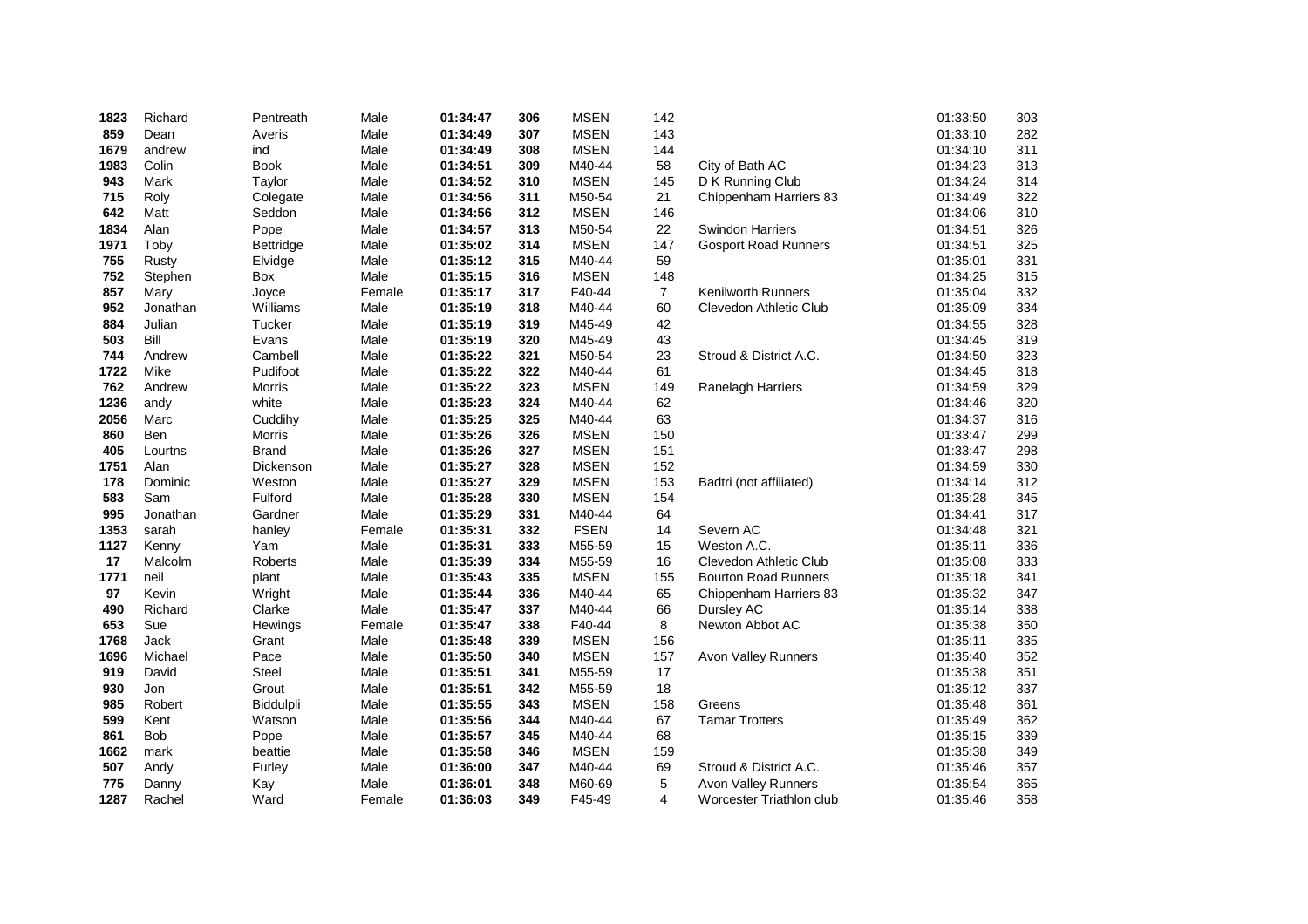| | | | | | | | | | | |
|---|---|---|---|---|---|---|---|---|---|---|
| **1823** | Richard | Pentreath | Male | **01:34:47** | **306** | MSEN | 142 | | 01:33:50 | 303 |
| **859** | Dean | Averis | Male | **01:34:49** | **307** | MSEN | 143 | | 01:33:10 | 282 |
| **1679** | andrew | ind | Male | **01:34:49** | **308** | MSEN | 144 | | 01:34:10 | 311 |
| **1983** | Colin | Book | Male | **01:34:51** | **309** | M40-44 | 58 | City of Bath AC | 01:34:23 | 313 |
| **943** | Mark | Taylor | Male | **01:34:52** | **310** | MSEN | 145 | D K Running Club | 01:34:24 | 314 |
| **715** | Roly | Colegate | Male | **01:34:56** | **311** | M50-54 | 21 | Chippenham Harriers 83 | 01:34:49 | 322 |
| **642** | Matt | Seddon | Male | **01:34:56** | **312** | MSEN | 146 | | 01:34:06 | 310 |
| **1834** | Alan | Pope | Male | **01:34:57** | **313** | M50-54 | 22 | Swindon Harriers | 01:34:51 | 326 |
| **1971** | Toby | Bettridge | Male | **01:35:02** | **314** | MSEN | 147 | Gosport Road Runners | 01:34:51 | 325 |
| **755** | Rusty | Elvidge | Male | **01:35:12** | **315** | M40-44 | 59 | | 01:35:01 | 331 |
| **752** | Stephen | Box | Male | **01:35:15** | **316** | MSEN | 148 | | 01:34:25 | 315 |
| **857** | Mary | Joyce | Female | **01:35:17** | **317** | F40-44 | 7 | Kenilworth Runners | 01:35:04 | 332 |
| **952** | Jonathan | Williams | Male | **01:35:19** | **318** | M40-44 | 60 | Clevedon Athletic Club | 01:35:09 | 334 |
| **884** | Julian | Tucker | Male | **01:35:19** | **319** | M45-49 | 42 | | 01:34:55 | 328 |
| **503** | Bill | Evans | Male | **01:35:19** | **320** | M45-49 | 43 | | 01:34:45 | 319 |
| **744** | Andrew | Cambell | Male | **01:35:22** | **321** | M50-54 | 23 | Stroud & District A.C. | 01:34:50 | 323 |
| **1722** | Mike | Pudifoot | Male | **01:35:22** | **322** | M40-44 | 61 | | 01:34:45 | 318 |
| **762** | Andrew | Morris | Male | **01:35:22** | **323** | MSEN | 149 | Ranelagh Harriers | 01:34:59 | 329 |
| **1236** | andy | white | Male | **01:35:23** | **324** | M40-44 | 62 | | 01:34:46 | 320 |
| **2056** | Marc | Cuddihy | Male | **01:35:25** | **325** | M40-44 | 63 | | 01:34:37 | 316 |
| **860** | Ben | Morris | Male | **01:35:26** | **326** | MSEN | 150 | | 01:33:47 | 299 |
| **405** | Lourtns | Brand | Male | **01:35:26** | **327** | MSEN | 151 | | 01:33:47 | 298 |
| **1751** | Alan | Dickenson | Male | **01:35:27** | **328** | MSEN | 152 | | 01:34:59 | 330 |
| **178** | Dominic | Weston | Male | **01:35:27** | **329** | MSEN | 153 | Badtri (not affiliated) | 01:34:14 | 312 |
| **583** | Sam | Fulford | Male | **01:35:28** | **330** | MSEN | 154 | | 01:35:28 | 345 |
| **995** | Jonathan | Gardner | Male | **01:35:29** | **331** | M40-44 | 64 | | 01:34:41 | 317 |
| **1353** | sarah | hanley | Female | **01:35:31** | **332** | FSEN | 14 | Severn AC | 01:34:48 | 321 |
| **1127** | Kenny | Yam | Male | **01:35:31** | **333** | M55-59 | 15 | Weston A.C. | 01:35:11 | 336 |
| **17** | Malcolm | Roberts | Male | **01:35:39** | **334** | M55-59 | 16 | Clevedon Athletic Club | 01:35:08 | 333 |
| **1771** | neil | plant | Male | **01:35:43** | **335** | MSEN | 155 | Bourton Road Runners | 01:35:18 | 341 |
| **97** | Kevin | Wright | Male | **01:35:44** | **336** | M40-44 | 65 | Chippenham Harriers 83 | 01:35:32 | 347 |
| **490** | Richard | Clarke | Male | **01:35:47** | **337** | M40-44 | 66 | Dursley AC | 01:35:14 | 338 |
| **653** | Sue | Hewings | Female | **01:35:47** | **338** | F40-44 | 8 | Newton Abbot AC | 01:35:38 | 350 |
| **1768** | Jack | Grant | Male | **01:35:48** | **339** | MSEN | 156 | | 01:35:11 | 335 |
| **1696** | Michael | Pace | Male | **01:35:50** | **340** | MSEN | 157 | Avon Valley Runners | 01:35:40 | 352 |
| **919** | David | Steel | Male | **01:35:51** | **341** | M55-59 | 17 | | 01:35:38 | 351 |
| **930** | Jon | Grout | Male | **01:35:51** | **342** | M55-59 | 18 | | 01:35:12 | 337 |
| **985** | Robert | Biddulpli | Male | **01:35:55** | **343** | MSEN | 158 | Greens | 01:35:48 | 361 |
| **599** | Kent | Watson | Male | **01:35:56** | **344** | M40-44 | 67 | Tamar Trotters | 01:35:49 | 362 |
| **861** | Bob | Pope | Male | **01:35:57** | **345** | M40-44 | 68 | | 01:35:15 | 339 |
| **1662** | mark | beattie | Male | **01:35:58** | **346** | MSEN | 159 | | 01:35:38 | 349 |
| **507** | Andy | Furley | Male | **01:36:00** | **347** | M40-44 | 69 | Stroud & District A.C. | 01:35:46 | 357 |
| **775** | Danny | Kay | Male | **01:36:01** | **348** | M60-69 | 5 | Avon Valley Runners | 01:35:54 | 365 |
| **1287** | Rachel | Ward | Female | **01:36:03** | **349** | F45-49 | 4 | Worcester Triathlon club | 01:35:46 | 358 |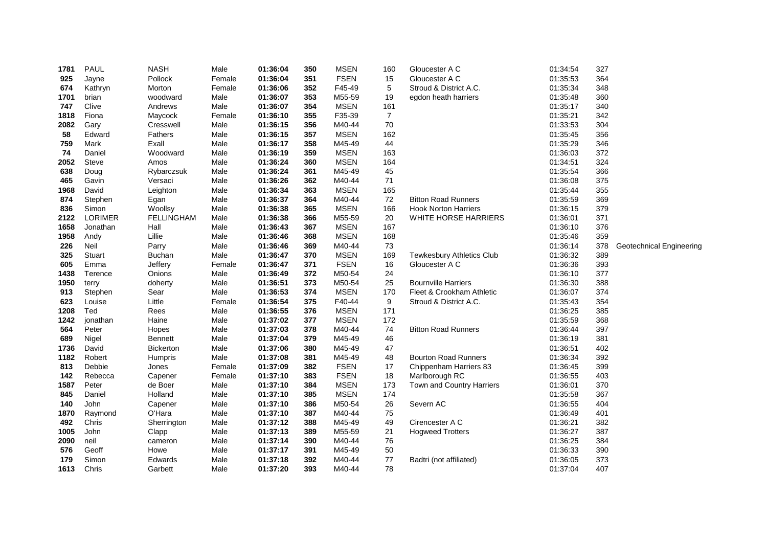| | | | | | | | | | | | |
|---|---|---|---|---|---|---|---|---|---|---|---|
| 1781 | PAUL | NASH | Male | **01:36:04** | **350** | MSEN | 160 | Gloucester A C | 01:34:54 | 327 | |
| 925 | Jayne | Pollock | Female | **01:36:04** | **351** | FSEN | 15 | Gloucester A C | 01:35:53 | 364 | |
| 674 | Kathryn | Morton | Female | **01:36:06** | **352** | F45-49 | 5 | Stroud & District A.C. | 01:35:34 | 348 | |
| 1701 | brian | woodward | Male | **01:36:07** | **353** | M55-59 | 19 | egdon heath harriers | 01:35:48 | 360 | |
| 747 | Clive | Andrews | Male | **01:36:07** | **354** | MSEN | 161 | | 01:35:17 | 340 | |
| 1818 | Fiona | Maycock | Female | **01:36:10** | **355** | F35-39 | 7 | | 01:35:21 | 342 | |
| 2082 | Gary | Cresswell | Male | **01:36:15** | **356** | M40-44 | 70 | | 01:33:53 | 304 | |
| 58 | Edward | Fathers | Male | **01:36:15** | **357** | MSEN | 162 | | 01:35:45 | 356 | |
| 759 | Mark | Exall | Male | **01:36:17** | **358** | M45-49 | 44 | | 01:35:29 | 346 | |
| 74 | Daniel | Woodward | Male | **01:36:19** | **359** | MSEN | 163 | | 01:36:03 | 372 | |
| 2052 | Steve | Amos | Male | **01:36:24** | **360** | MSEN | 164 | | 01:34:51 | 324 | |
| 638 | Doug | Rybarczsuk | Male | **01:36:24** | **361** | M45-49 | 45 | | 01:35:54 | 366 | |
| 465 | Gavin | Versaci | Male | **01:36:26** | **362** | M40-44 | 71 | | 01:36:08 | 375 | |
| 1968 | David | Leighton | Male | **01:36:34** | **363** | MSEN | 165 | | 01:35:44 | 355 | |
| 874 | Stephen | Egan | Male | **01:36:37** | **364** | M40-44 | 72 | Bitton Road Runners | 01:35:59 | 369 | |
| 836 | Simon | Woollsy | Male | **01:36:38** | **365** | MSEN | 166 | Hook Norton Harriers | 01:36:15 | 379 | |
| 2122 | LORIMER | FELLINGHAM | Male | **01:36:38** | **366** | M55-59 | 20 | WHITE HORSE HARRIERS | 01:36:01 | 371 | |
| 1658 | Jonathan | Hall | Male | **01:36:43** | **367** | MSEN | 167 | | 01:36:10 | 376 | |
| 1958 | Andy | Lillie | Male | **01:36:46** | **368** | MSEN | 168 | | 01:35:46 | 359 | |
| 226 | Neil | Parry | Male | **01:36:46** | **369** | M40-44 | 73 | | 01:36:14 | 378 | Geotechnical Engineering |
| 325 | Stuart | Buchan | Male | **01:36:47** | **370** | MSEN | 169 | Tewkesbury Athletics Club | 01:36:32 | 389 | |
| 605 | Emma | Jeffery | Female | **01:36:47** | **371** | FSEN | 16 | Gloucester A C | 01:36:36 | 393 | |
| 1438 | Terence | Onions | Male | **01:36:49** | **372** | M50-54 | 24 | | 01:36:10 | 377 | |
| 1950 | terry | doherty | Male | **01:36:51** | **373** | M50-54 | 25 | Bournville Harriers | 01:36:30 | 388 | |
| 913 | Stephen | Sear | Male | **01:36:53** | **374** | MSEN | 170 | Fleet & Crookham Athletic | 01:36:07 | 374 | |
| 623 | Louise | Little | Female | **01:36:54** | **375** | F40-44 | 9 | Stroud & District A.C. | 01:35:43 | 354 | |
| 1208 | Ted | Rees | Male | **01:36:55** | **376** | MSEN | 171 | | 01:36:25 | 385 | |
| 1242 | jonathan | Haine | Male | **01:37:02** | **377** | MSEN | 172 | | 01:35:59 | 368 | |
| 564 | Peter | Hopes | Male | **01:37:03** | **378** | M40-44 | 74 | Bitton Road Runners | 01:36:44 | 397 | |
| 689 | Nigel | Bennett | Male | **01:37:04** | **379** | M45-49 | 46 | | 01:36:19 | 381 | |
| 1736 | David | Bickerton | Male | **01:37:06** | **380** | M45-49 | 47 | | 01:36:51 | 402 | |
| 1182 | Robert | Humpris | Male | **01:37:08** | **381** | M45-49 | 48 | Bourton Road Runners | 01:36:34 | 392 | |
| 813 | Debbie | Jones | Female | **01:37:09** | **382** | FSEN | 17 | Chippenham Harriers 83 | 01:36:45 | 399 | |
| 142 | Rebecca | Capener | Female | **01:37:10** | **383** | FSEN | 18 | Marlborough RC | 01:36:55 | 403 | |
| 1587 | Peter | de Boer | Male | **01:37:10** | **384** | MSEN | 173 | Town and Country Harriers | 01:36:01 | 370 | |
| 845 | Daniel | Holland | Male | **01:37:10** | **385** | MSEN | 174 | | 01:35:58 | 367 | |
| 140 | John | Capener | Male | **01:37:10** | **386** | M50-54 | 26 | Severn AC | 01:36:55 | 404 | |
| 1870 | Raymond | O'Hara | Male | **01:37:10** | **387** | M40-44 | 75 | | 01:36:49 | 401 | |
| 492 | Chris | Sherrington | Male | **01:37:12** | **388** | M45-49 | 49 | Cirencester A C | 01:36:21 | 382 | |
| 1005 | John | Clapp | Male | **01:37:13** | **389** | M55-59 | 21 | Hogweed Trotters | 01:36:27 | 387 | |
| 2090 | neil | cameron | Male | **01:37:14** | **390** | M40-44 | 76 | | 01:36:25 | 384 | |
| 576 | Geoff | Howe | Male | **01:37:17** | **391** | M45-49 | 50 | | 01:36:33 | 390 | |
| 179 | Simon | Edwards | Male | **01:37:18** | **392** | M40-44 | 77 | Badtri (not affiliated) | 01:36:05 | 373 | |
| 1613 | Chris | Garbett | Male | **01:37:20** | **393** | M40-44 | 78 | | 01:37:04 | 407 | |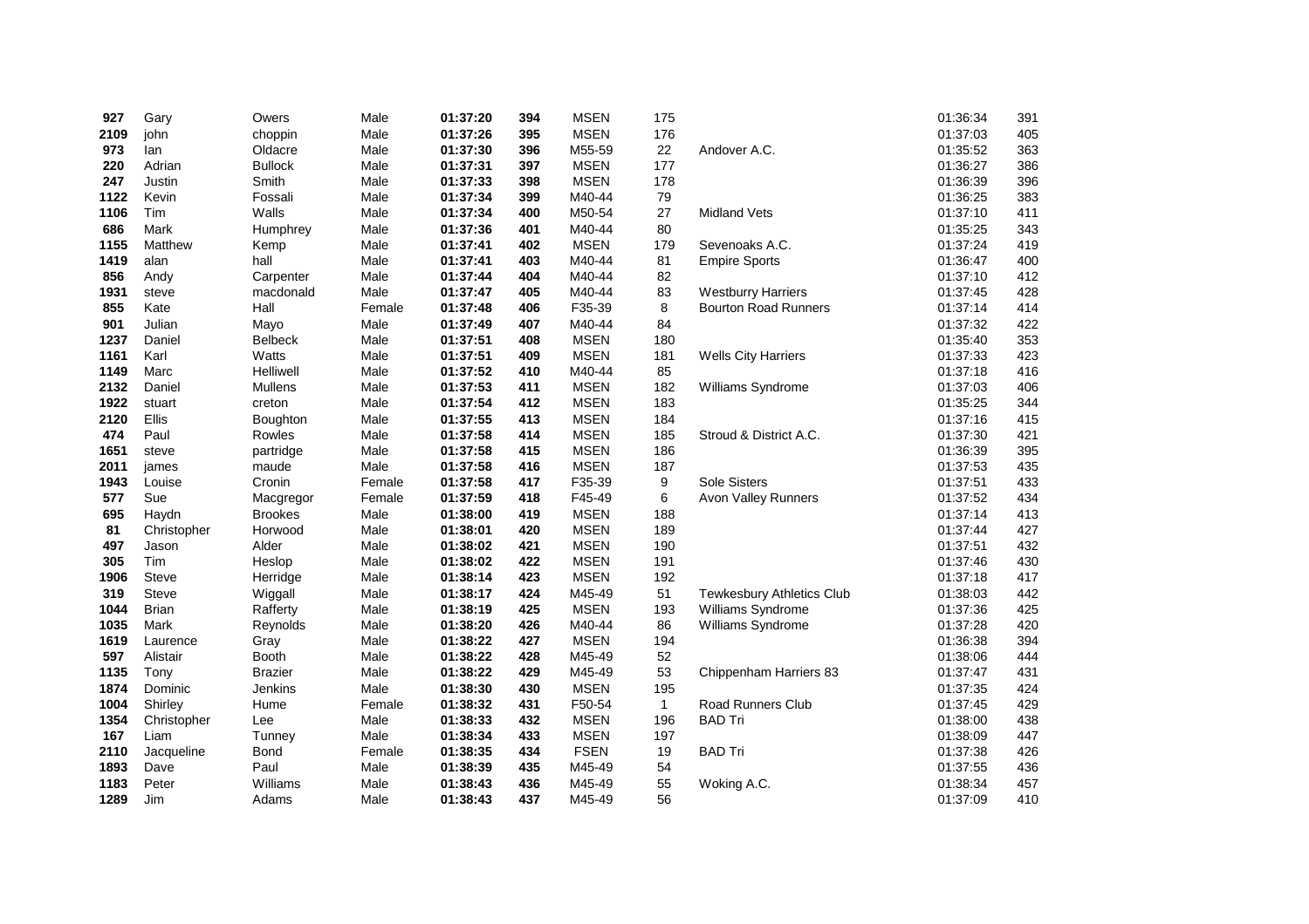| | | | | | | | | | | |
|---|---|---|---|---|---|---|---|---|---|---|
| **927** | Gary | Owers | Male | **01:37:20** | **394** | MSEN | 175 | | 01:36:34 | 391 |
| **2109** | john | choppin | Male | **01:37:26** | **395** | MSEN | 176 | | 01:37:03 | 405 |
| **973** | Ian | Oldacre | Male | **01:37:30** | **396** | M55-59 | 22 | Andover A.C. | 01:35:52 | 363 |
| **220** | Adrian | Bullock | Male | **01:37:31** | **397** | MSEN | 177 | | 01:36:27 | 386 |
| **247** | Justin | Smith | Male | **01:37:33** | **398** | MSEN | 178 | | 01:36:39 | 396 |
| **1122** | Kevin | Fossali | Male | **01:37:34** | **399** | M40-44 | 79 | | 01:36:25 | 383 |
| **1106** | Tim | Walls | Male | **01:37:34** | **400** | M50-54 | 27 | Midland Vets | 01:37:10 | 411 |
| **686** | Mark | Humphrey | Male | **01:37:36** | **401** | M40-44 | 80 | | 01:35:25 | 343 |
| **1155** | Matthew | Kemp | Male | **01:37:41** | **402** | MSEN | 179 | Sevenoaks A.C. | 01:37:24 | 419 |
| **1419** | alan | hall | Male | **01:37:41** | **403** | M40-44 | 81 | Empire Sports | 01:36:47 | 400 |
| **856** | Andy | Carpenter | Male | **01:37:44** | **404** | M40-44 | 82 | | 01:37:10 | 412 |
| **1931** | steve | macdonald | Male | **01:37:47** | **405** | M40-44 | 83 | Westburry Harriers | 01:37:45 | 428 |
| **855** | Kate | Hall | Female | **01:37:48** | **406** | F35-39 | 8 | Bourton Road Runners | 01:37:14 | 414 |
| **901** | Julian | Mayo | Male | **01:37:49** | **407** | M40-44 | 84 | | 01:37:32 | 422 |
| **1237** | Daniel | Belbeck | Male | **01:37:51** | **408** | MSEN | 180 | | 01:35:40 | 353 |
| **1161** | Karl | Watts | Male | **01:37:51** | **409** | MSEN | 181 | Wells City Harriers | 01:37:33 | 423 |
| **1149** | Marc | Helliwell | Male | **01:37:52** | **410** | M40-44 | 85 | | 01:37:18 | 416 |
| **2132** | Daniel | Mullens | Male | **01:37:53** | **411** | MSEN | 182 | Williams Syndrome | 01:37:03 | 406 |
| **1922** | stuart | creton | Male | **01:37:54** | **412** | MSEN | 183 | | 01:35:25 | 344 |
| **2120** | Ellis | Boughton | Male | **01:37:55** | **413** | MSEN | 184 | | 01:37:16 | 415 |
| **474** | Paul | Rowles | Male | **01:37:58** | **414** | MSEN | 185 | Stroud & District A.C. | 01:37:30 | 421 |
| **1651** | steve | partridge | Male | **01:37:58** | **415** | MSEN | 186 | | 01:36:39 | 395 |
| **2011** | james | maude | Male | **01:37:58** | **416** | MSEN | 187 | | 01:37:53 | 435 |
| **1943** | Louise | Cronin | Female | **01:37:58** | **417** | F35-39 | 9 | Sole Sisters | 01:37:51 | 433 |
| **577** | Sue | Macgregor | Female | **01:37:59** | **418** | F45-49 | 6 | Avon Valley Runners | 01:37:52 | 434 |
| **695** | Haydn | Brookes | Male | **01:38:00** | **419** | MSEN | 188 | | 01:37:14 | 413 |
| **81** | Christopher | Horwood | Male | **01:38:01** | **420** | MSEN | 189 | | 01:37:44 | 427 |
| **497** | Jason | Alder | Male | **01:38:02** | **421** | MSEN | 190 | | 01:37:51 | 432 |
| **305** | Tim | Heslop | Male | **01:38:02** | **422** | MSEN | 191 | | 01:37:46 | 430 |
| **1906** | Steve | Herridge | Male | **01:38:14** | **423** | MSEN | 192 | | 01:37:18 | 417 |
| **319** | Steve | Wiggall | Male | **01:38:17** | **424** | M45-49 | 51 | Tewkesbury Athletics Club | 01:38:03 | 442 |
| **1044** | Brian | Rafferty | Male | **01:38:19** | **425** | MSEN | 193 | Williams Syndrome | 01:37:36 | 425 |
| **1035** | Mark | Reynolds | Male | **01:38:20** | **426** | M40-44 | 86 | Williams Syndrome | 01:37:28 | 420 |
| **1619** | Laurence | Gray | Male | **01:38:22** | **427** | MSEN | 194 | | 01:36:38 | 394 |
| **597** | Alistair | Booth | Male | **01:38:22** | **428** | M45-49 | 52 | | 01:38:06 | 444 |
| **1135** | Tony | Brazier | Male | **01:38:22** | **429** | M45-49 | 53 | Chippenham Harriers 83 | 01:37:47 | 431 |
| **1874** | Dominic | Jenkins | Male | **01:38:30** | **430** | MSEN | 195 | | 01:37:35 | 424 |
| **1004** | Shirley | Hume | Female | **01:38:32** | **431** | F50-54 | 1 | Road Runners Club | 01:37:45 | 429 |
| **1354** | Christopher | Lee | Male | **01:38:33** | **432** | MSEN | 196 | BAD Tri | 01:38:00 | 438 |
| **167** | Liam | Tunney | Male | **01:38:34** | **433** | MSEN | 197 | | 01:38:09 | 447 |
| **2110** | Jacqueline | Bond | Female | **01:38:35** | **434** | FSEN | 19 | BAD Tri | 01:37:38 | 426 |
| **1893** | Dave | Paul | Male | **01:38:39** | **435** | M45-49 | 54 | | 01:37:55 | 436 |
| **1183** | Peter | Williams | Male | **01:38:43** | **436** | M45-49 | 55 | Woking A.C. | 01:38:34 | 457 |
| **1289** | Jim | Adams | Male | **01:38:43** | **437** | M45-49 | 56 | | 01:37:09 | 410 |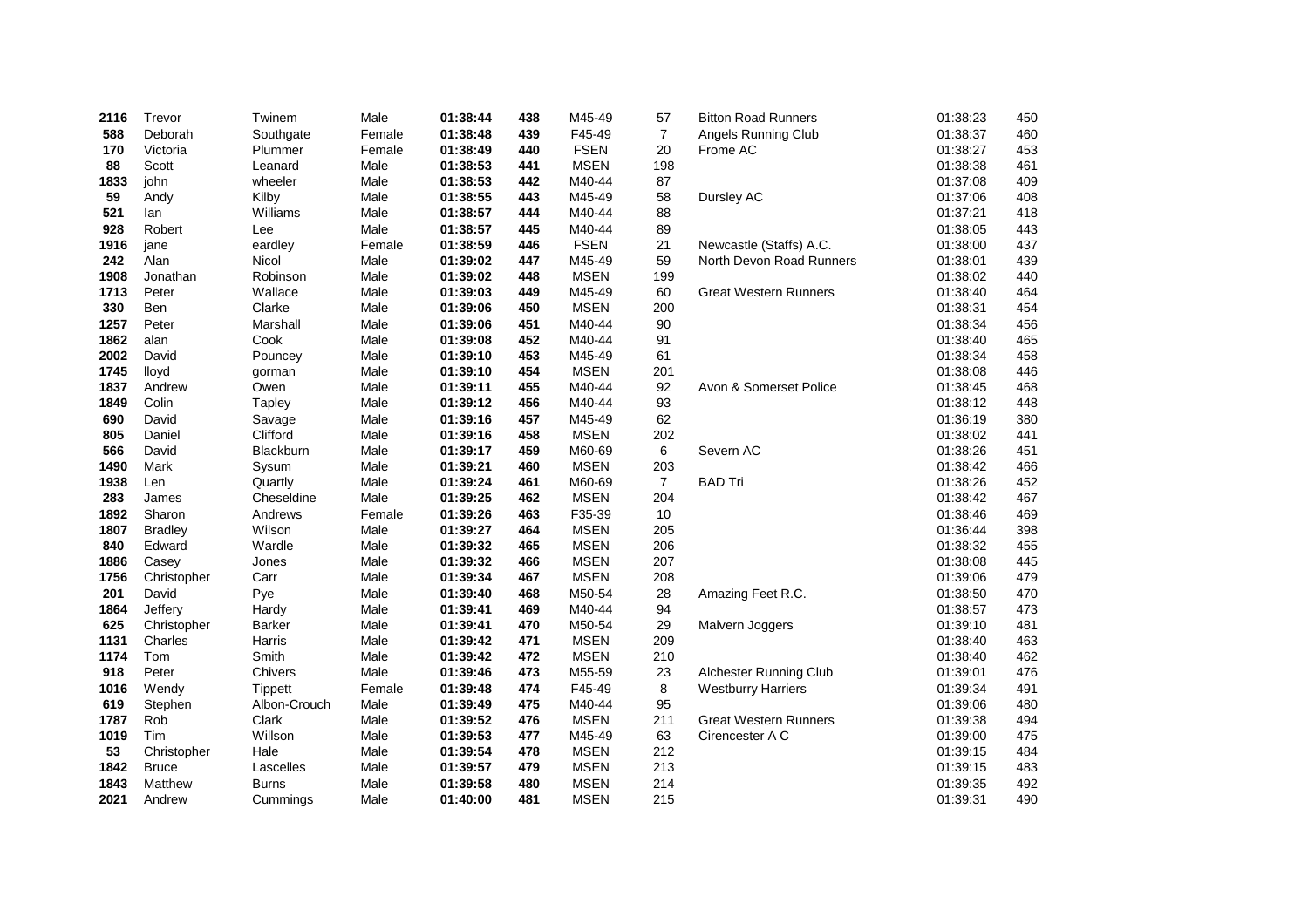| | | | | | | | | | | |
|---|---|---|---|---|---|---|---|---|---|---|
| **2116** | Trevor | Twinem | Male | **01:38:44** | **438** | M45-49 | 57 | Bitton Road Runners | 01:38:23 | 450 |
| **588** | Deborah | Southgate | Female | **01:38:48** | **439** | F45-49 | 7 | Angels Running Club | 01:38:37 | 460 |
| **170** | Victoria | Plummer | Female | **01:38:49** | **440** | FSEN | 20 | Frome AC | 01:38:27 | 453 |
| **88** | Scott | Leanard | Male | **01:38:53** | **441** | MSEN | 198 | | 01:38:38 | 461 |
| **1833** | john | wheeler | Male | **01:38:53** | **442** | M40-44 | 87 | | 01:37:08 | 409 |
| **59** | Andy | Kilby | Male | **01:38:55** | **443** | M45-49 | 58 | Dursley AC | 01:37:06 | 408 |
| **521** | Ian | Williams | Male | **01:38:57** | **444** | M40-44 | 88 | | 01:37:21 | 418 |
| **928** | Robert | Lee | Male | **01:38:57** | **445** | M40-44 | 89 | | 01:38:05 | 443 |
| **1916** | jane | eardley | Female | **01:38:59** | **446** | FSEN | 21 | Newcastle (Staffs) A.C. | 01:38:00 | 437 |
| **242** | Alan | Nicol | Male | **01:39:02** | **447** | M45-49 | 59 | North Devon Road Runners | 01:38:01 | 439 |
| **1908** | Jonathan | Robinson | Male | **01:39:02** | **448** | MSEN | 199 | | 01:38:02 | 440 |
| **1713** | Peter | Wallace | Male | **01:39:03** | **449** | M45-49 | 60 | Great Western Runners | 01:38:40 | 464 |
| **330** | Ben | Clarke | Male | **01:39:06** | **450** | MSEN | 200 | | 01:38:31 | 454 |
| **1257** | Peter | Marshall | Male | **01:39:06** | **451** | M40-44 | 90 | | 01:38:34 | 456 |
| **1862** | alan | Cook | Male | **01:39:08** | **452** | M40-44 | 91 | | 01:38:40 | 465 |
| **2002** | David | Pouncey | Male | **01:39:10** | **453** | M45-49 | 61 | | 01:38:34 | 458 |
| **1745** | lloyd | gorman | Male | **01:39:10** | **454** | MSEN | 201 | | 01:38:08 | 446 |
| **1837** | Andrew | Owen | Male | **01:39:11** | **455** | M40-44 | 92 | Avon & Somerset Police | 01:38:45 | 468 |
| **1849** | Colin | Tapley | Male | **01:39:12** | **456** | M40-44 | 93 | | 01:38:12 | 448 |
| **690** | David | Savage | Male | **01:39:16** | **457** | M45-49 | 62 | | 01:36:19 | 380 |
| **805** | Daniel | Clifford | Male | **01:39:16** | **458** | MSEN | 202 | | 01:38:02 | 441 |
| **566** | David | Blackburn | Male | **01:39:17** | **459** | M60-69 | 6 | Severn AC | 01:38:26 | 451 |
| **1490** | Mark | Sysum | Male | **01:39:21** | **460** | MSEN | 203 | | 01:38:42 | 466 |
| **1938** | Len | Quartly | Male | **01:39:24** | **461** | M60-69 | 7 | BAD Tri | 01:38:26 | 452 |
| **283** | James | Cheseldine | Male | **01:39:25** | **462** | MSEN | 204 | | 01:38:42 | 467 |
| **1892** | Sharon | Andrews | Female | **01:39:26** | **463** | F35-39 | 10 | | 01:38:46 | 469 |
| **1807** | Bradley | Wilson | Male | **01:39:27** | **464** | MSEN | 205 | | 01:36:44 | 398 |
| **840** | Edward | Wardle | Male | **01:39:32** | **465** | MSEN | 206 | | 01:38:32 | 455 |
| **1886** | Casey | Jones | Male | **01:39:32** | **466** | MSEN | 207 | | 01:38:08 | 445 |
| **1756** | Christopher | Carr | Male | **01:39:34** | **467** | MSEN | 208 | | 01:39:06 | 479 |
| **201** | David | Pye | Male | **01:39:40** | **468** | M50-54 | 28 | Amazing Feet R.C. | 01:38:50 | 470 |
| **1864** | Jeffery | Hardy | Male | **01:39:41** | **469** | M40-44 | 94 | | 01:38:57 | 473 |
| **625** | Christopher | Barker | Male | **01:39:41** | **470** | M50-54 | 29 | Malvern Joggers | 01:39:10 | 481 |
| **1131** | Charles | Harris | Male | **01:39:42** | **471** | MSEN | 209 | | 01:38:40 | 463 |
| **1174** | Tom | Smith | Male | **01:39:42** | **472** | MSEN | 210 | | 01:38:40 | 462 |
| **918** | Peter | Chivers | Male | **01:39:46** | **473** | M55-59 | 23 | Alchester Running Club | 01:39:01 | 476 |
| **1016** | Wendy | Tippett | Female | **01:39:48** | **474** | F45-49 | 8 | Westburry Harriers | 01:39:34 | 491 |
| **619** | Stephen | Albon-Crouch | Male | **01:39:49** | **475** | M40-44 | 95 | | 01:39:06 | 480 |
| **1787** | Rob | Clark | Male | **01:39:52** | **476** | MSEN | 211 | Great Western Runners | 01:39:38 | 494 |
| **1019** | Tim | Willson | Male | **01:39:53** | **477** | M45-49 | 63 | Cirencester A C | 01:39:00 | 475 |
| **53** | Christopher | Hale | Male | **01:39:54** | **478** | MSEN | 212 | | 01:39:15 | 484 |
| **1842** | Bruce | Lascelles | Male | **01:39:57** | **479** | MSEN | 213 | | 01:39:15 | 483 |
| **1843** | Matthew | Burns | Male | **01:39:58** | **480** | MSEN | 214 | | 01:39:35 | 492 |
| **2021** | Andrew | Cummings | Male | **01:40:00** | **481** | MSEN | 215 | | 01:39:31 | 490 |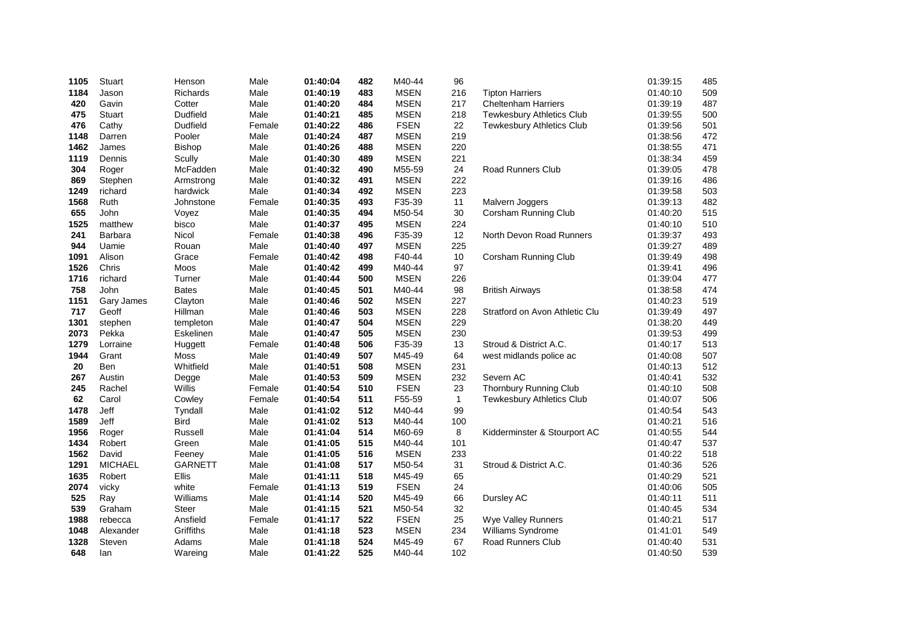| | | | | | | | | | | |
|---|---|---|---|---|---|---|---|---|---|---|
| **1105** | Stuart | Henson | Male | **01:40:04** | **482** | M40-44 | 96 | | 01:39:15 | 485 |
| **1184** | Jason | Richards | Male | **01:40:19** | **483** | MSEN | 216 | Tipton Harriers | 01:40:10 | 509 |
| **420** | Gavin | Cotter | Male | **01:40:20** | **484** | MSEN | 217 | Cheltenham Harriers | 01:39:19 | 487 |
| **475** | Stuart | Dudfield | Male | **01:40:21** | **485** | MSEN | 218 | Tewkesbury Athletics Club | 01:39:55 | 500 |
| **476** | Cathy | Dudfield | Female | **01:40:22** | **486** | FSEN | 22 | Tewkesbury Athletics Club | 01:39:56 | 501 |
| **1148** | Darren | Pooler | Male | **01:40:24** | **487** | MSEN | 219 | | 01:38:56 | 472 |
| **1462** | James | Bishop | Male | **01:40:26** | **488** | MSEN | 220 | | 01:38:55 | 471 |
| **1119** | Dennis | Scully | Male | **01:40:30** | **489** | MSEN | 221 | | 01:38:34 | 459 |
| **304** | Roger | McFadden | Male | **01:40:32** | **490** | M55-59 | 24 | Road Runners Club | 01:39:05 | 478 |
| **869** | Stephen | Armstrong | Male | **01:40:32** | **491** | MSEN | 222 | | 01:39:16 | 486 |
| **1249** | richard | hardwick | Male | **01:40:34** | **492** | MSEN | 223 | | 01:39:58 | 503 |
| **1568** | Ruth | Johnstone | Female | **01:40:35** | **493** | F35-39 | 11 | Malvern Joggers | 01:39:13 | 482 |
| **655** | John | Voyez | Male | **01:40:35** | **494** | M50-54 | 30 | Corsham Running Club | 01:40:20 | 515 |
| **1525** | matthew | bisco | Male | **01:40:37** | **495** | MSEN | 224 | | 01:40:10 | 510 |
| **241** | Barbara | Nicol | Female | **01:40:38** | **496** | F35-39 | 12 | North Devon Road Runners | 01:39:37 | 493 |
| **944** | Uamie | Rouan | Male | **01:40:40** | **497** | MSEN | 225 | | 01:39:27 | 489 |
| **1091** | Alison | Grace | Female | **01:40:42** | **498** | F40-44 | 10 | Corsham Running Club | 01:39:49 | 498 |
| **1526** | Chris | Moos | Male | **01:40:42** | **499** | M40-44 | 97 | | 01:39:41 | 496 |
| **1716** | richard | Turner | Male | **01:40:44** | **500** | MSEN | 226 | | 01:39:04 | 477 |
| **758** | John | Bates | Male | **01:40:45** | **501** | M40-44 | 98 | British Airways | 01:38:58 | 474 |
| **1151** | Gary James | Clayton | Male | **01:40:46** | **502** | MSEN | 227 | | 01:40:23 | 519 |
| **717** | Geoff | Hillman | Male | **01:40:46** | **503** | MSEN | 228 | Stratford on Avon Athletic Clu | 01:39:49 | 497 |
| **1301** | stephen | templeton | Male | **01:40:47** | **504** | MSEN | 229 | | 01:38:20 | 449 |
| **2073** | Pekka | Eskelinen | Male | **01:40:47** | **505** | MSEN | 230 | | 01:39:53 | 499 |
| **1279** | Lorraine | Huggett | Female | **01:40:48** | **506** | F35-39 | 13 | Stroud & District A.C. | 01:40:17 | 513 |
| **1944** | Grant | Moss | Male | **01:40:49** | **507** | M45-49 | 64 | west midlands police ac | 01:40:08 | 507 |
| **20** | Ben | Whitfield | Male | **01:40:51** | **508** | MSEN | 231 | | 01:40:13 | 512 |
| **267** | Austin | Degge | Male | **01:40:53** | **509** | MSEN | 232 | Severn AC | 01:40:41 | 532 |
| **245** | Rachel | Willis | Female | **01:40:54** | **510** | FSEN | 23 | Thornbury Running Club | 01:40:10 | 508 |
| **62** | Carol | Cowley | Female | **01:40:54** | **511** | F55-59 | 1 | Tewkesbury Athletics Club | 01:40:07 | 506 |
| **1478** | Jeff | Tyndall | Male | **01:41:02** | **512** | M40-44 | 99 | | 01:40:54 | 543 |
| **1589** | Jeff | Bird | Male | **01:41:02** | **513** | M40-44 | 100 | | 01:40:21 | 516 |
| **1956** | Roger | Russell | Male | **01:41:04** | **514** | M60-69 | 8 | Kidderminster & Stourport AC | 01:40:55 | 544 |
| **1434** | Robert | Green | Male | **01:41:05** | **515** | M40-44 | 101 | | 01:40:47 | 537 |
| **1562** | David | Feeney | Male | **01:41:05** | **516** | MSEN | 233 | | 01:40:22 | 518 |
| **1291** | MICHAEL | GARNETT | Male | **01:41:08** | **517** | M50-54 | 31 | Stroud & District A.C. | 01:40:36 | 526 |
| **1635** | Robert | Ellis | Male | **01:41:11** | **518** | M45-49 | 65 | | 01:40:29 | 521 |
| **2074** | vicky | white | Female | **01:41:13** | **519** | FSEN | 24 | | 01:40:06 | 505 |
| **525** | Ray | Williams | Male | **01:41:14** | **520** | M45-49 | 66 | Dursley AC | 01:40:11 | 511 |
| **539** | Graham | Steer | Male | **01:41:15** | **521** | M50-54 | 32 | | 01:40:45 | 534 |
| **1988** | rebecca | Ansfield | Female | **01:41:17** | **522** | FSEN | 25 | Wye Valley Runners | 01:40:21 | 517 |
| **1048** | Alexander | Griffiths | Male | **01:41:18** | **523** | MSEN | 234 | Williams Syndrome | 01:41:01 | 549 |
| **1328** | Steven | Adams | Male | **01:41:18** | **524** | M45-49 | 67 | Road Runners Club | 01:40:40 | 531 |
| **648** | Ian | Wareing | Male | **01:41:22** | **525** | M40-44 | 102 | | 01:40:50 | 539 |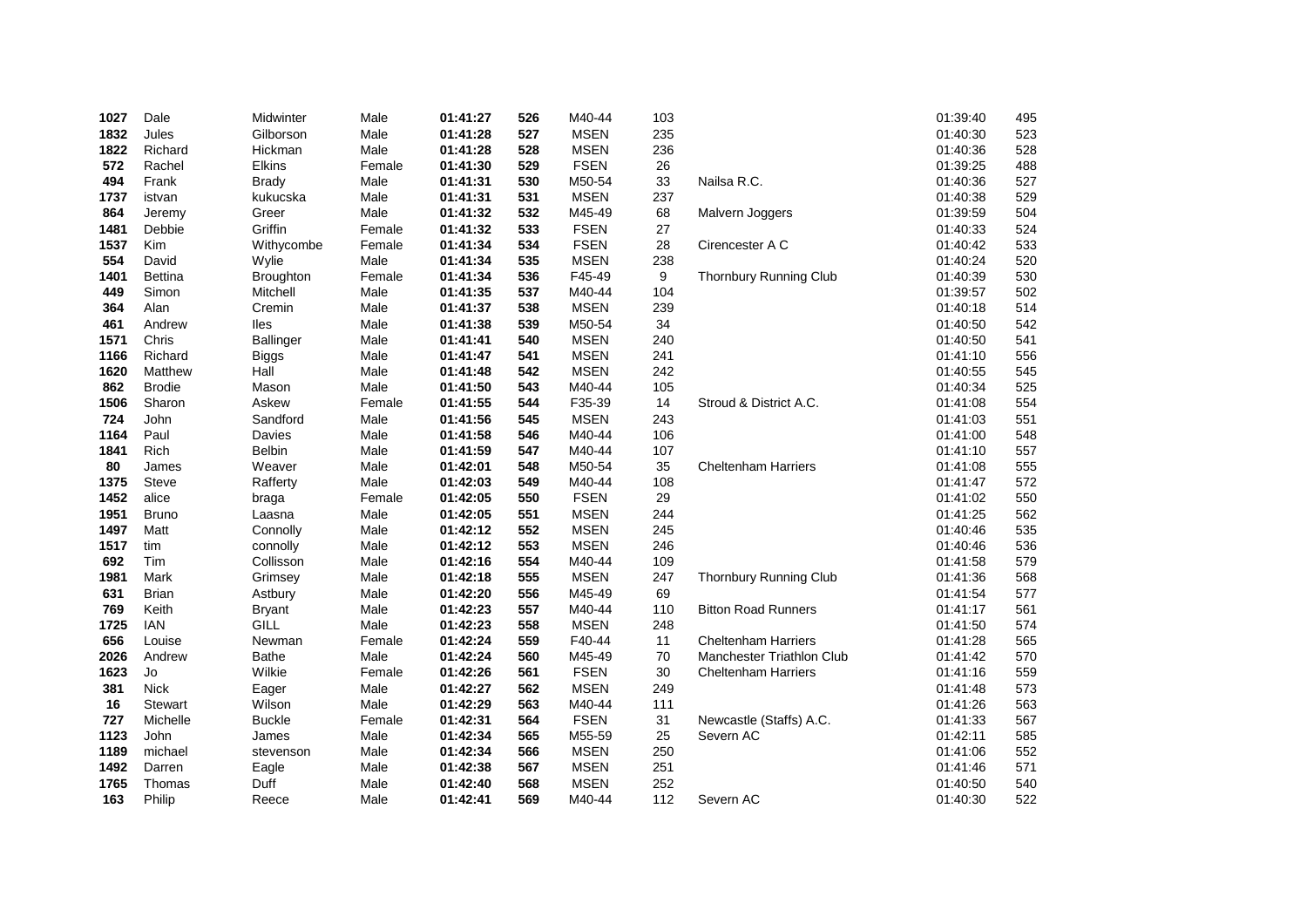| | | | | | | | | | | |
|---|---|---|---|---|---|---|---|---|---|---|
| **1027** | Dale | Midwinter | Male | **01:41:27** | **526** | M40-44 | 103 | | 01:39:40 | 495 |
| **1832** | Jules | Gilborson | Male | **01:41:28** | **527** | MSEN | 235 | | 01:40:30 | 523 |
| **1822** | Richard | Hickman | Male | **01:41:28** | **528** | MSEN | 236 | | 01:40:36 | 528 |
| **572** | Rachel | Elkins | Female | **01:41:30** | **529** | FSEN | 26 | | 01:39:25 | 488 |
| **494** | Frank | Brady | Male | **01:41:31** | **530** | M50-54 | 33 | Nailsa R.C. | 01:40:36 | 527 |
| **1737** | istvan | kukucska | Male | **01:41:31** | **531** | MSEN | 237 | | 01:40:38 | 529 |
| **864** | Jeremy | Greer | Male | **01:41:32** | **532** | M45-49 | 68 | Malvern Joggers | 01:39:59 | 504 |
| **1481** | Debbie | Griffin | Female | **01:41:32** | **533** | FSEN | 27 | | 01:40:33 | 524 |
| **1537** | Kim | Withycombe | Female | **01:41:34** | **534** | FSEN | 28 | Cirencester A C | 01:40:42 | 533 |
| **554** | David | Wylie | Male | **01:41:34** | **535** | MSEN | 238 | | 01:40:24 | 520 |
| **1401** | Bettina | Broughton | Female | **01:41:34** | **536** | F45-49 | 9 | Thornbury Running Club | 01:40:39 | 530 |
| **449** | Simon | Mitchell | Male | **01:41:35** | **537** | M40-44 | 104 | | 01:39:57 | 502 |
| **364** | Alan | Cremin | Male | **01:41:37** | **538** | MSEN | 239 | | 01:40:18 | 514 |
| **461** | Andrew | Iles | Male | **01:41:38** | **539** | M50-54 | 34 | | 01:40:50 | 542 |
| **1571** | Chris | Ballinger | Male | **01:41:41** | **540** | MSEN | 240 | | 01:40:50 | 541 |
| **1166** | Richard | Biggs | Male | **01:41:47** | **541** | MSEN | 241 | | 01:41:10 | 556 |
| **1620** | Matthew | Hall | Male | **01:41:48** | **542** | MSEN | 242 | | 01:40:55 | 545 |
| **862** | Brodie | Mason | Male | **01:41:50** | **543** | M40-44 | 105 | | 01:40:34 | 525 |
| **1506** | Sharon | Askew | Female | **01:41:55** | **544** | F35-39 | 14 | Stroud & District A.C. | 01:41:08 | 554 |
| **724** | John | Sandford | Male | **01:41:56** | **545** | MSEN | 243 | | 01:41:03 | 551 |
| **1164** | Paul | Davies | Male | **01:41:58** | **546** | M40-44 | 106 | | 01:41:00 | 548 |
| **1841** | Rich | Belbin | Male | **01:41:59** | **547** | M40-44 | 107 | | 01:41:10 | 557 |
| **80** | James | Weaver | Male | **01:42:01** | **548** | M50-54 | 35 | Cheltenham Harriers | 01:41:08 | 555 |
| **1375** | Steve | Rafferty | Male | **01:42:03** | **549** | M40-44 | 108 | | 01:41:47 | 572 |
| **1452** | alice | braga | Female | **01:42:05** | **550** | FSEN | 29 | | 01:41:02 | 550 |
| **1951** | Bruno | Laasna | Male | **01:42:05** | **551** | MSEN | 244 | | 01:41:25 | 562 |
| **1497** | Matt | Connolly | Male | **01:42:12** | **552** | MSEN | 245 | | 01:40:46 | 535 |
| **1517** | tim | connolly | Male | **01:42:12** | **553** | MSEN | 246 | | 01:40:46 | 536 |
| **692** | Tim | Collisson | Male | **01:42:16** | **554** | M40-44 | 109 | | 01:41:58 | 579 |
| **1981** | Mark | Grimsey | Male | **01:42:18** | **555** | MSEN | 247 | Thornbury Running Club | 01:41:36 | 568 |
| **631** | Brian | Astbury | Male | **01:42:20** | **556** | M45-49 | 69 | | 01:41:54 | 577 |
| **769** | Keith | Bryant | Male | **01:42:23** | **557** | M40-44 | 110 | Bitton Road Runners | 01:41:17 | 561 |
| **1725** | IAN | GILL | Male | **01:42:23** | **558** | MSEN | 248 | | 01:41:50 | 574 |
| **656** | Louise | Newman | Female | **01:42:24** | **559** | F40-44 | 11 | Cheltenham Harriers | 01:41:28 | 565 |
| **2026** | Andrew | Bathe | Male | **01:42:24** | **560** | M45-49 | 70 | Manchester Triathlon Club | 01:41:42 | 570 |
| **1623** | Jo | Wilkie | Female | **01:42:26** | **561** | FSEN | 30 | Cheltenham Harriers | 01:41:16 | 559 |
| **381** | Nick | Eager | Male | **01:42:27** | **562** | MSEN | 249 | | 01:41:48 | 573 |
| **16** | Stewart | Wilson | Male | **01:42:29** | **563** | M40-44 | 111 | | 01:41:26 | 563 |
| **727** | Michelle | Buckle | Female | **01:42:31** | **564** | FSEN | 31 | Newcastle (Staffs) A.C. | 01:41:33 | 567 |
| **1123** | John | James | Male | **01:42:34** | **565** | M55-59 | 25 | Severn AC | 01:42:11 | 585 |
| **1189** | michael | stevenson | Male | **01:42:34** | **566** | MSEN | 250 | | 01:41:06 | 552 |
| **1492** | Darren | Eagle | Male | **01:42:38** | **567** | MSEN | 251 | | 01:41:46 | 571 |
| **1765** | Thomas | Duff | Male | **01:42:40** | **568** | MSEN | 252 | | 01:40:50 | 540 |
| **163** | Philip | Reece | Male | **01:42:41** | **569** | M40-44 | 112 | Severn AC | 01:40:30 | 522 |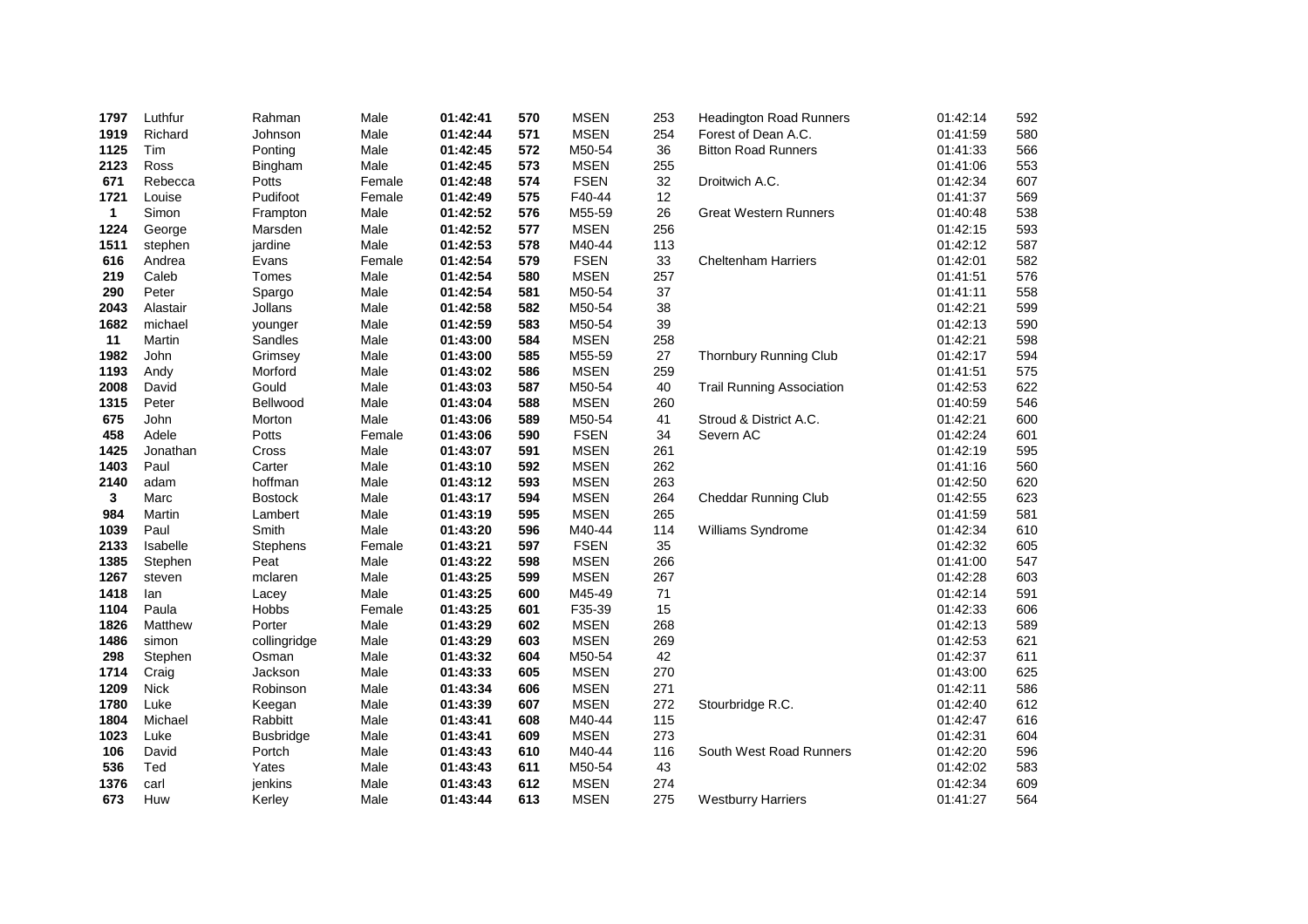| | | | | | | | | | | |
|---|---|---|---|---|---|---|---|---|---|---|
| **1797** | Luthfur | Rahman | Male | **01:42:41** | **570** | MSEN | 253 | Headington Road Runners | 01:42:14 | 592 |
| **1919** | Richard | Johnson | Male | **01:42:44** | **571** | MSEN | 254 | Forest of Dean A.C. | 01:41:59 | 580 |
| **1125** | Tim | Ponting | Male | **01:42:45** | **572** | M50-54 | 36 | Bitton Road Runners | 01:41:33 | 566 |
| **2123** | Ross | Bingham | Male | **01:42:45** | **573** | MSEN | 255 | | 01:41:06 | 553 |
| **671** | Rebecca | Potts | Female | **01:42:48** | **574** | FSEN | 32 | Droitwich A.C. | 01:42:34 | 607 |
| **1721** | Louise | Pudifoot | Female | **01:42:49** | **575** | F40-44 | 12 | | 01:41:37 | 569 |
| **1** | Simon | Frampton | Male | **01:42:52** | **576** | M55-59 | 26 | Great Western Runners | 01:40:48 | 538 |
| **1224** | George | Marsden | Male | **01:42:52** | **577** | MSEN | 256 | | 01:42:15 | 593 |
| **1511** | stephen | jardine | Male | **01:42:53** | **578** | M40-44 | 113 | | 01:42:12 | 587 |
| **616** | Andrea | Evans | Female | **01:42:54** | **579** | FSEN | 33 | Cheltenham Harriers | 01:42:01 | 582 |
| **219** | Caleb | Tomes | Male | **01:42:54** | **580** | MSEN | 257 | | 01:41:51 | 576 |
| **290** | Peter | Spargo | Male | **01:42:54** | **581** | M50-54 | 37 | | 01:41:11 | 558 |
| **2043** | Alastair | Jollans | Male | **01:42:58** | **582** | M50-54 | 38 | | 01:42:21 | 599 |
| **1682** | michael | younger | Male | **01:42:59** | **583** | M50-54 | 39 | | 01:42:13 | 590 |
| **11** | Martin | Sandles | Male | **01:43:00** | **584** | MSEN | 258 | | 01:42:21 | 598 |
| **1982** | John | Grimsey | Male | **01:43:00** | **585** | M55-59 | 27 | Thornbury Running Club | 01:42:17 | 594 |
| **1193** | Andy | Morford | Male | **01:43:02** | **586** | MSEN | 259 | | 01:41:51 | 575 |
| **2008** | David | Gould | Male | **01:43:03** | **587** | M50-54 | 40 | Trail Running Association | 01:42:53 | 622 |
| **1315** | Peter | Bellwood | Male | **01:43:04** | **588** | MSEN | 260 | | 01:40:59 | 546 |
| **675** | John | Morton | Male | **01:43:06** | **589** | M50-54 | 41 | Stroud & District A.C. | 01:42:21 | 600 |
| **458** | Adele | Potts | Female | **01:43:06** | **590** | FSEN | 34 | Severn AC | 01:42:24 | 601 |
| **1425** | Jonathan | Cross | Male | **01:43:07** | **591** | MSEN | 261 | | 01:42:19 | 595 |
| **1403** | Paul | Carter | Male | **01:43:10** | **592** | MSEN | 262 | | 01:41:16 | 560 |
| **2140** | adam | hoffman | Male | **01:43:12** | **593** | MSEN | 263 | | 01:42:50 | 620 |
| **3** | Marc | Bostock | Male | **01:43:17** | **594** | MSEN | 264 | Cheddar Running Club | 01:42:55 | 623 |
| **984** | Martin | Lambert | Male | **01:43:19** | **595** | MSEN | 265 | | 01:41:59 | 581 |
| **1039** | Paul | Smith | Male | **01:43:20** | **596** | M40-44 | 114 | Williams Syndrome | 01:42:34 | 610 |
| **2133** | Isabelle | Stephens | Female | **01:43:21** | **597** | FSEN | 35 | | 01:42:32 | 605 |
| **1385** | Stephen | Peat | Male | **01:43:22** | **598** | MSEN | 266 | | 01:41:00 | 547 |
| **1267** | steven | mclaren | Male | **01:43:25** | **599** | MSEN | 267 | | 01:42:28 | 603 |
| **1418** | Ian | Lacey | Male | **01:43:25** | **600** | M45-49 | 71 | | 01:42:14 | 591 |
| **1104** | Paula | Hobbs | Female | **01:43:25** | **601** | F35-39 | 15 | | 01:42:33 | 606 |
| **1826** | Matthew | Porter | Male | **01:43:29** | **602** | MSEN | 268 | | 01:42:13 | 589 |
| **1486** | simon | collingridge | Male | **01:43:29** | **603** | MSEN | 269 | | 01:42:53 | 621 |
| **298** | Stephen | Osman | Male | **01:43:32** | **604** | M50-54 | 42 | | 01:42:37 | 611 |
| **1714** | Craig | Jackson | Male | **01:43:33** | **605** | MSEN | 270 | | 01:43:00 | 625 |
| **1209** | Nick | Robinson | Male | **01:43:34** | **606** | MSEN | 271 | | 01:42:11 | 586 |
| **1780** | Luke | Keegan | Male | **01:43:39** | **607** | MSEN | 272 | Stourbridge R.C. | 01:42:40 | 612 |
| **1804** | Michael | Rabbitt | Male | **01:43:41** | **608** | M40-44 | 115 | | 01:42:47 | 616 |
| **1023** | Luke | Busbridge | Male | **01:43:41** | **609** | MSEN | 273 | | 01:42:31 | 604 |
| **106** | David | Portch | Male | **01:43:43** | **610** | M40-44 | 116 | South West Road Runners | 01:42:20 | 596 |
| **536** | Ted | Yates | Male | **01:43:43** | **611** | M50-54 | 43 | | 01:42:02 | 583 |
| **1376** | carl | jenkins | Male | **01:43:43** | **612** | MSEN | 274 | | 01:42:34 | 609 |
| **673** | Huw | Kerley | Male | **01:43:44** | **613** | MSEN | 275 | Westburry Harriers | 01:41:27 | 564 |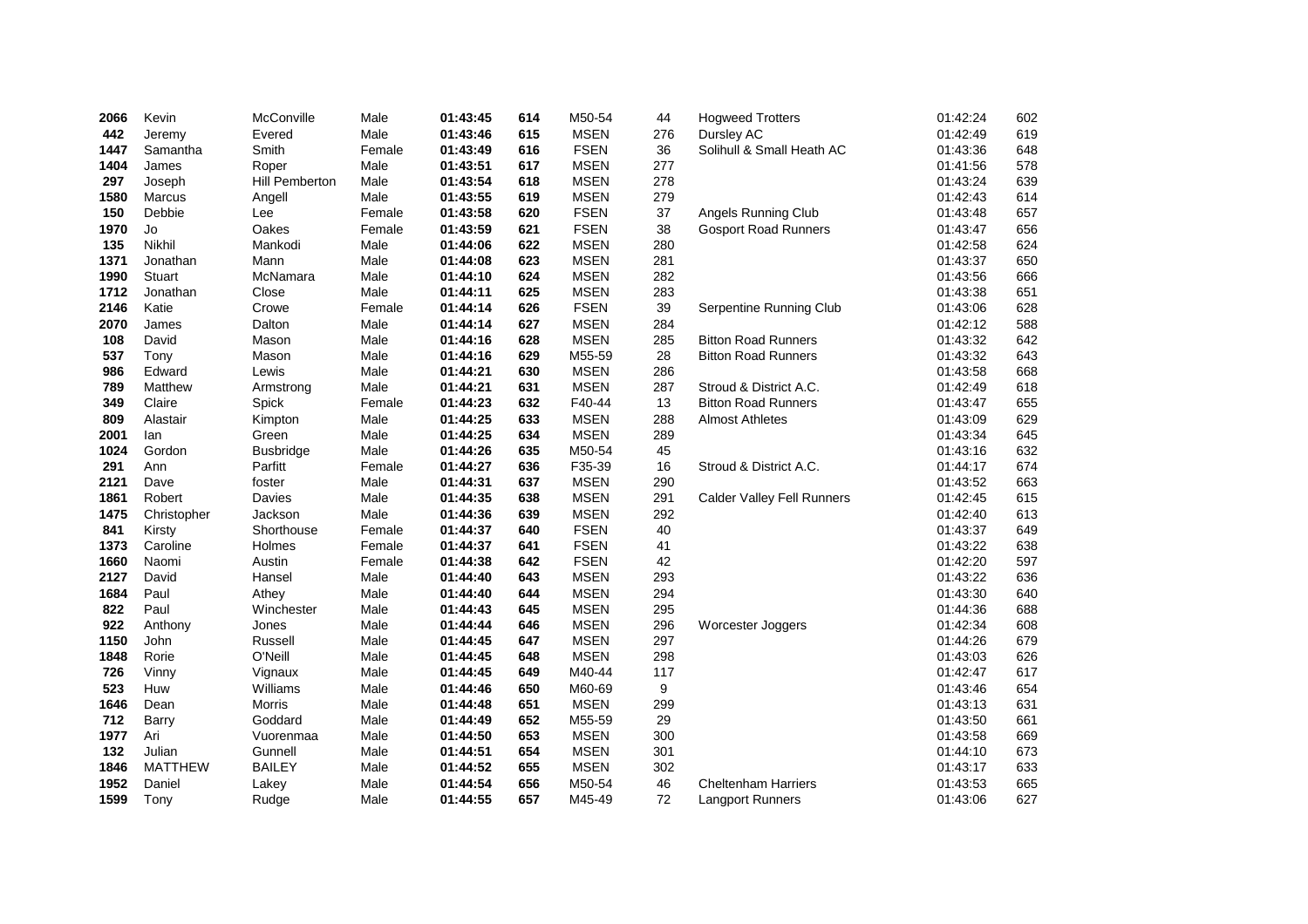| | | | | | | | | | | |
|---|---|---|---|---|---|---|---|---|---|---|
| **2066** | Kevin | McConville | Male | **01:43:45** | **614** | M50-54 | 44 | Hogweed Trotters | 01:42:24 | 602 |
| **442** | Jeremy | Evered | Male | **01:43:46** | **615** | MSEN | 276 | Dursley AC | 01:42:49 | 619 |
| **1447** | Samantha | Smith | Female | **01:43:49** | **616** | FSEN | 36 | Solihull & Small Heath AC | 01:43:36 | 648 |
| **1404** | James | Roper | Male | **01:43:51** | **617** | MSEN | 277 | | 01:41:56 | 578 |
| **297** | Joseph | Hill Pemberton | Male | **01:43:54** | **618** | MSEN | 278 | | 01:43:24 | 639 |
| **1580** | Marcus | Angell | Male | **01:43:55** | **619** | MSEN | 279 | | 01:42:43 | 614 |
| **150** | Debbie | Lee | Female | **01:43:58** | **620** | FSEN | 37 | Angels Running Club | 01:43:48 | 657 |
| **1970** | Jo | Oakes | Female | **01:43:59** | **621** | FSEN | 38 | Gosport Road Runners | 01:43:47 | 656 |
| **135** | Nikhil | Mankodi | Male | **01:44:06** | **622** | MSEN | 280 | | 01:42:58 | 624 |
| **1371** | Jonathan | Mann | Male | **01:44:08** | **623** | MSEN | 281 | | 01:43:37 | 650 |
| **1990** | Stuart | McNamara | Male | **01:44:10** | **624** | MSEN | 282 | | 01:43:56 | 666 |
| **1712** | Jonathan | Close | Male | **01:44:11** | **625** | MSEN | 283 | | 01:43:38 | 651 |
| **2146** | Katie | Crowe | Female | **01:44:14** | **626** | FSEN | 39 | Serpentine Running Club | 01:43:06 | 628 |
| **2070** | James | Dalton | Male | **01:44:14** | **627** | MSEN | 284 | | 01:42:12 | 588 |
| **108** | David | Mason | Male | **01:44:16** | **628** | MSEN | 285 | Bitton Road Runners | 01:43:32 | 642 |
| **537** | Tony | Mason | Male | **01:44:16** | **629** | M55-59 | 28 | Bitton Road Runners | 01:43:32 | 643 |
| **986** | Edward | Lewis | Male | **01:44:21** | **630** | MSEN | 286 | | 01:43:58 | 668 |
| **789** | Matthew | Armstrong | Male | **01:44:21** | **631** | MSEN | 287 | Stroud & District A.C. | 01:42:49 | 618 |
| **349** | Claire | Spick | Female | **01:44:23** | **632** | F40-44 | 13 | Bitton Road Runners | 01:43:47 | 655 |
| **809** | Alastair | Kimpton | Male | **01:44:25** | **633** | MSEN | 288 | Almost Athletes | 01:43:09 | 629 |
| **2001** | Ian | Green | Male | **01:44:25** | **634** | MSEN | 289 | | 01:43:34 | 645 |
| **1024** | Gordon | Busbridge | Male | **01:44:26** | **635** | M50-54 | 45 | | 01:43:16 | 632 |
| **291** | Ann | Parfitt | Female | **01:44:27** | **636** | F35-39 | 16 | Stroud & District A.C. | 01:44:17 | 674 |
| **2121** | Dave | foster | Male | **01:44:31** | **637** | MSEN | 290 | | 01:43:52 | 663 |
| **1861** | Robert | Davies | Male | **01:44:35** | **638** | MSEN | 291 | Calder Valley Fell Runners | 01:42:45 | 615 |
| **1475** | Christopher | Jackson | Male | **01:44:36** | **639** | MSEN | 292 | | 01:42:40 | 613 |
| **841** | Kirsty | Shorthouse | Female | **01:44:37** | **640** | FSEN | 40 | | 01:43:37 | 649 |
| **1373** | Caroline | Holmes | Female | **01:44:37** | **641** | FSEN | 41 | | 01:43:22 | 638 |
| **1660** | Naomi | Austin | Female | **01:44:38** | **642** | FSEN | 42 | | 01:42:20 | 597 |
| **2127** | David | Hansel | Male | **01:44:40** | **643** | MSEN | 293 | | 01:43:22 | 636 |
| **1684** | Paul | Athey | Male | **01:44:40** | **644** | MSEN | 294 | | 01:43:30 | 640 |
| **822** | Paul | Winchester | Male | **01:44:43** | **645** | MSEN | 295 | | 01:44:36 | 688 |
| **922** | Anthony | Jones | Male | **01:44:44** | **646** | MSEN | 296 | Worcester Joggers | 01:42:34 | 608 |
| **1150** | John | Russell | Male | **01:44:45** | **647** | MSEN | 297 | | 01:44:26 | 679 |
| **1848** | Rorie | O'Neill | Male | **01:44:45** | **648** | MSEN | 298 | | 01:43:03 | 626 |
| **726** | Vinny | Vignaux | Male | **01:44:45** | **649** | M40-44 | 117 | | 01:42:47 | 617 |
| **523** | Huw | Williams | Male | **01:44:46** | **650** | M60-69 | 9 | | 01:43:46 | 654 |
| **1646** | Dean | Morris | Male | **01:44:48** | **651** | MSEN | 299 | | 01:43:13 | 631 |
| **712** | Barry | Goddard | Male | **01:44:49** | **652** | M55-59 | 29 | | 01:43:50 | 661 |
| **1977** | Ari | Vuorenmaa | Male | **01:44:50** | **653** | MSEN | 300 | | 01:43:58 | 669 |
| **132** | Julian | Gunnell | Male | **01:44:51** | **654** | MSEN | 301 | | 01:44:10 | 673 |
| **1846** | MATTHEW | BAILEY | Male | **01:44:52** | **655** | MSEN | 302 | | 01:43:17 | 633 |
| **1952** | Daniel | Lakey | Male | **01:44:54** | **656** | M50-54 | 46 | Cheltenham Harriers | 01:43:53 | 665 |
| **1599** | Tony | Rudge | Male | **01:44:55** | **657** | M45-49 | 72 | Langport Runners | 01:43:06 | 627 |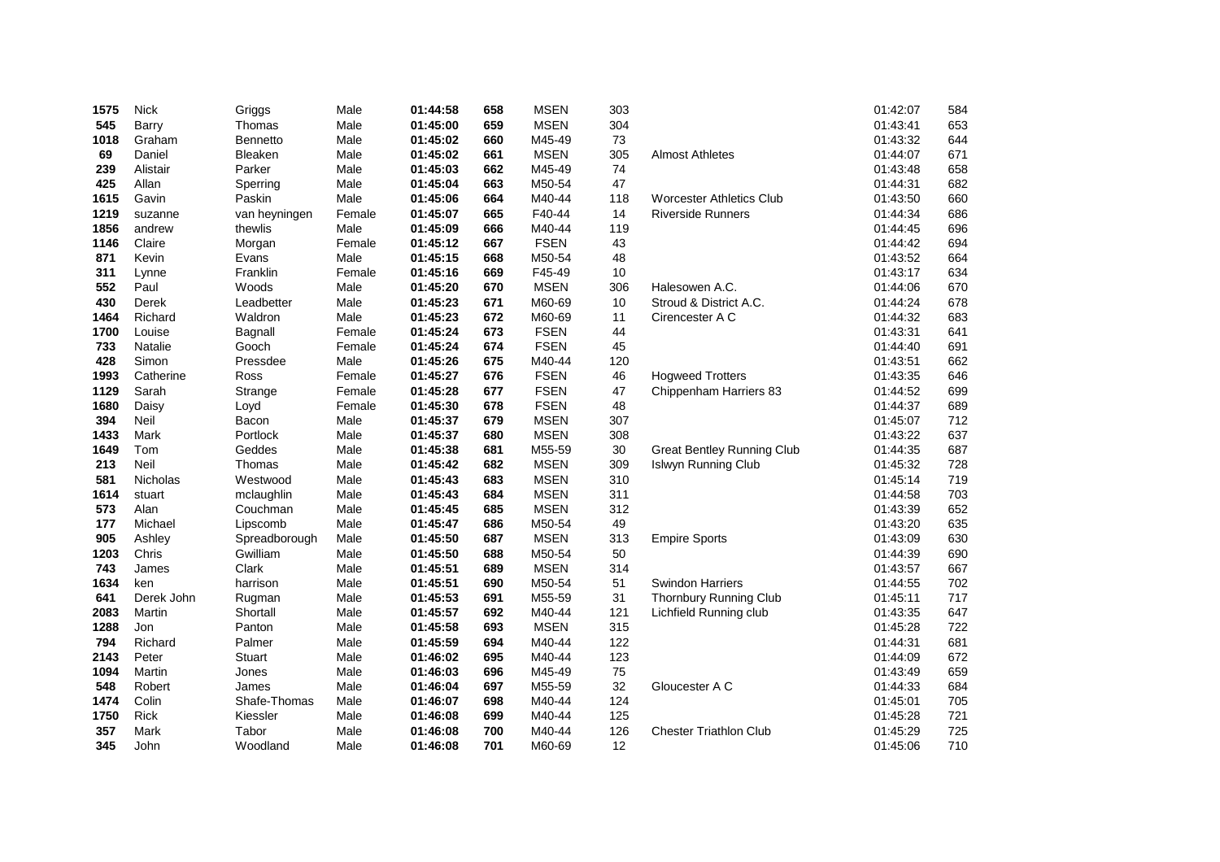| | | | | | | | | | | |
|---|---|---|---|---|---|---|---|---|---|---|
| **1575** | Nick | Griggs | Male | **01:44:58** | **658** | **MSEN** | 303 | | 01:42:07 | 584 |
| **545** | Barry | Thomas | Male | **01:45:00** | **659** | **MSEN** | 304 | | 01:43:41 | 653 |
| **1018** | Graham | Bennetto | Male | **01:45:02** | **660** | M45-49 | 73 | | 01:43:32 | 644 |
| **69** | Daniel | Bleaken | Male | **01:45:02** | **661** | **MSEN** | 305 | Almost Athletes | 01:44:07 | 671 |
| **239** | Alistair | Parker | Male | **01:45:03** | **662** | M45-49 | 74 | | 01:43:48 | 658 |
| **425** | Allan | Sperring | Male | **01:45:04** | **663** | M50-54 | 47 | | 01:44:31 | 682 |
| **1615** | Gavin | Paskin | Male | **01:45:06** | **664** | M40-44 | 118 | Worcester Athletics Club | 01:43:50 | 660 |
| **1219** | suzanne | van heyningen | Female | **01:45:07** | **665** | F40-44 | 14 | Riverside Runners | 01:44:34 | 686 |
| **1856** | andrew | thewlis | Male | **01:45:09** | **666** | M40-44 | 119 | | 01:44:45 | 696 |
| **1146** | Claire | Morgan | Female | **01:45:12** | **667** | **FSEN** | 43 | | 01:44:42 | 694 |
| **871** | Kevin | Evans | Male | **01:45:15** | **668** | M50-54 | 48 | | 01:43:52 | 664 |
| **311** | Lynne | Franklin | Female | **01:45:16** | **669** | F45-49 | 10 | | 01:43:17 | 634 |
| **552** | Paul | Woods | Male | **01:45:20** | **670** | **MSEN** | 306 | Halesowen A.C. | 01:44:06 | 670 |
| **430** | Derek | Leadbetter | Male | **01:45:23** | **671** | M60-69 | 10 | Stroud & District A.C. | 01:44:24 | 678 |
| **1464** | Richard | Waldron | Male | **01:45:23** | **672** | M60-69 | 11 | Cirencester A C | 01:44:32 | 683 |
| **1700** | Louise | Bagnall | Female | **01:45:24** | **673** | **FSEN** | 44 | | 01:43:31 | 641 |
| **733** | Natalie | Gooch | Female | **01:45:24** | **674** | **FSEN** | 45 | | 01:44:40 | 691 |
| **428** | Simon | Pressdee | Male | **01:45:26** | **675** | M40-44 | 120 | | 01:43:51 | 662 |
| **1993** | Catherine | Ross | Female | **01:45:27** | **676** | **FSEN** | 46 | Hogweed Trotters | 01:43:35 | 646 |
| **1129** | Sarah | Strange | Female | **01:45:28** | **677** | **FSEN** | 47 | Chippenham Harriers 83 | 01:44:52 | 699 |
| **1680** | Daisy | Loyd | Female | **01:45:30** | **678** | **FSEN** | 48 | | 01:44:37 | 689 |
| **394** | Neil | Bacon | Male | **01:45:37** | **679** | **MSEN** | 307 | | 01:45:07 | 712 |
| **1433** | Mark | Portlock | Male | **01:45:37** | **680** | **MSEN** | 308 | | 01:43:22 | 637 |
| **1649** | Tom | Geddes | Male | **01:45:38** | **681** | M55-59 | 30 | Great Bentley Running Club | 01:44:35 | 687 |
| **213** | Neil | Thomas | Male | **01:45:42** | **682** | **MSEN** | 309 | Islwyn Running Club | 01:45:32 | 728 |
| **581** | Nicholas | Westwood | Male | **01:45:43** | **683** | **MSEN** | 310 | | 01:45:14 | 719 |
| **1614** | stuart | mclaughlin | Male | **01:45:43** | **684** | **MSEN** | 311 | | 01:44:58 | 703 |
| **573** | Alan | Couchman | Male | **01:45:45** | **685** | **MSEN** | 312 | | 01:43:39 | 652 |
| **177** | Michael | Lipscomb | Male | **01:45:47** | **686** | M50-54 | 49 | | 01:43:20 | 635 |
| **905** | Ashley | Spreadborough | Male | **01:45:50** | **687** | **MSEN** | 313 | Empire Sports | 01:43:09 | 630 |
| **1203** | Chris | Gwilliam | Male | **01:45:50** | **688** | M50-54 | 50 | | 01:44:39 | 690 |
| **743** | James | Clark | Male | **01:45:51** | **689** | **MSEN** | 314 | | 01:43:57 | 667 |
| **1634** | ken | harrison | Male | **01:45:51** | **690** | M50-54 | 51 | Swindon Harriers | 01:44:55 | 702 |
| **641** | Derek John | Rugman | Male | **01:45:53** | **691** | M55-59 | 31 | Thornbury Running Club | 01:45:11 | 717 |
| **2083** | Martin | Shortall | Male | **01:45:57** | **692** | M40-44 | 121 | Lichfield Running club | 01:43:35 | 647 |
| **1288** | Jon | Panton | Male | **01:45:58** | **693** | **MSEN** | 315 | | 01:45:28 | 722 |
| **794** | Richard | Palmer | Male | **01:45:59** | **694** | M40-44 | 122 | | 01:44:31 | 681 |
| **2143** | Peter | Stuart | Male | **01:46:02** | **695** | M40-44 | 123 | | 01:44:09 | 672 |
| **1094** | Martin | Jones | Male | **01:46:03** | **696** | M45-49 | 75 | | 01:43:49 | 659 |
| **548** | Robert | James | Male | **01:46:04** | **697** | M55-59 | 32 | Gloucester A C | 01:44:33 | 684 |
| **1474** | Colin | Shafe-Thomas | Male | **01:46:07** | **698** | M40-44 | 124 | | 01:45:01 | 705 |
| **1750** | Rick | Kiessler | Male | **01:46:08** | **699** | M40-44 | 125 | | 01:45:28 | 721 |
| **357** | Mark | Tabor | Male | **01:46:08** | **700** | M40-44 | 126 | Chester Triathlon Club | 01:45:29 | 725 |
| **345** | John | Woodland | Male | **01:46:08** | **701** | M60-69 | 12 | | 01:45:06 | 710 |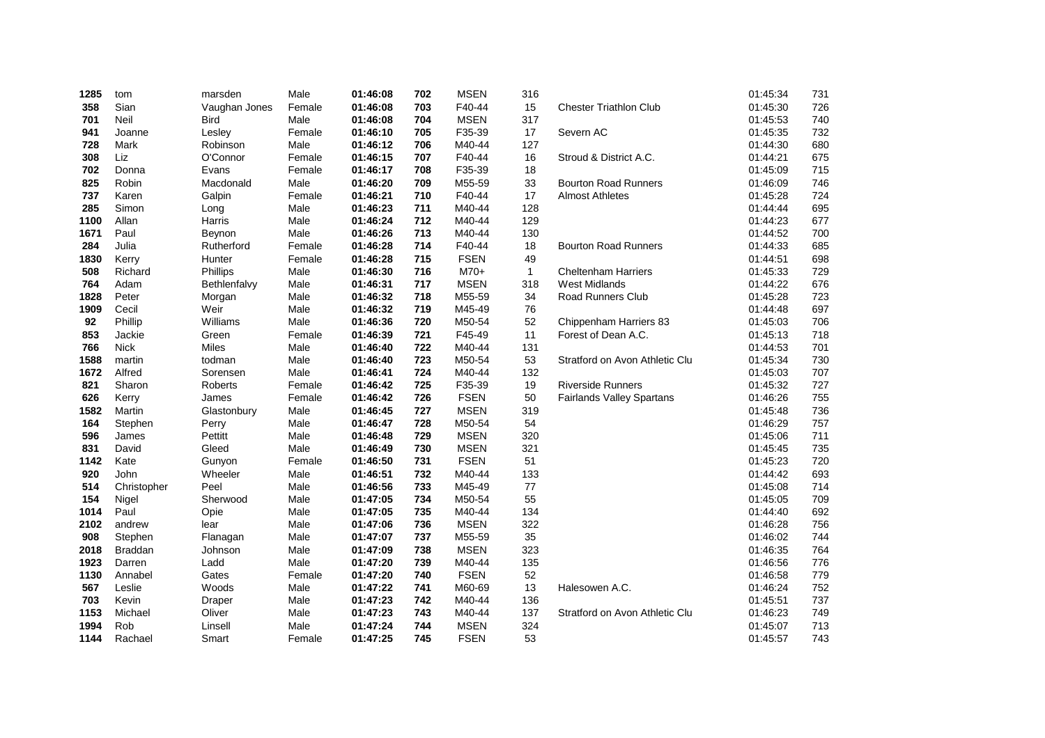| | | | | | | | | | | |
|---|---|---|---|---|---|---|---|---|---|---|
| **1285** | tom | marsden | Male | **01:46:08** | **702** | MSEN | 316 | | 01:45:34 | 731 |
| **358** | Sian | Vaughan Jones | Female | **01:46:08** | **703** | F40-44 | 15 | Chester Triathlon Club | 01:45:30 | 726 |
| **701** | Neil | Bird | Male | **01:46:08** | **704** | MSEN | 317 | | 01:45:53 | 740 |
| **941** | Joanne | Lesley | Female | **01:46:10** | **705** | F35-39 | 17 | Severn AC | 01:45:35 | 732 |
| **728** | Mark | Robinson | Male | **01:46:12** | **706** | M40-44 | 127 | | 01:44:30 | 680 |
| **308** | Liz | O'Connor | Female | **01:46:15** | **707** | F40-44 | 16 | Stroud & District A.C. | 01:44:21 | 675 |
| **702** | Donna | Evans | Female | **01:46:17** | **708** | F35-39 | 18 | | 01:45:09 | 715 |
| **825** | Robin | Macdonald | Male | **01:46:20** | **709** | M55-59 | 33 | Bourton Road Runners | 01:46:09 | 746 |
| **737** | Karen | Galpin | Female | **01:46:21** | **710** | F40-44 | 17 | Almost Athletes | 01:45:28 | 724 |
| **285** | Simon | Long | Male | **01:46:23** | **711** | M40-44 | 128 | | 01:44:44 | 695 |
| **1100** | Allan | Harris | Male | **01:46:24** | **712** | M40-44 | 129 | | 01:44:23 | 677 |
| **1671** | Paul | Beynon | Male | **01:46:26** | **713** | M40-44 | 130 | | 01:44:52 | 700 |
| **284** | Julia | Rutherford | Female | **01:46:28** | **714** | F40-44 | 18 | Bourton Road Runners | 01:44:33 | 685 |
| **1830** | Kerry | Hunter | Female | **01:46:28** | **715** | FSEN | 49 | | 01:44:51 | 698 |
| **508** | Richard | Phillips | Male | **01:46:30** | **716** | M70+ | 1 | Cheltenham Harriers | 01:45:33 | 729 |
| **764** | Adam | Bethlenfalvy | Male | **01:46:31** | **717** | MSEN | 318 | West Midlands | 01:44:22 | 676 |
| **1828** | Peter | Morgan | Male | **01:46:32** | **718** | M55-59 | 34 | Road Runners Club | 01:45:28 | 723 |
| **1909** | Cecil | Weir | Male | **01:46:32** | **719** | M45-49 | 76 | | 01:44:48 | 697 |
| **92** | Phillip | Williams | Male | **01:46:36** | **720** | M50-54 | 52 | Chippenham Harriers 83 | 01:45:03 | 706 |
| **853** | Jackie | Green | Female | **01:46:39** | **721** | F45-49 | 11 | Forest of Dean A.C. | 01:45:13 | 718 |
| **766** | Nick | Miles | Male | **01:46:40** | **722** | M40-44 | 131 | | 01:44:53 | 701 |
| **1588** | martin | todman | Male | **01:46:40** | **723** | M50-54 | 53 | Stratford on Avon Athletic Clu | 01:45:34 | 730 |
| **1672** | Alfred | Sorensen | Male | **01:46:41** | **724** | M40-44 | 132 | | 01:45:03 | 707 |
| **821** | Sharon | Roberts | Female | **01:46:42** | **725** | F35-39 | 19 | Riverside Runners | 01:45:32 | 727 |
| **626** | Kerry | James | Female | **01:46:42** | **726** | FSEN | 50 | Fairlands Valley Spartans | 01:46:26 | 755 |
| **1582** | Martin | Glastonbury | Male | **01:46:45** | **727** | MSEN | 319 | | 01:45:48 | 736 |
| **164** | Stephen | Perry | Male | **01:46:47** | **728** | M50-54 | 54 | | 01:46:29 | 757 |
| **596** | James | Pettitt | Male | **01:46:48** | **729** | MSEN | 320 | | 01:45:06 | 711 |
| **831** | David | Gleed | Male | **01:46:49** | **730** | MSEN | 321 | | 01:45:45 | 735 |
| **1142** | Kate | Gunyon | Female | **01:46:50** | **731** | FSEN | 51 | | 01:45:23 | 720 |
| **920** | John | Wheeler | Male | **01:46:51** | **732** | M40-44 | 133 | | 01:44:42 | 693 |
| **514** | Christopher | Peel | Male | **01:46:56** | **733** | M45-49 | 77 | | 01:45:08 | 714 |
| **154** | Nigel | Sherwood | Male | **01:47:05** | **734** | M50-54 | 55 | | 01:45:05 | 709 |
| **1014** | Paul | Opie | Male | **01:47:05** | **735** | M40-44 | 134 | | 01:44:40 | 692 |
| **2102** | andrew | lear | Male | **01:47:06** | **736** | MSEN | 322 | | 01:46:28 | 756 |
| **908** | Stephen | Flanagan | Male | **01:47:07** | **737** | M55-59 | 35 | | 01:46:02 | 744 |
| **2018** | Braddan | Johnson | Male | **01:47:09** | **738** | MSEN | 323 | | 01:46:35 | 764 |
| **1923** | Darren | Ladd | Male | **01:47:20** | **739** | M40-44 | 135 | | 01:46:56 | 776 |
| **1130** | Annabel | Gates | Female | **01:47:20** | **740** | FSEN | 52 | | 01:46:58 | 779 |
| **567** | Leslie | Woods | Male | **01:47:22** | **741** | M60-69 | 13 | Halesowen A.C. | 01:46:24 | 752 |
| **703** | Kevin | Draper | Male | **01:47:23** | **742** | M40-44 | 136 | | 01:45:51 | 737 |
| **1153** | Michael | Oliver | Male | **01:47:23** | **743** | M40-44 | 137 | Stratford on Avon Athletic Clu | 01:46:23 | 749 |
| **1994** | Rob | Linsell | Male | **01:47:24** | **744** | MSEN | 324 | | 01:45:07 | 713 |
| **1144** | Rachael | Smart | Female | **01:47:25** | **745** | FSEN | 53 | | 01:45:57 | 743 |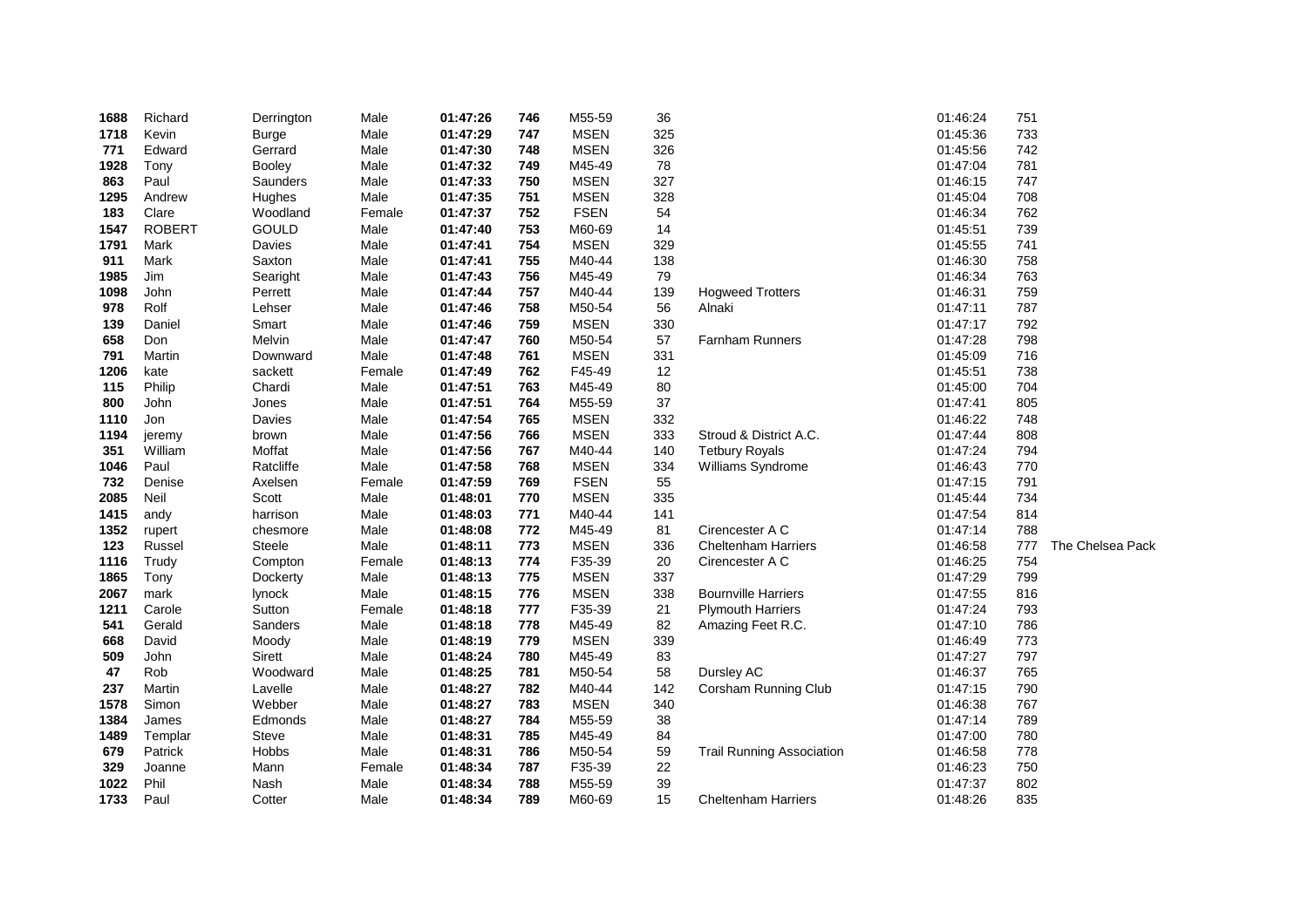| | | | | | | | | | | | |
|---|---|---|---|---|---|---|---|---|---|---|---|
| **1688** | Richard | Derrington | Male | **01:47:26** | **746** | M55-59 | 36 | | 01:46:24 | 751 | |
| **1718** | Kevin | Burge | Male | **01:47:29** | **747** | MSEN | 325 | | 01:45:36 | 733 | |
| **771** | Edward | Gerrard | Male | **01:47:30** | **748** | MSEN | 326 | | 01:45:56 | 742 | |
| **1928** | Tony | Booley | Male | **01:47:32** | **749** | M45-49 | 78 | | 01:47:04 | 781 | |
| **863** | Paul | Saunders | Male | **01:47:33** | **750** | MSEN | 327 | | 01:46:15 | 747 | |
| **1295** | Andrew | Hughes | Male | **01:47:35** | **751** | MSEN | 328 | | 01:45:04 | 708 | |
| **183** | Clare | Woodland | Female | **01:47:37** | **752** | FSEN | 54 | | 01:46:34 | 762 | |
| **1547** | ROBERT | GOULD | Male | **01:47:40** | **753** | M60-69 | 14 | | 01:45:51 | 739 | |
| **1791** | Mark | Davies | Male | **01:47:41** | **754** | MSEN | 329 | | 01:45:55 | 741 | |
| **911** | Mark | Saxton | Male | **01:47:41** | **755** | M40-44 | 138 | | 01:46:30 | 758 | |
| **1985** | Jim | Searight | Male | **01:47:43** | **756** | M45-49 | 79 | | 01:46:34 | 763 | |
| **1098** | John | Perrett | Male | **01:47:44** | **757** | M40-44 | 139 | Hogweed Trotters | 01:46:31 | 759 | |
| **978** | Rolf | Lehser | Male | **01:47:46** | **758** | M50-54 | 56 | Alnaki | 01:47:11 | 787 | |
| **139** | Daniel | Smart | Male | **01:47:46** | **759** | MSEN | 330 | | 01:47:17 | 792 | |
| **658** | Don | Melvin | Male | **01:47:47** | **760** | M50-54 | 57 | Farnham Runners | 01:47:28 | 798 | |
| **791** | Martin | Downward | Male | **01:47:48** | **761** | MSEN | 331 | | 01:45:09 | 716 | |
| **1206** | kate | sackett | Female | **01:47:49** | **762** | F45-49 | 12 | | 01:45:51 | 738 | |
| **115** | Philip | Chardi | Male | **01:47:51** | **763** | M45-49 | 80 | | 01:45:00 | 704 | |
| **800** | John | Jones | Male | **01:47:51** | **764** | M55-59 | 37 | | 01:47:41 | 805 | |
| **1110** | Jon | Davies | Male | **01:47:54** | **765** | MSEN | 332 | | 01:46:22 | 748 | |
| **1194** | jeremy | brown | Male | **01:47:56** | **766** | MSEN | 333 | Stroud & District A.C. | 01:47:44 | 808 | |
| **351** | William | Moffat | Male | **01:47:56** | **767** | M40-44 | 140 | Tetbury Royals | 01:47:24 | 794 | |
| **1046** | Paul | Ratcliffe | Male | **01:47:58** | **768** | MSEN | 334 | Williams Syndrome | 01:46:43 | 770 | |
| **732** | Denise | Axelsen | Female | **01:47:59** | **769** | FSEN | 55 | | 01:47:15 | 791 | |
| **2085** | Neil | Scott | Male | **01:48:01** | **770** | MSEN | 335 | | 01:45:44 | 734 | |
| **1415** | andy | harrison | Male | **01:48:03** | **771** | M40-44 | 141 | | 01:47:54 | 814 | |
| **1352** | rupert | chesmore | Male | **01:48:08** | **772** | M45-49 | 81 | Cirencester A C | 01:47:14 | 788 | |
| **123** | Russel | Steele | Male | **01:48:11** | **773** | MSEN | 336 | Cheltenham Harriers | 01:46:58 | 777 | The Chelsea Pack |
| **1116** | Trudy | Compton | Female | **01:48:13** | **774** | F35-39 | 20 | Cirencester A C | 01:46:25 | 754 | |
| **1865** | Tony | Dockerty | Male | **01:48:13** | **775** | MSEN | 337 | | 01:47:29 | 799 | |
| **2067** | mark | lynock | Male | **01:48:15** | **776** | MSEN | 338 | Bournville Harriers | 01:47:55 | 816 | |
| **1211** | Carole | Sutton | Female | **01:48:18** | **777** | F35-39 | 21 | Plymouth Harriers | 01:47:24 | 793 | |
| **541** | Gerald | Sanders | Male | **01:48:18** | **778** | M45-49 | 82 | Amazing Feet R.C. | 01:47:10 | 786 | |
| **668** | David | Moody | Male | **01:48:19** | **779** | MSEN | 339 | | 01:46:49 | 773 | |
| **509** | John | Sirett | Male | **01:48:24** | **780** | M45-49 | 83 | | 01:47:27 | 797 | |
| **47** | Rob | Woodward | Male | **01:48:25** | **781** | M50-54 | 58 | Dursley AC | 01:46:37 | 765 | |
| **237** | Martin | Lavelle | Male | **01:48:27** | **782** | M40-44 | 142 | Corsham Running Club | 01:47:15 | 790 | |
| **1578** | Simon | Webber | Male | **01:48:27** | **783** | MSEN | 340 | | 01:46:38 | 767 | |
| **1384** | James | Edmonds | Male | **01:48:27** | **784** | M55-59 | 38 | | 01:47:14 | 789 | |
| **1489** | Templar | Steve | Male | **01:48:31** | **785** | M45-49 | 84 | | 01:47:00 | 780 | |
| **679** | Patrick | Hobbs | Male | **01:48:31** | **786** | M50-54 | 59 | Trail Running Association | 01:46:58 | 778 | |
| **329** | Joanne | Mann | Female | **01:48:34** | **787** | F35-39 | 22 | | 01:46:23 | 750 | |
| **1022** | Phil | Nash | Male | **01:48:34** | **788** | M55-59 | 39 | | 01:47:37 | 802 | |
| **1733** | Paul | Cotter | Male | **01:48:34** | **789** | M60-69 | 15 | Cheltenham Harriers | 01:48:26 | 835 | |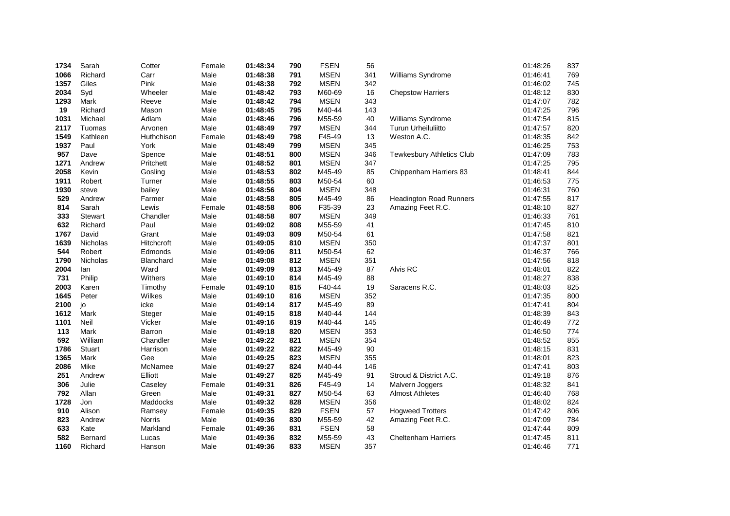| | | | | | | | | | | |
|---|---|---|---|---|---|---|---|---|---|---|
| **1734** | Sarah | Cotter | Female | **01:48:34** | **790** | FSEN | 56 | | 01:48:26 | 837 |
| **1066** | Richard | Carr | Male | **01:48:38** | **791** | MSEN | 341 | Williams Syndrome | 01:46:41 | 769 |
| **1357** | Giles | Pink | Male | **01:48:38** | **792** | MSEN | 342 | | 01:46:02 | 745 |
| **2034** | Syd | Wheeler | Male | **01:48:42** | **793** | M60-69 | 16 | Chepstow Harriers | 01:48:12 | 830 |
| **1293** | Mark | Reeve | Male | **01:48:42** | **794** | MSEN | 343 | | 01:47:07 | 782 |
| **19** | Richard | Mason | Male | **01:48:45** | **795** | M40-44 | 143 | | 01:47:25 | 796 |
| **1031** | Michael | Adlam | Male | **01:48:46** | **796** | M55-59 | 40 | Williams Syndrome | 01:47:54 | 815 |
| **2117** | Tuomas | Arvonen | Male | **01:48:49** | **797** | MSEN | 344 | Turun Urheiluliitto | 01:47:57 | 820 |
| **1549** | Kathleen | Huthchison | Female | **01:48:49** | **798** | F45-49 | 13 | Weston A.C. | 01:48:35 | 842 |
| **1937** | Paul | York | Male | **01:48:49** | **799** | MSEN | 345 | | 01:46:25 | 753 |
| **957** | Dave | Spence | Male | **01:48:51** | **800** | MSEN | 346 | Tewkesbury Athletics Club | 01:47:09 | 783 |
| **1271** | Andrew | Pritchett | Male | **01:48:52** | **801** | MSEN | 347 | | 01:47:25 | 795 |
| **2058** | Kevin | Gosling | Male | **01:48:53** | **802** | M45-49 | 85 | Chippenham Harriers 83 | 01:48:41 | 844 |
| **1911** | Robert | Turner | Male | **01:48:55** | **803** | M50-54 | 60 | | 01:46:53 | 775 |
| **1930** | steve | bailey | Male | **01:48:56** | **804** | MSEN | 348 | | 01:46:31 | 760 |
| **529** | Andrew | Farmer | Male | **01:48:58** | **805** | M45-49 | 86 | Headington Road Runners | 01:47:55 | 817 |
| **814** | Sarah | Lewis | Female | **01:48:58** | **806** | F35-39 | 23 | Amazing Feet R.C. | 01:48:10 | 827 |
| **333** | Stewart | Chandler | Male | **01:48:58** | **807** | MSEN | 349 | | 01:46:33 | 761 |
| **632** | Richard | Paul | Male | **01:49:02** | **808** | M55-59 | 41 | | 01:47:45 | 810 |
| **1767** | David | Grant | Male | **01:49:03** | **809** | M50-54 | 61 | | 01:47:58 | 821 |
| **1639** | Nicholas | Hitchcroft | Male | **01:49:05** | **810** | MSEN | 350 | | 01:47:37 | 801 |
| **544** | Robert | Edmonds | Male | **01:49:06** | **811** | M50-54 | 62 | | 01:46:37 | 766 |
| **1790** | Nicholas | Blanchard | Male | **01:49:08** | **812** | MSEN | 351 | | 01:47:56 | 818 |
| **2004** | Ian | Ward | Male | **01:49:09** | **813** | M45-49 | 87 | Alvis RC | 01:48:01 | 822 |
| **731** | Philip | Withers | Male | **01:49:10** | **814** | M45-49 | 88 | | 01:48:27 | 838 |
| **2003** | Karen | Timothy | Female | **01:49:10** | **815** | F40-44 | 19 | Saracens R.C. | 01:48:03 | 825 |
| **1645** | Peter | Wilkes | Male | **01:49:10** | **816** | MSEN | 352 | | 01:47:35 | 800 |
| **2100** | jo | icke | Male | **01:49:14** | **817** | M45-49 | 89 | | 01:47:41 | 804 |
| **1612** | Mark | Steger | Male | **01:49:15** | **818** | M40-44 | 144 | | 01:48:39 | 843 |
| **1101** | Neil | Vicker | Male | **01:49:16** | **819** | M40-44 | 145 | | 01:46:49 | 772 |
| **113** | Mark | Barron | Male | **01:49:18** | **820** | MSEN | 353 | | 01:46:50 | 774 |
| **592** | William | Chandler | Male | **01:49:22** | **821** | MSEN | 354 | | 01:48:52 | 855 |
| **1786** | Stuart | Harrison | Male | **01:49:22** | **822** | M45-49 | 90 | | 01:48:15 | 831 |
| **1365** | Mark | Gee | Male | **01:49:25** | **823** | MSEN | 355 | | 01:48:01 | 823 |
| **2086** | Mike | McNamee | Male | **01:49:27** | **824** | M40-44 | 146 | | 01:47:41 | 803 |
| **251** | Andrew | Elliott | Male | **01:49:27** | **825** | M45-49 | 91 | Stroud & District A.C. | 01:49:18 | 876 |
| **306** | Julie | Caseley | Female | **01:49:31** | **826** | F45-49 | 14 | Malvern Joggers | 01:48:32 | 841 |
| **792** | Allan | Green | Male | **01:49:31** | **827** | M50-54 | 63 | Almost Athletes | 01:46:40 | 768 |
| **1728** | Jon | Maddocks | Male | **01:49:32** | **828** | MSEN | 356 | | 01:48:02 | 824 |
| **910** | Alison | Ramsey | Female | **01:49:35** | **829** | FSEN | 57 | Hogweed Trotters | 01:47:42 | 806 |
| **823** | Andrew | Norris | Male | **01:49:36** | **830** | M55-59 | 42 | Amazing Feet R.C. | 01:47:09 | 784 |
| **633** | Kate | Markland | Female | **01:49:36** | **831** | FSEN | 58 | | 01:47:44 | 809 |
| **582** | Bernard | Lucas | Male | **01:49:36** | **832** | M55-59 | 43 | Cheltenham Harriers | 01:47:45 | 811 |
| **1160** | Richard | Hanson | Male | **01:49:36** | **833** | MSEN | 357 | | 01:46:46 | 771 |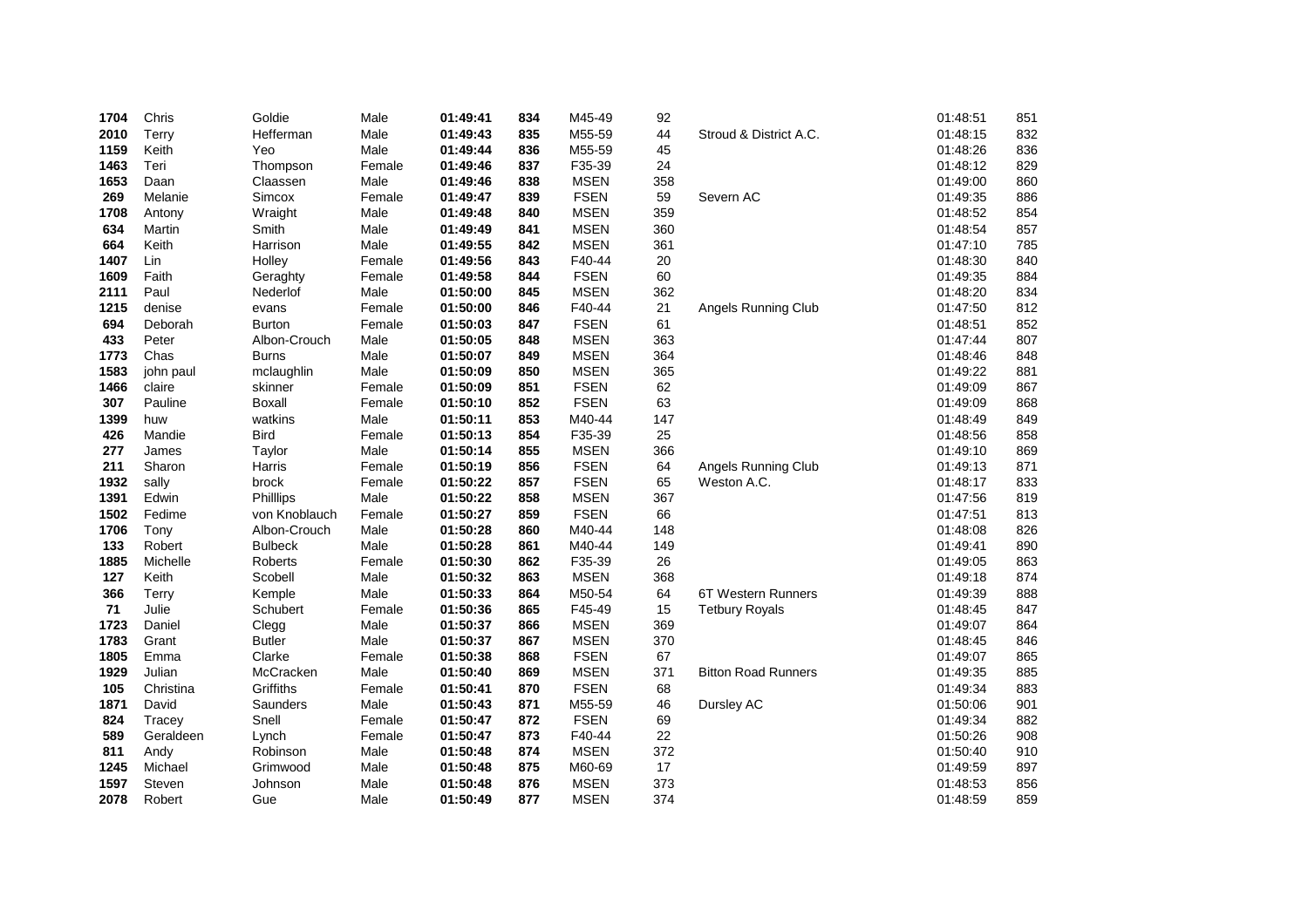| | | | | | | | | | | |
|---|---|---|---|---|---|---|---|---|---|---|
| **1704** | Chris | Goldie | Male | **01:49:41** | **834** | M45-49 | 92 | | 01:48:51 | 851 |
| **2010** | Terry | Hefferman | Male | **01:49:43** | **835** | M55-59 | 44 | Stroud & District A.C. | 01:48:15 | 832 |
| **1159** | Keith | Yeo | Male | **01:49:44** | **836** | M55-59 | 45 | | 01:48:26 | 836 |
| **1463** | Teri | Thompson | Female | **01:49:46** | **837** | F35-39 | 24 | | 01:48:12 | 829 |
| **1653** | Daan | Claassen | Male | **01:49:46** | **838** | MSEN | 358 | | 01:49:00 | 860 |
| **269** | Melanie | Simcox | Female | **01:49:47** | **839** | FSEN | 59 | Severn AC | 01:49:35 | 886 |
| **1708** | Antony | Wraight | Male | **01:49:48** | **840** | MSEN | 359 | | 01:48:52 | 854 |
| **634** | Martin | Smith | Male | **01:49:49** | **841** | MSEN | 360 | | 01:48:54 | 857 |
| **664** | Keith | Harrison | Male | **01:49:55** | **842** | MSEN | 361 | | 01:47:10 | 785 |
| **1407** | Lin | Holley | Female | **01:49:56** | **843** | F40-44 | 20 | | 01:48:30 | 840 |
| **1609** | Faith | Geraghty | Female | **01:49:58** | **844** | FSEN | 60 | | 01:49:35 | 884 |
| **2111** | Paul | Nederlof | Male | **01:50:00** | **845** | MSEN | 362 | | 01:48:20 | 834 |
| **1215** | denise | evans | Female | **01:50:00** | **846** | F40-44 | 21 | Angels Running Club | 01:47:50 | 812 |
| **694** | Deborah | Burton | Female | **01:50:03** | **847** | FSEN | 61 | | 01:48:51 | 852 |
| **433** | Peter | Albon-Crouch | Male | **01:50:05** | **848** | MSEN | 363 | | 01:47:44 | 807 |
| **1773** | Chas | Burns | Male | **01:50:07** | **849** | MSEN | 364 | | 01:48:46 | 848 |
| **1583** | john paul | mclaughlin | Male | **01:50:09** | **850** | MSEN | 365 | | 01:49:22 | 881 |
| **1466** | claire | skinner | Female | **01:50:09** | **851** | FSEN | 62 | | 01:49:09 | 867 |
| **307** | Pauline | Boxall | Female | **01:50:10** | **852** | FSEN | 63 | | 01:49:09 | 868 |
| **1399** | huw | watkins | Male | **01:50:11** | **853** | M40-44 | 147 | | 01:48:49 | 849 |
| **426** | Mandie | Bird | Female | **01:50:13** | **854** | F35-39 | 25 | | 01:48:56 | 858 |
| **277** | James | Taylor | Male | **01:50:14** | **855** | MSEN | 366 | | 01:49:10 | 869 |
| **211** | Sharon | Harris | Female | **01:50:19** | **856** | FSEN | 64 | Angels Running Club | 01:49:13 | 871 |
| **1932** | sally | brock | Female | **01:50:22** | **857** | FSEN | 65 | Weston A.C. | 01:48:17 | 833 |
| **1391** | Edwin | Philllips | Male | **01:50:22** | **858** | MSEN | 367 | | 01:47:56 | 819 |
| **1502** | Fedime | von Knoblauch | Female | **01:50:27** | **859** | FSEN | 66 | | 01:47:51 | 813 |
| **1706** | Tony | Albon-Crouch | Male | **01:50:28** | **860** | M40-44 | 148 | | 01:48:08 | 826 |
| **133** | Robert | Bulbeck | Male | **01:50:28** | **861** | M40-44 | 149 | | 01:49:41 | 890 |
| **1885** | Michelle | Roberts | Female | **01:50:30** | **862** | F35-39 | 26 | | 01:49:05 | 863 |
| **127** | Keith | Scobell | Male | **01:50:32** | **863** | MSEN | 368 | | 01:49:18 | 874 |
| **366** | Terry | Kemple | Male | **01:50:33** | **864** | M50-54 | 64 | 6T Western Runners | 01:49:39 | 888 |
| **71** | Julie | Schubert | Female | **01:50:36** | **865** | F45-49 | 15 | Tetbury Royals | 01:48:45 | 847 |
| **1723** | Daniel | Clegg | Male | **01:50:37** | **866** | MSEN | 369 | | 01:49:07 | 864 |
| **1783** | Grant | Butler | Male | **01:50:37** | **867** | MSEN | 370 | | 01:48:45 | 846 |
| **1805** | Emma | Clarke | Female | **01:50:38** | **868** | FSEN | 67 | | 01:49:07 | 865 |
| **1929** | Julian | McCracken | Male | **01:50:40** | **869** | MSEN | 371 | Bitton Road Runners | 01:49:35 | 885 |
| **105** | Christina | Griffiths | Female | **01:50:41** | **870** | FSEN | 68 | | 01:49:34 | 883 |
| **1871** | David | Saunders | Male | **01:50:43** | **871** | M55-59 | 46 | Dursley AC | 01:50:06 | 901 |
| **824** | Tracey | Snell | Female | **01:50:47** | **872** | FSEN | 69 | | 01:49:34 | 882 |
| **589** | Geraldeen | Lynch | Female | **01:50:47** | **873** | F40-44 | 22 | | 01:50:26 | 908 |
| **811** | Andy | Robinson | Male | **01:50:48** | **874** | MSEN | 372 | | 01:50:40 | 910 |
| **1245** | Michael | Grimwood | Male | **01:50:48** | **875** | M60-69 | 17 | | 01:49:59 | 897 |
| **1597** | Steven | Johnson | Male | **01:50:48** | **876** | MSEN | 373 | | 01:48:53 | 856 |
| **2078** | Robert | Gue | Male | **01:50:49** | **877** | MSEN | 374 | | 01:48:59 | 859 |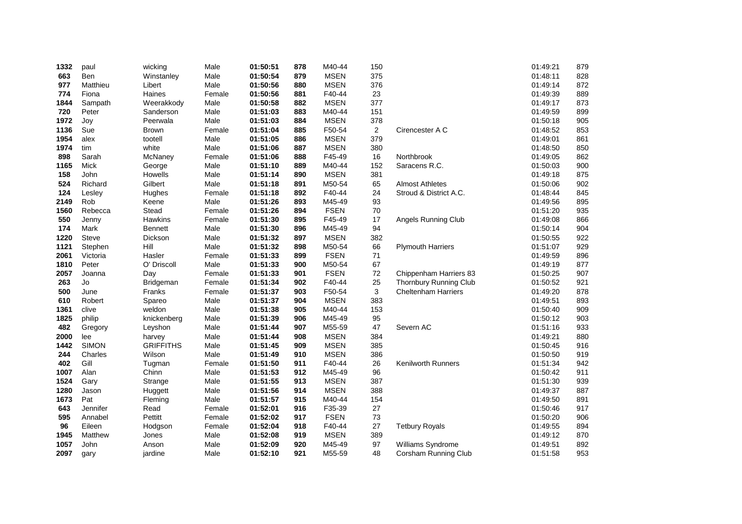| | | | | | | | | | | |
|---|---|---|---|---|---|---|---|---|---|---|
| **1332** | paul | wicking | Male | **01:50:51** | **878** | M40-44 | 150 | | 01:49:21 | 879 |
| **663** | Ben | Winstanley | Male | **01:50:54** | **879** | MSEN | 375 | | 01:48:11 | 828 |
| **977** | Matthieu | Libert | Male | **01:50:56** | **880** | MSEN | 376 | | 01:49:14 | 872 |
| **774** | Fiona | Haines | Female | **01:50:56** | **881** | F40-44 | 23 | | 01:49:39 | 889 |
| **1844** | Sampath | Weerakkody | Male | **01:50:58** | **882** | MSEN | 377 | | 01:49:17 | 873 |
| **720** | Peter | Sanderson | Male | **01:51:03** | **883** | M40-44 | 151 | | 01:49:59 | 899 |
| **1972** | Joy | Peerwala | Male | **01:51:03** | **884** | MSEN | 378 | | 01:50:18 | 905 |
| **1136** | Sue | Brown | Female | **01:51:04** | **885** | F50-54 | 2 | Cirencester A C | 01:48:52 | 853 |
| **1954** | alex | tootell | Male | **01:51:05** | **886** | MSEN | 379 | | 01:49:01 | 861 |
| **1974** | tim | white | Male | **01:51:06** | **887** | MSEN | 380 | | 01:48:50 | 850 |
| **898** | Sarah | McNaney | Female | **01:51:06** | **888** | F45-49 | 16 | Northbrook | 01:49:05 | 862 |
| **1165** | Mick | George | Male | **01:51:10** | **889** | M40-44 | 152 | Saracens R.C. | 01:50:03 | 900 |
| **158** | John | Howells | Male | **01:51:14** | **890** | MSEN | 381 | | 01:49:18 | 875 |
| **524** | Richard | Gilbert | Male | **01:51:18** | **891** | M50-54 | 65 | Almost Athletes | 01:50:06 | 902 |
| **124** | Lesley | Hughes | Female | **01:51:18** | **892** | F40-44 | 24 | Stroud & District A.C. | 01:48:44 | 845 |
| **2149** | Rob | Keene | Male | **01:51:26** | **893** | M45-49 | 93 | | 01:49:56 | 895 |
| **1560** | Rebecca | Stead | Female | **01:51:26** | **894** | FSEN | 70 | | 01:51:20 | 935 |
| **550** | Jenny | Hawkins | Female | **01:51:30** | **895** | F45-49 | 17 | Angels Running Club | 01:49:08 | 866 |
| **174** | Mark | Bennett | Male | **01:51:30** | **896** | M45-49 | 94 | | 01:50:14 | 904 |
| **1220** | Steve | Dickson | Male | **01:51:32** | **897** | MSEN | 382 | | 01:50:55 | 922 |
| **1121** | Stephen | Hill | Male | **01:51:32** | **898** | M50-54 | 66 | Plymouth Harriers | 01:51:07 | 929 |
| **2061** | Victoria | Hasler | Female | **01:51:33** | **899** | FSEN | 71 | | 01:49:59 | 896 |
| **1810** | Peter | O' Driscoll | Male | **01:51:33** | **900** | M50-54 | 67 | | 01:49:19 | 877 |
| **2057** | Joanna | Day | Female | **01:51:33** | **901** | FSEN | 72 | Chippenham Harriers 83 | 01:50:25 | 907 |
| **263** | Jo | Bridgeman | Female | **01:51:34** | **902** | F40-44 | 25 | Thornbury Running Club | 01:50:52 | 921 |
| **500** | June | Franks | Female | **01:51:37** | **903** | F50-54 | 3 | Cheltenham Harriers | 01:49:20 | 878 |
| **610** | Robert | Spareo | Male | **01:51:37** | **904** | MSEN | 383 | | 01:49:51 | 893 |
| **1361** | clive | weldon | Male | **01:51:38** | **905** | M40-44 | 153 | | 01:50:40 | 909 |
| **1825** | philip | knickenberg | Male | **01:51:39** | **906** | M45-49 | 95 | | 01:50:12 | 903 |
| **482** | Gregory | Leyshon | Male | **01:51:44** | **907** | M55-59 | 47 | Severn AC | 01:51:16 | 933 |
| **2000** | lee | harvey | Male | **01:51:44** | **908** | MSEN | 384 | | 01:49:21 | 880 |
| **1442** | SIMON | GRIFFITHS | Male | **01:51:45** | **909** | MSEN | 385 | | 01:50:45 | 916 |
| **244** | Charles | Wilson | Male | **01:51:49** | **910** | MSEN | 386 | | 01:50:50 | 919 |
| **402** | Gill | Tugman | Female | **01:51:50** | **911** | F40-44 | 26 | Kenilworth Runners | 01:51:34 | 942 |
| **1007** | Alan | Chinn | Male | **01:51:53** | **912** | M45-49 | 96 | | 01:50:42 | 911 |
| **1524** | Gary | Strange | Male | **01:51:55** | **913** | MSEN | 387 | | 01:51:30 | 939 |
| **1280** | Jason | Huggett | Male | **01:51:56** | **914** | MSEN | 388 | | 01:49:37 | 887 |
| **1673** | Pat | Fleming | Male | **01:51:57** | **915** | M40-44 | 154 | | 01:49:50 | 891 |
| **643** | Jennifer | Read | Female | **01:52:01** | **916** | F35-39 | 27 | | 01:50:46 | 917 |
| **595** | Annabel | Pettitt | Female | **01:52:02** | **917** | FSEN | 73 | | 01:50:20 | 906 |
| **96** | Eileen | Hodgson | Female | **01:52:04** | **918** | F40-44 | 27 | Tetbury Royals | 01:49:55 | 894 |
| **1945** | Matthew | Jones | Male | **01:52:08** | **919** | MSEN | 389 | | 01:49:12 | 870 |
| **1057** | John | Anson | Male | **01:52:09** | **920** | M45-49 | 97 | Williams Syndrome | 01:49:51 | 892 |
| **2097** | gary | jardine | Male | **01:52:10** | **921** | M55-59 | 48 | Corsham Running Club | 01:51:58 | 953 |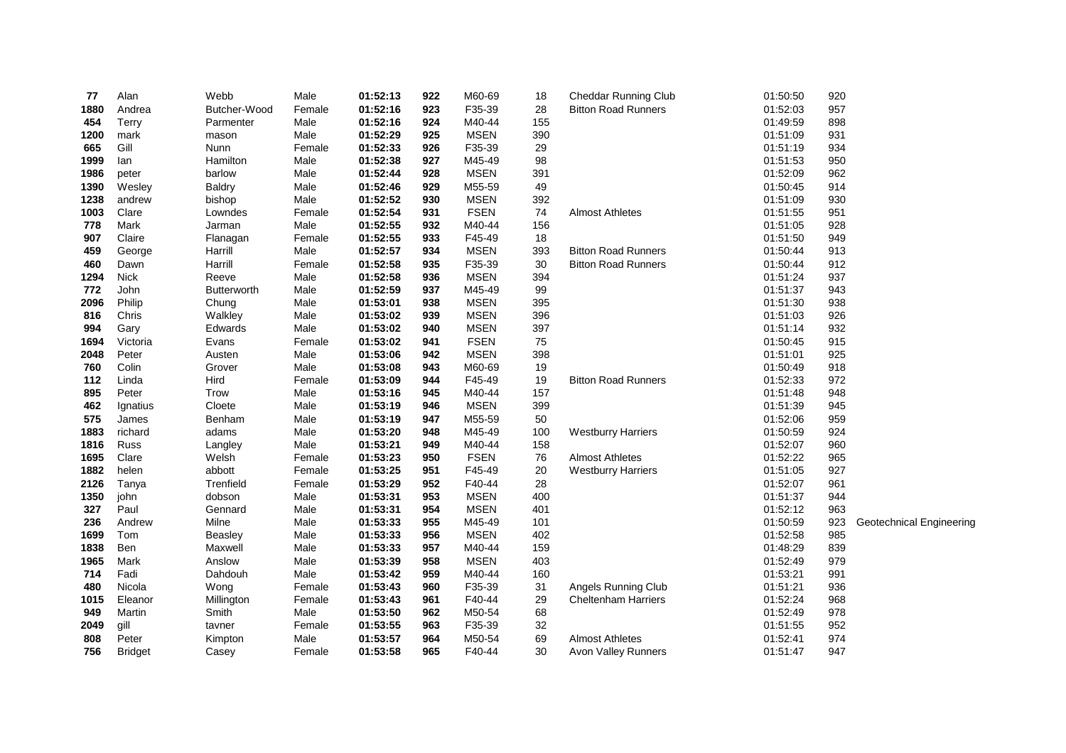| | | | | | | | | | | | |
|---|---|---|---|---|---|---|---|---|---|---|---|
| **77** | Alan | Webb | Male | **01:52:13** | **922** | M60-69 | 18 | Cheddar Running Club | 01:50:50 | 920 | |
| **1880** | Andrea | Butcher-Wood | Female | **01:52:16** | **923** | F35-39 | 28 | Bitton Road Runners | 01:52:03 | 957 | |
| **454** | Terry | Parmenter | Male | **01:52:16** | **924** | M40-44 | 155 | | 01:49:59 | 898 | |
| **1200** | mark | mason | Male | **01:52:29** | **925** | MSEN | 390 | | 01:51:09 | 931 | |
| **665** | Gill | Nunn | Female | **01:52:33** | **926** | F35-39 | 29 | | 01:51:19 | 934 | |
| **1999** | Ian | Hamilton | Male | **01:52:38** | **927** | M45-49 | 98 | | 01:51:53 | 950 | |
| **1986** | peter | barlow | Male | **01:52:44** | **928** | MSEN | 391 | | 01:52:09 | 962 | |
| **1390** | Wesley | Baldry | Male | **01:52:46** | **929** | M55-59 | 49 | | 01:50:45 | 914 | |
| **1238** | andrew | bishop | Male | **01:52:52** | **930** | MSEN | 392 | | 01:51:09 | 930 | |
| **1003** | Clare | Lowndes | Female | **01:52:54** | **931** | FSEN | 74 | Almost Athletes | 01:51:55 | 951 | |
| **778** | Mark | Jarman | Male | **01:52:55** | **932** | M40-44 | 156 | | 01:51:05 | 928 | |
| **907** | Claire | Flanagan | Female | **01:52:55** | **933** | F45-49 | 18 | | 01:51:50 | 949 | |
| **459** | George | Harrill | Male | **01:52:57** | **934** | MSEN | 393 | Bitton Road Runners | 01:50:44 | 913 | |
| **460** | Dawn | Harrill | Female | **01:52:58** | **935** | F35-39 | 30 | Bitton Road Runners | 01:50:44 | 912 | |
| **1294** | Nick | Reeve | Male | **01:52:58** | **936** | MSEN | 394 | | 01:51:24 | 937 | |
| **772** | John | Butterworth | Male | **01:52:59** | **937** | M45-49 | 99 | | 01:51:37 | 943 | |
| **2096** | Philip | Chung | Male | **01:53:01** | **938** | MSEN | 395 | | 01:51:30 | 938 | |
| **816** | Chris | Walkley | Male | **01:53:02** | **939** | MSEN | 396 | | 01:51:03 | 926 | |
| **994** | Gary | Edwards | Male | **01:53:02** | **940** | MSEN | 397 | | 01:51:14 | 932 | |
| **1694** | Victoria | Evans | Female | **01:53:02** | **941** | FSEN | 75 | | 01:50:45 | 915 | |
| **2048** | Peter | Austen | Male | **01:53:06** | **942** | MSEN | 398 | | 01:51:01 | 925 | |
| **760** | Colin | Grover | Male | **01:53:08** | **943** | M60-69 | 19 | | 01:50:49 | 918 | |
| **112** | Linda | Hird | Female | **01:53:09** | **944** | F45-49 | 19 | Bitton Road Runners | 01:52:33 | 972 | |
| **895** | Peter | Trow | Male | **01:53:16** | **945** | M40-44 | 157 | | 01:51:48 | 948 | |
| **462** | Ignatius | Cloete | Male | **01:53:19** | **946** | MSEN | 399 | | 01:51:39 | 945 | |
| **575** | James | Benham | Male | **01:53:19** | **947** | M55-59 | 50 | | 01:52:06 | 959 | |
| **1883** | richard | adams | Male | **01:53:20** | **948** | M45-49 | 100 | Westburry Harriers | 01:50:59 | 924 | |
| **1816** | Russ | Langley | Male | **01:53:21** | **949** | M40-44 | 158 | | 01:52:07 | 960 | |
| **1695** | Clare | Welsh | Female | **01:53:23** | **950** | FSEN | 76 | Almost Athletes | 01:52:22 | 965 | |
| **1882** | helen | abbott | Female | **01:53:25** | **951** | F45-49 | 20 | Westburry Harriers | 01:51:05 | 927 | |
| **2126** | Tanya | Trenfield | Female | **01:53:29** | **952** | F40-44 | 28 | | 01:52:07 | 961 | |
| **1350** | john | dobson | Male | **01:53:31** | **953** | MSEN | 400 | | 01:51:37 | 944 | |
| **327** | Paul | Gennard | Male | **01:53:31** | **954** | MSEN | 401 | | 01:52:12 | 963 | |
| **236** | Andrew | Milne | Male | **01:53:33** | **955** | M45-49 | 101 | | 01:50:59 | 923 | Geotechnical Engineering |
| **1699** | Tom | Beasley | Male | **01:53:33** | **956** | MSEN | 402 | | 01:52:58 | 985 | |
| **1838** | Ben | Maxwell | Male | **01:53:33** | **957** | M40-44 | 159 | | 01:48:29 | 839 | |
| **1965** | Mark | Anslow | Male | **01:53:39** | **958** | MSEN | 403 | | 01:52:49 | 979 | |
| **714** | Fadi | Dahdouh | Male | **01:53:42** | **959** | M40-44 | 160 | | 01:53:21 | 991 | |
| **480** | Nicola | Wong | Female | **01:53:43** | **960** | F35-39 | 31 | Angels Running Club | 01:51:21 | 936 | |
| **1015** | Eleanor | Millington | Female | **01:53:43** | **961** | F40-44 | 29 | Cheltenham Harriers | 01:52:24 | 968 | |
| **949** | Martin | Smith | Male | **01:53:50** | **962** | M50-54 | 68 | | 01:52:49 | 978 | |
| **2049** | gill | tavner | Female | **01:53:55** | **963** | F35-39 | 32 | | 01:51:55 | 952 | |
| **808** | Peter | Kimpton | Male | **01:53:57** | **964** | M50-54 | 69 | Almost Athletes | 01:52:41 | 974 | |
| **756** | Bridget | Casey | Female | **01:53:58** | **965** | F40-44 | 30 | Avon Valley Runners | 01:51:47 | 947 | |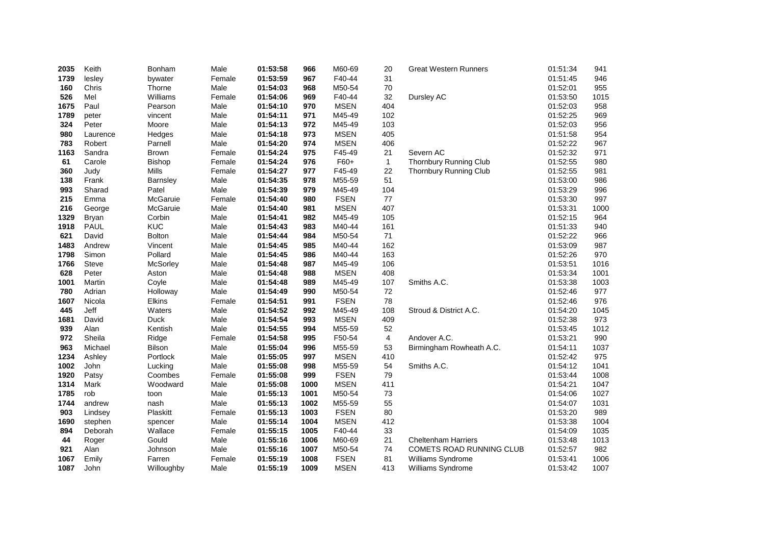| | | | | | | | | | | |
|---|---|---|---|---|---|---|---|---|---|---|
| **2035** | Keith | Bonham | Male | **01:53:58** | **966** | M60-69 | 20 | Great Western Runners | 01:51:34 | 941 |
| **1739** | lesley | bywater | Female | **01:53:59** | **967** | F40-44 | 31 | | 01:51:45 | 946 |
| **160** | Chris | Thorne | Male | **01:54:03** | **968** | M50-54 | 70 | | 01:52:01 | 955 |
| **526** | Mel | Williams | Female | **01:54:06** | **969** | F40-44 | 32 | Dursley AC | 01:53:50 | 1015 |
| **1675** | Paul | Pearson | Male | **01:54:10** | **970** | MSEN | 404 | | 01:52:03 | 958 |
| **1789** | peter | vincent | Male | **01:54:11** | **971** | M45-49 | 102 | | 01:52:25 | 969 |
| **324** | Peter | Moore | Male | **01:54:13** | **972** | M45-49 | 103 | | 01:52:03 | 956 |
| **980** | Laurence | Hedges | Male | **01:54:18** | **973** | MSEN | 405 | | 01:51:58 | 954 |
| **783** | Robert | Parnell | Male | **01:54:20** | **974** | MSEN | 406 | | 01:52:22 | 967 |
| **1163** | Sandra | Brown | Female | **01:54:24** | **975** | F45-49 | 21 | Severn AC | 01:52:32 | 971 |
| **61** | Carole | Bishop | Female | **01:54:24** | **976** | F60+ | 1 | Thornbury Running Club | 01:52:55 | 980 |
| **360** | Judy | Mills | Female | **01:54:27** | **977** | F45-49 | 22 | Thornbury Running Club | 01:52:55 | 981 |
| **138** | Frank | Barnsley | Male | **01:54:35** | **978** | M55-59 | 51 | | 01:53:00 | 986 |
| **993** | Sharad | Patel | Male | **01:54:39** | **979** | M45-49 | 104 | | 01:53:29 | 996 |
| **215** | Emma | McGaruie | Female | **01:54:40** | **980** | FSEN | 77 | | 01:53:30 | 997 |
| **216** | George | McGaruie | Male | **01:54:40** | **981** | MSEN | 407 | | 01:53:31 | 1000 |
| **1329** | Bryan | Corbin | Male | **01:54:41** | **982** | M45-49 | 105 | | 01:52:15 | 964 |
| **1918** | PAUL | KUC | Male | **01:54:43** | **983** | M40-44 | 161 | | 01:51:33 | 940 |
| **621** | David | Bolton | Male | **01:54:44** | **984** | M50-54 | 71 | | 01:52:22 | 966 |
| **1483** | Andrew | Vincent | Male | **01:54:45** | **985** | M40-44 | 162 | | 01:53:09 | 987 |
| **1798** | Simon | Pollard | Male | **01:54:45** | **986** | M40-44 | 163 | | 01:52:26 | 970 |
| **1766** | Steve | McSorley | Male | **01:54:48** | **987** | M45-49 | 106 | | 01:53:51 | 1016 |
| **628** | Peter | Aston | Male | **01:54:48** | **988** | MSEN | 408 | | 01:53:34 | 1001 |
| **1001** | Martin | Coyle | Male | **01:54:48** | **989** | M45-49 | 107 | Smiths A.C. | 01:53:38 | 1003 |
| **780** | Adrian | Holloway | Male | **01:54:49** | **990** | M50-54 | 72 | | 01:52:46 | 977 |
| **1607** | Nicola | Elkins | Female | **01:54:51** | **991** | FSEN | 78 | | 01:52:46 | 976 |
| **445** | Jeff | Waters | Male | **01:54:52** | **992** | M45-49 | 108 | Stroud & District A.C. | 01:54:20 | 1045 |
| **1681** | David | Duck | Male | **01:54:54** | **993** | MSEN | 409 | | 01:52:38 | 973 |
| **939** | Alan | Kentish | Male | **01:54:55** | **994** | M55-59 | 52 | | 01:53:45 | 1012 |
| **972** | Sheila | Ridge | Female | **01:54:58** | **995** | F50-54 | 4 | Andover A.C. | 01:53:21 | 990 |
| **963** | Michael | Bilson | Male | **01:55:04** | **996** | M55-59 | 53 | Birmingham Rowheath A.C. | 01:54:11 | 1037 |
| **1234** | Ashley | Portlock | Male | **01:55:05** | **997** | MSEN | 410 | | 01:52:42 | 975 |
| **1002** | John | Lucking | Male | **01:55:08** | **998** | M55-59 | 54 | Smiths A.C. | 01:54:12 | 1041 |
| **1920** | Patsy | Coombes | Female | **01:55:08** | **999** | FSEN | 79 | | 01:53:44 | 1008 |
| **1314** | Mark | Woodward | Male | **01:55:08** | **1000** | MSEN | 411 | | 01:54:21 | 1047 |
| **1785** | rob | toon | Male | **01:55:13** | **1001** | M50-54 | 73 | | 01:54:06 | 1027 |
| **1744** | andrew | nash | Male | **01:55:13** | **1002** | M55-59 | 55 | | 01:54:07 | 1031 |
| **903** | Lindsey | Plaskitt | Female | **01:55:13** | **1003** | FSEN | 80 | | 01:53:20 | 989 |
| **1690** | stephen | spencer | Male | **01:55:14** | **1004** | MSEN | 412 | | 01:53:38 | 1004 |
| **894** | Deborah | Wallace | Female | **01:55:15** | **1005** | F40-44 | 33 | | 01:54:09 | 1035 |
| **44** | Roger | Gould | Male | **01:55:16** | **1006** | M60-69 | 21 | Cheltenham Harriers | 01:53:48 | 1013 |
| **921** | Alan | Johnson | Male | **01:55:16** | **1007** | M50-54 | 74 | COMETS ROAD RUNNING CLUB | 01:52:57 | 982 |
| **1067** | Emily | Farren | Female | **01:55:19** | **1008** | FSEN | 81 | Williams Syndrome | 01:53:41 | 1006 |
| **1087** | John | Willoughby | Male | **01:55:19** | **1009** | MSEN | 413 | Williams Syndrome | 01:53:42 | 1007 |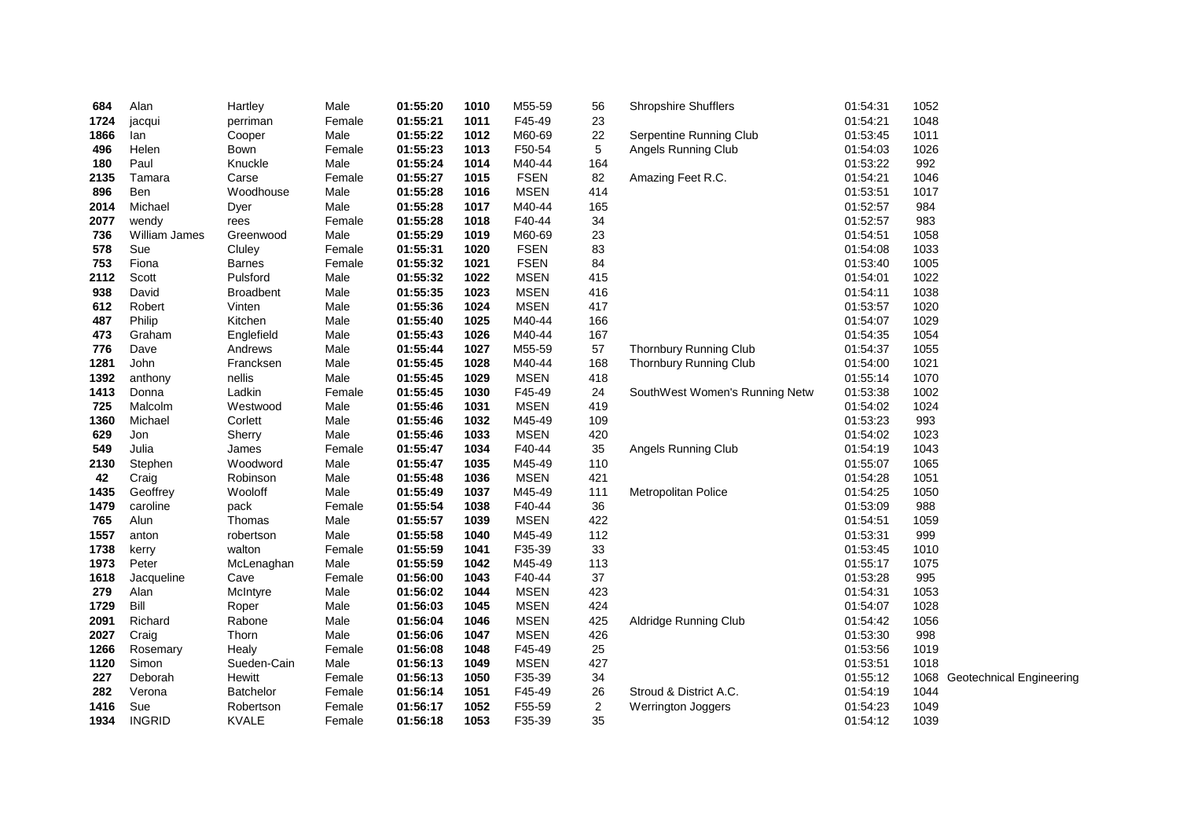| | | | | | | | | | | | |
|---|---|---|---|---|---|---|---|---|---|---|---|
| **684** | Alan | Hartley | Male | **01:55:20** | **1010** | M55-59 | 56 | Shropshire Shufflers | 01:54:31 | 1052 | |
| **1724** | jacqui | perriman | Female | **01:55:21** | **1011** | F45-49 | 23 | | 01:54:21 | 1048 | |
| **1866** | Ian | Cooper | Male | **01:55:22** | **1012** | M60-69 | 22 | Serpentine Running Club | 01:53:45 | 1011 | |
| **496** | Helen | Bown | Female | **01:55:23** | **1013** | F50-54 | 5 | Angels Running Club | 01:54:03 | 1026 | |
| **180** | Paul | Knuckle | Male | **01:55:24** | **1014** | M40-44 | 164 | | 01:53:22 | 992 | |
| **2135** | Tamara | Carse | Female | **01:55:27** | **1015** | FSEN | 82 | Amazing Feet R.C. | 01:54:21 | 1046 | |
| **896** | Ben | Woodhouse | Male | **01:55:28** | **1016** | MSEN | 414 | | 01:53:51 | 1017 | |
| **2014** | Michael | Dyer | Male | **01:55:28** | **1017** | M40-44 | 165 | | 01:52:57 | 984 | |
| **2077** | wendy | rees | Female | **01:55:28** | **1018** | F40-44 | 34 | | 01:52:57 | 983 | |
| **736** | William James | Greenwood | Male | **01:55:29** | **1019** | M60-69 | 23 | | 01:54:51 | 1058 | |
| **578** | Sue | Cluley | Female | **01:55:31** | **1020** | FSEN | 83 | | 01:54:08 | 1033 | |
| **753** | Fiona | Barnes | Female | **01:55:32** | **1021** | FSEN | 84 | | 01:53:40 | 1005 | |
| **2112** | Scott | Pulsford | Male | **01:55:32** | **1022** | MSEN | 415 | | 01:54:01 | 1022 | |
| **938** | David | Broadbent | Male | **01:55:35** | **1023** | MSEN | 416 | | 01:54:11 | 1038 | |
| **612** | Robert | Vinten | Male | **01:55:36** | **1024** | MSEN | 417 | | 01:53:57 | 1020 | |
| **487** | Philip | Kitchen | Male | **01:55:40** | **1025** | M40-44 | 166 | | 01:54:07 | 1029 | |
| **473** | Graham | Englefield | Male | **01:55:43** | **1026** | M40-44 | 167 | | 01:54:35 | 1054 | |
| **776** | Dave | Andrews | Male | **01:55:44** | **1027** | M55-59 | 57 | Thornbury Running Club | 01:54:37 | 1055 | |
| **1281** | John | Francksen | Male | **01:55:45** | **1028** | M40-44 | 168 | Thornbury Running Club | 01:54:00 | 1021 | |
| **1392** | anthony | nellis | Male | **01:55:45** | **1029** | MSEN | 418 | | 01:55:14 | 1070 | |
| **1413** | Donna | Ladkin | Female | **01:55:45** | **1030** | F45-49 | 24 | SouthWest Women's Running Netw | 01:53:38 | 1002 | |
| **725** | Malcolm | Westwood | Male | **01:55:46** | **1031** | MSEN | 419 | | 01:54:02 | 1024 | |
| **1360** | Michael | Corlett | Male | **01:55:46** | **1032** | M45-49 | 109 | | 01:53:23 | 993 | |
| **629** | Jon | Sherry | Male | **01:55:46** | **1033** | MSEN | 420 | | 01:54:02 | 1023 | |
| **549** | Julia | James | Female | **01:55:47** | **1034** | F40-44 | 35 | Angels Running Club | 01:54:19 | 1043 | |
| **2130** | Stephen | Woodword | Male | **01:55:47** | **1035** | M45-49 | 110 | | 01:55:07 | 1065 | |
| **42** | Craig | Robinson | Male | **01:55:48** | **1036** | MSEN | 421 | | 01:54:28 | 1051 | |
| **1435** | Geoffrey | Wooloff | Male | **01:55:49** | **1037** | M45-49 | 111 | Metropolitan Police | 01:54:25 | 1050 | |
| **1479** | caroline | pack | Female | **01:55:54** | **1038** | F40-44 | 36 | | 01:53:09 | 988 | |
| **765** | Alun | Thomas | Male | **01:55:57** | **1039** | MSEN | 422 | | 01:54:51 | 1059 | |
| **1557** | anton | robertson | Male | **01:55:58** | **1040** | M45-49 | 112 | | 01:53:31 | 999 | |
| **1738** | kerry | walton | Female | **01:55:59** | **1041** | F35-39 | 33 | | 01:53:45 | 1010 | |
| **1973** | Peter | McLenaghan | Male | **01:55:59** | **1042** | M45-49 | 113 | | 01:55:17 | 1075 | |
| **1618** | Jacqueline | Cave | Female | **01:56:00** | **1043** | F40-44 | 37 | | 01:53:28 | 995 | |
| **279** | Alan | McIntyre | Male | **01:56:02** | **1044** | MSEN | 423 | | 01:54:31 | 1053 | |
| **1729** | Bill | Roper | Male | **01:56:03** | **1045** | MSEN | 424 | | 01:54:07 | 1028 | |
| **2091** | Richard | Rabone | Male | **01:56:04** | **1046** | MSEN | 425 | Aldridge Running Club | 01:54:42 | 1056 | |
| **2027** | Craig | Thorn | Male | **01:56:06** | **1047** | MSEN | 426 | | 01:53:30 | 998 | |
| **1266** | Rosemary | Healy | Female | **01:56:08** | **1048** | F45-49 | 25 | | 01:53:56 | 1019 | |
| **1120** | Simon | Sueden-Cain | Male | **01:56:13** | **1049** | MSEN | 427 | | 01:53:51 | 1018 | |
| **227** | Deborah | Hewitt | Female | **01:56:13** | **1050** | F35-39 | 34 | | 01:55:12 | 1068 | Geotechnical Engineering |
| **282** | Verona | Batchelor | Female | **01:56:14** | **1051** | F45-49 | 26 | Stroud & District A.C. | 01:54:19 | 1044 | |
| **1416** | Sue | Robertson | Female | **01:56:17** | **1052** | F55-59 | 2 | Werrington Joggers | 01:54:23 | 1049 | |
| **1934** | INGRID | KVALE | Female | **01:56:18** | **1053** | F35-39 | 35 | | 01:54:12 | 1039 | |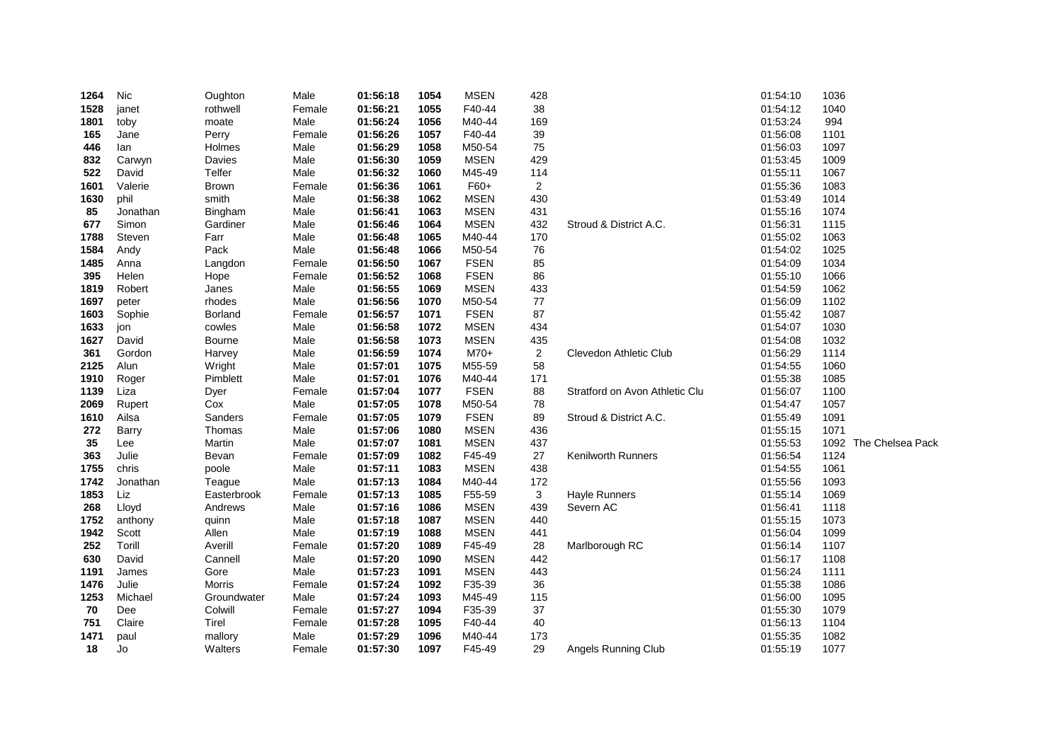| | | | | | | | | | | | |
|---|---|---|---|---|---|---|---|---|---|---|---|
| **1264** | Nic | Oughton | Male | **01:56:18** | **1054** | MSEN | 428 | | 01:54:10 | 1036 | |
| **1528** | janet | rothwell | Female | **01:56:21** | **1055** | F40-44 | 38 | | 01:54:12 | 1040 | |
| **1801** | toby | moate | Male | **01:56:24** | **1056** | M40-44 | 169 | | 01:53:24 | 994 | |
| **165** | Jane | Perry | Female | **01:56:26** | **1057** | F40-44 | 39 | | 01:56:08 | 1101 | |
| **446** | Ian | Holmes | Male | **01:56:29** | **1058** | M50-54 | 75 | | 01:56:03 | 1097 | |
| **832** | Carwyn | Davies | Male | **01:56:30** | **1059** | MSEN | 429 | | 01:53:45 | 1009 | |
| **522** | David | Telfer | Male | **01:56:32** | **1060** | M45-49 | 114 | | 01:55:11 | 1067 | |
| **1601** | Valerie | Brown | Female | **01:56:36** | **1061** | F60+ | 2 | | 01:55:36 | 1083 | |
| **1630** | phil | smith | Male | **01:56:38** | **1062** | MSEN | 430 | | 01:53:49 | 1014 | |
| **85** | Jonathan | Bingham | Male | **01:56:41** | **1063** | MSEN | 431 | | 01:55:16 | 1074 | |
| **677** | Simon | Gardiner | Male | **01:56:46** | **1064** | MSEN | 432 | Stroud & District A.C. | 01:56:31 | 1115 | |
| **1788** | Steven | Farr | Male | **01:56:48** | **1065** | M40-44 | 170 | | 01:55:02 | 1063 | |
| **1584** | Andy | Pack | Male | **01:56:48** | **1066** | M50-54 | 76 | | 01:54:02 | 1025 | |
| **1485** | Anna | Langdon | Female | **01:56:50** | **1067** | FSEN | 85 | | 01:54:09 | 1034 | |
| **395** | Helen | Hope | Female | **01:56:52** | **1068** | FSEN | 86 | | 01:55:10 | 1066 | |
| **1819** | Robert | Janes | Male | **01:56:55** | **1069** | MSEN | 433 | | 01:54:59 | 1062 | |
| **1697** | peter | rhodes | Male | **01:56:56** | **1070** | M50-54 | 77 | | 01:56:09 | 1102 | |
| **1603** | Sophie | Borland | Female | **01:56:57** | **1071** | FSEN | 87 | | 01:55:42 | 1087 | |
| **1633** | jon | cowles | Male | **01:56:58** | **1072** | MSEN | 434 | | 01:54:07 | 1030 | |
| **1627** | David | Bourne | Male | **01:56:58** | **1073** | MSEN | 435 | | 01:54:08 | 1032 | |
| **361** | Gordon | Harvey | Male | **01:56:59** | **1074** | M70+ | 2 | Clevedon Athletic Club | 01:56:29 | 1114 | |
| **2125** | Alun | Wright | Male | **01:57:01** | **1075** | M55-59 | 58 | | 01:54:55 | 1060 | |
| **1910** | Roger | Pimblett | Male | **01:57:01** | **1076** | M40-44 | 171 | | 01:55:38 | 1085 | |
| **1139** | Liza | Dyer | Female | **01:57:04** | **1077** | FSEN | 88 | Stratford on Avon Athletic Clu | 01:56:07 | 1100 | |
| **2069** | Rupert | Cox | Male | **01:57:05** | **1078** | M50-54 | 78 | | 01:54:47 | 1057 | |
| **1610** | Ailsa | Sanders | Female | **01:57:05** | **1079** | FSEN | 89 | Stroud & District A.C. | 01:55:49 | 1091 | |
| **272** | Barry | Thomas | Male | **01:57:06** | **1080** | MSEN | 436 | | 01:55:15 | 1071 | |
| **35** | Lee | Martin | Male | **01:57:07** | **1081** | MSEN | 437 | | 01:55:53 | 1092 | The Chelsea Pack |
| **363** | Julie | Bevan | Female | **01:57:09** | **1082** | F45-49 | 27 | Kenilworth Runners | 01:56:54 | 1124 | |
| **1755** | chris | poole | Male | **01:57:11** | **1083** | MSEN | 438 | | 01:54:55 | 1061 | |
| **1742** | Jonathan | Teague | Male | **01:57:13** | **1084** | M40-44 | 172 | | 01:55:56 | 1093 | |
| **1853** | Liz | Easterbrook | Female | **01:57:13** | **1085** | F55-59 | 3 | Hayle Runners | 01:55:14 | 1069 | |
| **268** | Lloyd | Andrews | Male | **01:57:16** | **1086** | MSEN | 439 | Severn AC | 01:56:41 | 1118 | |
| **1752** | anthony | quinn | Male | **01:57:18** | **1087** | MSEN | 440 | | 01:55:15 | 1073 | |
| **1942** | Scott | Allen | Male | **01:57:19** | **1088** | MSEN | 441 | | 01:56:04 | 1099 | |
| **252** | Torill | Averill | Female | **01:57:20** | **1089** | F45-49 | 28 | Marlborough RC | 01:56:14 | 1107 | |
| **630** | David | Cannell | Male | **01:57:20** | **1090** | MSEN | 442 | | 01:56:17 | 1108 | |
| **1191** | James | Gore | Male | **01:57:23** | **1091** | MSEN | 443 | | 01:56:24 | 1111 | |
| **1476** | Julie | Morris | Female | **01:57:24** | **1092** | F35-39 | 36 | | 01:55:38 | 1086 | |
| **1253** | Michael | Groundwater | Male | **01:57:24** | **1093** | M45-49 | 115 | | 01:56:00 | 1095 | |
| **70** | Dee | Colwill | Female | **01:57:27** | **1094** | F35-39 | 37 | | 01:55:30 | 1079 | |
| **751** | Claire | Tirel | Female | **01:57:28** | **1095** | F40-44 | 40 | | 01:56:13 | 1104 | |
| **1471** | paul | mallory | Male | **01:57:29** | **1096** | M40-44 | 173 | | 01:55:35 | 1082 | |
| **18** | Jo | Walters | Female | **01:57:30** | **1097** | F45-49 | 29 | Angels Running Club | 01:55:19 | 1077 | |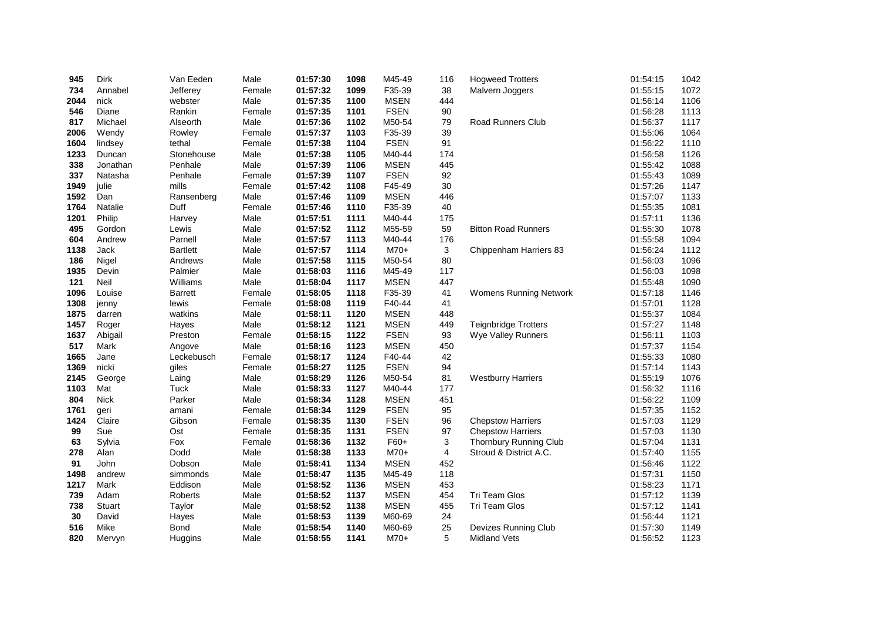| 945 | Dirk | Van Eeden | Male | 01:57:30 | 1098 | M45-49 | 116 | Hogweed Trotters | 01:54:15 | 1042 |
|---|---|---|---|---|---|---|---|---|---|---|
| 734 | Annabel | Jefferey | Female | 01:57:32 | 1099 | F35-39 | 38 | Malvern Joggers | 01:55:15 | 1072 |
| 2044 | nick | webster | Male | 01:57:35 | 1100 | MSEN | 444 | | 01:56:14 | 1106 |
| 546 | Diane | Rankin | Female | 01:57:35 | 1101 | FSEN | 90 | | 01:56:28 | 1113 |
| 817 | Michael | Alseorth | Male | 01:57:36 | 1102 | M50-54 | 79 | Road Runners Club | 01:56:37 | 1117 |
| 2006 | Wendy | Rowley | Female | 01:57:37 | 1103 | F35-39 | 39 | | 01:55:06 | 1064 |
| 1604 | lindsey | tethal | Female | 01:57:38 | 1104 | FSEN | 91 | | 01:56:22 | 1110 |
| 1233 | Duncan | Stonehouse | Male | 01:57:38 | 1105 | M40-44 | 174 | | 01:56:58 | 1126 |
| 338 | Jonathan | Penhale | Male | 01:57:39 | 1106 | MSEN | 445 | | 01:55:42 | 1088 |
| 337 | Natasha | Penhale | Female | 01:57:39 | 1107 | FSEN | 92 | | 01:55:43 | 1089 |
| 1949 | julie | mills | Female | 01:57:42 | 1108 | F45-49 | 30 | | 01:57:26 | 1147 |
| 1592 | Dan | Ransenberg | Male | 01:57:46 | 1109 | MSEN | 446 | | 01:57:07 | 1133 |
| 1764 | Natalie | Duff | Female | 01:57:46 | 1110 | F35-39 | 40 | | 01:55:35 | 1081 |
| 1201 | Philip | Harvey | Male | 01:57:51 | 1111 | M40-44 | 175 | | 01:57:11 | 1136 |
| 495 | Gordon | Lewis | Male | 01:57:52 | 1112 | M55-59 | 59 | Bitton Road Runners | 01:55:30 | 1078 |
| 604 | Andrew | Parnell | Male | 01:57:57 | 1113 | M40-44 | 176 | | 01:55:58 | 1094 |
| 1138 | Jack | Bartlett | Male | 01:57:57 | 1114 | M70+ | 3 | Chippenham Harriers 83 | 01:56:24 | 1112 |
| 186 | Nigel | Andrews | Male | 01:57:58 | 1115 | M50-54 | 80 | | 01:56:03 | 1096 |
| 1935 | Devin | Palmier | Male | 01:58:03 | 1116 | M45-49 | 117 | | 01:56:03 | 1098 |
| 121 | Neil | Williams | Male | 01:58:04 | 1117 | MSEN | 447 | | 01:55:48 | 1090 |
| 1096 | Louise | Barrett | Female | 01:58:05 | 1118 | F35-39 | 41 | Womens Running Network | 01:57:18 | 1146 |
| 1308 | jenny | lewis | Female | 01:58:08 | 1119 | F40-44 | 41 | | 01:57:01 | 1128 |
| 1875 | darren | watkins | Male | 01:58:11 | 1120 | MSEN | 448 | | 01:55:37 | 1084 |
| 1457 | Roger | Hayes | Male | 01:58:12 | 1121 | MSEN | 449 | Teignbridge Trotters | 01:57:27 | 1148 |
| 1637 | Abigail | Preston | Female | 01:58:15 | 1122 | FSEN | 93 | Wye Valley Runners | 01:56:11 | 1103 |
| 517 | Mark | Angove | Male | 01:58:16 | 1123 | MSEN | 450 | | 01:57:37 | 1154 |
| 1665 | Jane | Leckebusch | Female | 01:58:17 | 1124 | F40-44 | 42 | | 01:55:33 | 1080 |
| 1369 | nicki | giles | Female | 01:58:27 | 1125 | FSEN | 94 | | 01:57:14 | 1143 |
| 2145 | George | Laing | Male | 01:58:29 | 1126 | M50-54 | 81 | Westburry Harriers | 01:55:19 | 1076 |
| 1103 | Mat | Tuck | Male | 01:58:33 | 1127 | M40-44 | 177 | | 01:56:32 | 1116 |
| 804 | Nick | Parker | Male | 01:58:34 | 1128 | MSEN | 451 | | 01:56:22 | 1109 |
| 1761 | geri | amani | Female | 01:58:34 | 1129 | FSEN | 95 | | 01:57:35 | 1152 |
| 1424 | Claire | Gibson | Female | 01:58:35 | 1130 | FSEN | 96 | Chepstow Harriers | 01:57:03 | 1129 |
| 99 | Sue | Ost | Female | 01:58:35 | 1131 | FSEN | 97 | Chepstow Harriers | 01:57:03 | 1130 |
| 63 | Sylvia | Fox | Female | 01:58:36 | 1132 | F60+ | 3 | Thornbury Running Club | 01:57:04 | 1131 |
| 278 | Alan | Dodd | Male | 01:58:38 | 1133 | M70+ | 4 | Stroud & District A.C. | 01:57:40 | 1155 |
| 91 | John | Dobson | Male | 01:58:41 | 1134 | MSEN | 452 | | 01:56:46 | 1122 |
| 1498 | andrew | simmonds | Male | 01:58:47 | 1135 | M45-49 | 118 | | 01:57:31 | 1150 |
| 1217 | Mark | Eddison | Male | 01:58:52 | 1136 | MSEN | 453 | | 01:58:23 | 1171 |
| 739 | Adam | Roberts | Male | 01:58:52 | 1137 | MSEN | 454 | Tri Team Glos | 01:57:12 | 1139 |
| 738 | Stuart | Taylor | Male | 01:58:52 | 1138 | MSEN | 455 | Tri Team Glos | 01:57:12 | 1141 |
| 30 | David | Hayes | Male | 01:58:53 | 1139 | M60-69 | 24 | | 01:56:44 | 1121 |
| 516 | Mike | Bond | Male | 01:58:54 | 1140 | M60-69 | 25 | Devizes Running Club | 01:57:30 | 1149 |
| 820 | Mervyn | Huggins | Male | 01:58:55 | 1141 | M70+ | 5 | Midland Vets | 01:56:52 | 1123 |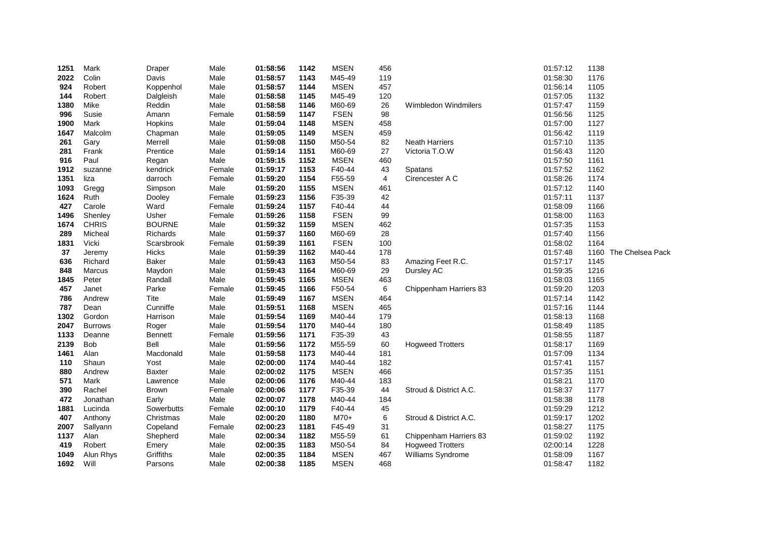| | | | | | | | | | | | |
|---|---|---|---|---|---|---|---|---|---|---|---|
| **1251** | Mark | Draper | Male | **01:58:56** | **1142** | MSEN | 456 | | 01:57:12 | 1138 | |
| **2022** | Colin | Davis | Male | **01:58:57** | **1143** | M45-49 | 119 | | 01:58:30 | 1176 | |
| **924** | Robert | Koppenhol | Male | **01:58:57** | **1144** | MSEN | 457 | | 01:56:14 | 1105 | |
| **144** | Robert | Dalgleish | Male | **01:58:58** | **1145** | M45-49 | 120 | | 01:57:05 | 1132 | |
| **1380** | Mike | Reddin | Male | **01:58:58** | **1146** | M60-69 | 26 | Wimbledon Windmilers | 01:57:47 | 1159 | |
| **996** | Susie | Amann | Female | **01:58:59** | **1147** | FSEN | 98 | | 01:56:56 | 1125 | |
| **1900** | Mark | Hopkins | Male | **01:59:04** | **1148** | MSEN | 458 | | 01:57:00 | 1127 | |
| **1647** | Malcolm | Chapman | Male | **01:59:05** | **1149** | MSEN | 459 | | 01:56:42 | 1119 | |
| **261** | Gary | Merrell | Male | **01:59:08** | **1150** | M50-54 | 82 | Neath Harriers | 01:57:10 | 1135 | |
| **281** | Frank | Prentice | Male | **01:59:14** | **1151** | M60-69 | 27 | Victoria T.O.W | 01:56:43 | 1120 | |
| **916** | Paul | Regan | Male | **01:59:15** | **1152** | MSEN | 460 | | 01:57:50 | 1161 | |
| **1912** | suzanne | kendrick | Female | **01:59:17** | **1153** | F40-44 | 43 | Spatans | 01:57:52 | 1162 | |
| **1351** | liza | darroch | Female | **01:59:20** | **1154** | F55-59 | 4 | Cirencester A C | 01:58:26 | 1174 | |
| **1093** | Gregg | Simpson | Male | **01:59:20** | **1155** | MSEN | 461 | | 01:57:12 | 1140 | |
| **1624** | Ruth | Dooley | Female | **01:59:23** | **1156** | F35-39 | 42 | | 01:57:11 | 1137 | |
| **427** | Carole | Ward | Female | **01:59:24** | **1157** | F40-44 | 44 | | 01:58:09 | 1166 | |
| **1496** | Shenley | Usher | Female | **01:59:26** | **1158** | FSEN | 99 | | 01:58:00 | 1163 | |
| **1674** | CHRIS | BOURNE | Male | **01:59:32** | **1159** | MSEN | 462 | | 01:57:35 | 1153 | |
| **289** | Micheal | Richards | Male | **01:59:37** | **1160** | M60-69 | 28 | | 01:57:40 | 1156 | |
| **1831** | Vicki | Scarsbrook | Female | **01:59:39** | **1161** | FSEN | 100 | | 01:58:02 | 1164 | |
| **37** | Jeremy | Hicks | Male | **01:59:39** | **1162** | M40-44 | 178 | | 01:57:48 | 1160 | The Chelsea Pack |
| **636** | Richard | Baker | Male | **01:59:43** | **1163** | M50-54 | 83 | Amazing Feet R.C. | 01:57:17 | 1145 | |
| **848** | Marcus | Maydon | Male | **01:59:43** | **1164** | M60-69 | 29 | Dursley AC | 01:59:35 | 1216 | |
| **1845** | Peter | Randall | Male | **01:59:45** | **1165** | MSEN | 463 | | 01:58:03 | 1165 | |
| **457** | Janet | Parke | Female | **01:59:45** | **1166** | F50-54 | 6 | Chippenham Harriers 83 | 01:59:20 | 1203 | |
| **786** | Andrew | Tite | Male | **01:59:49** | **1167** | MSEN | 464 | | 01:57:14 | 1142 | |
| **787** | Dean | Cunniffe | Male | **01:59:51** | **1168** | MSEN | 465 | | 01:57:16 | 1144 | |
| **1302** | Gordon | Harrison | Male | **01:59:54** | **1169** | M40-44 | 179 | | 01:58:13 | 1168 | |
| **2047** | Burrows | Roger | Male | **01:59:54** | **1170** | M40-44 | 180 | | 01:58:49 | 1185 | |
| **1133** | Deanne | Bennett | Female | **01:59:56** | **1171** | F35-39 | 43 | | 01:58:55 | 1187 | |
| **2139** | Bob | Bell | Male | **01:59:56** | **1172** | M55-59 | 60 | Hogweed Trotters | 01:58:17 | 1169 | |
| **1461** | Alan | Macdonald | Male | **01:59:58** | **1173** | M40-44 | 181 | | 01:57:09 | 1134 | |
| **110** | Shaun | Yost | Male | **02:00:00** | **1174** | M40-44 | 182 | | 01:57:41 | 1157 | |
| **880** | Andrew | Baxter | Male | **02:00:02** | **1175** | MSEN | 466 | | 01:57:35 | 1151 | |
| **571** | Mark | Lawrence | Male | **02:00:06** | **1176** | M40-44 | 183 | | 01:58:21 | 1170 | |
| **390** | Rachel | Brown | Female | **02:00:06** | **1177** | F35-39 | 44 | Stroud & District A.C. | 01:58:37 | 1177 | |
| **472** | Jonathan | Early | Male | **02:00:07** | **1178** | M40-44 | 184 | | 01:58:38 | 1178 | |
| **1881** | Lucinda | Sowerbutts | Female | **02:00:10** | **1179** | F40-44 | 45 | | 01:59:29 | 1212 | |
| **407** | Anthony | Christmas | Male | **02:00:20** | **1180** | M70+ | 6 | Stroud & District A.C. | 01:59:17 | 1202 | |
| **2007** | Sallyann | Copeland | Female | **02:00:23** | **1181** | F45-49 | 31 | | 01:58:27 | 1175 | |
| **1137** | Alan | Shepherd | Male | **02:00:34** | **1182** | M55-59 | 61 | Chippenham Harriers 83 | 01:59:02 | 1192 | |
| **419** | Robert | Emery | Male | **02:00:35** | **1183** | M50-54 | 84 | Hogweed Trotters | 02:00:14 | 1228 | |
| **1049** | Alun Rhys | Griffiths | Male | **02:00:35** | **1184** | MSEN | 467 | Williams Syndrome | 01:58:09 | 1167 | |
| **1692** | Will | Parsons | Male | **02:00:38** | **1185** | MSEN | 468 | | 01:58:47 | 1182 | |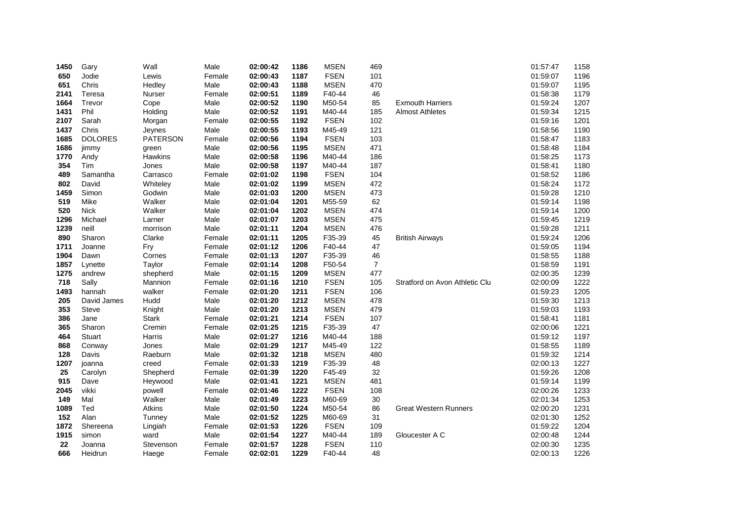| | | | | | | | | | | |
|---|---|---|---|---|---|---|---|---|---|---|
| **1450** | Gary | Wall | Male | **02:00:42** | **1186** | MSEN | 469 | | 01:57:47 | 1158 |
| **650** | Jodie | Lewis | Female | **02:00:43** | **1187** | FSEN | 101 | | 01:59:07 | 1196 |
| **651** | Chris | Hedley | Male | **02:00:43** | **1188** | MSEN | 470 | | 01:59:07 | 1195 |
| **2141** | Teresa | Nurser | Female | **02:00:51** | **1189** | F40-44 | 46 | | 01:58:38 | 1179 |
| **1664** | Trevor | Cope | Male | **02:00:52** | **1190** | M50-54 | 85 | Exmouth Harriers | 01:59:24 | 1207 |
| **1431** | Phil | Holding | Male | **02:00:52** | **1191** | M40-44 | 185 | Almost Athletes | 01:59:34 | 1215 |
| **2107** | Sarah | Morgan | Female | **02:00:55** | **1192** | FSEN | 102 | | 01:59:16 | 1201 |
| **1437** | Chris | Jeynes | Male | **02:00:55** | **1193** | M45-49 | 121 | | 01:58:56 | 1190 |
| **1685** | DOLORES | PATERSON | Female | **02:00:56** | **1194** | FSEN | 103 | | 01:58:47 | 1183 |
| **1686** | jimmy | green | Male | **02:00:56** | **1195** | MSEN | 471 | | 01:58:48 | 1184 |
| **1770** | Andy | Hawkins | Male | **02:00:58** | **1196** | M40-44 | 186 | | 01:58:25 | 1173 |
| **354** | Tim | Jones | Male | **02:00:58** | **1197** | M40-44 | 187 | | 01:58:41 | 1180 |
| **489** | Samantha | Carrasco | Female | **02:01:02** | **1198** | FSEN | 104 | | 01:58:52 | 1186 |
| **802** | David | Whiteley | Male | **02:01:02** | **1199** | MSEN | 472 | | 01:58:24 | 1172 |
| **1459** | Simon | Godwin | Male | **02:01:03** | **1200** | MSEN | 473 | | 01:59:28 | 1210 |
| **519** | Mike | Walker | Male | **02:01:04** | **1201** | M55-59 | 62 | | 01:59:14 | 1198 |
| **520** | Nick | Walker | Male | **02:01:04** | **1202** | MSEN | 474 | | 01:59:14 | 1200 |
| **1296** | Michael | Larner | Male | **02:01:07** | **1203** | MSEN | 475 | | 01:59:45 | 1219 |
| **1239** | neill | morrison | Male | **02:01:11** | **1204** | MSEN | 476 | | 01:59:28 | 1211 |
| **890** | Sharon | Clarke | Female | **02:01:11** | **1205** | F35-39 | 45 | British Airways | 01:59:24 | 1206 |
| **1711** | Joanne | Fry | Female | **02:01:12** | **1206** | F40-44 | 47 | | 01:59:05 | 1194 |
| **1904** | Dawn | Cornes | Female | **02:01:13** | **1207** | F35-39 | 46 | | 01:58:55 | 1188 |
| **1857** | Lynette | Taylor | Female | **02:01:14** | **1208** | F50-54 | 7 | | 01:58:59 | 1191 |
| **1275** | andrew | shepherd | Male | **02:01:15** | **1209** | MSEN | 477 | | 02:00:35 | 1239 |
| **718** | Sally | Mannion | Female | **02:01:16** | **1210** | FSEN | 105 | Stratford on Avon Athletic Clu | 02:00:09 | 1222 |
| **1493** | hannah | walker | Female | **02:01:20** | **1211** | FSEN | 106 | | 01:59:23 | 1205 |
| **205** | David James | Hudd | Male | **02:01:20** | **1212** | MSEN | 478 | | 01:59:30 | 1213 |
| **353** | Steve | Knight | Male | **02:01:20** | **1213** | MSEN | 479 | | 01:59:03 | 1193 |
| **386** | Jane | Stark | Female | **02:01:21** | **1214** | FSEN | 107 | | 01:58:41 | 1181 |
| **365** | Sharon | Cremin | Female | **02:01:25** | **1215** | F35-39 | 47 | | 02:00:06 | 1221 |
| **464** | Stuart | Harris | Male | **02:01:27** | **1216** | M40-44 | 188 | | 01:59:12 | 1197 |
| **868** | Conway | Jones | Male | **02:01:29** | **1217** | M45-49 | 122 | | 01:58:55 | 1189 |
| **128** | Davis | Raeburn | Male | **02:01:32** | **1218** | MSEN | 480 | | 01:59:32 | 1214 |
| **1207** | joanna | creed | Female | **02:01:33** | **1219** | F35-39 | 48 | | 02:00:13 | 1227 |
| **25** | Carolyn | Shepherd | Female | **02:01:39** | **1220** | F45-49 | 32 | | 01:59:26 | 1208 |
| **915** | Dave | Heywood | Male | **02:01:41** | **1221** | MSEN | 481 | | 01:59:14 | 1199 |
| **2045** | vikki | powell | Female | **02:01:46** | **1222** | FSEN | 108 | | 02:00:26 | 1233 |
| **149** | Mal | Walker | Male | **02:01:49** | **1223** | M60-69 | 30 | | 02:01:34 | 1253 |
| **1089** | Ted | Atkins | Male | **02:01:50** | **1224** | M50-54 | 86 | Great Western Runners | 02:00:20 | 1231 |
| **152** | Alan | Tunney | Male | **02:01:52** | **1225** | M60-69 | 31 | | 02:01:30 | 1252 |
| **1872** | Shereena | Lingiah | Female | **02:01:53** | **1226** | FSEN | 109 | | 01:59:22 | 1204 |
| **1915** | simon | ward | Male | **02:01:54** | **1227** | M40-44 | 189 | Gloucester A C | 02:00:48 | 1244 |
| **22** | Joanna | Stevenson | Female | **02:01:57** | **1228** | FSEN | 110 | | 02:00:30 | 1235 |
| **666** | Heidrun | Haege | Female | **02:02:01** | **1229** | F40-44 | 48 | | 02:00:13 | 1226 |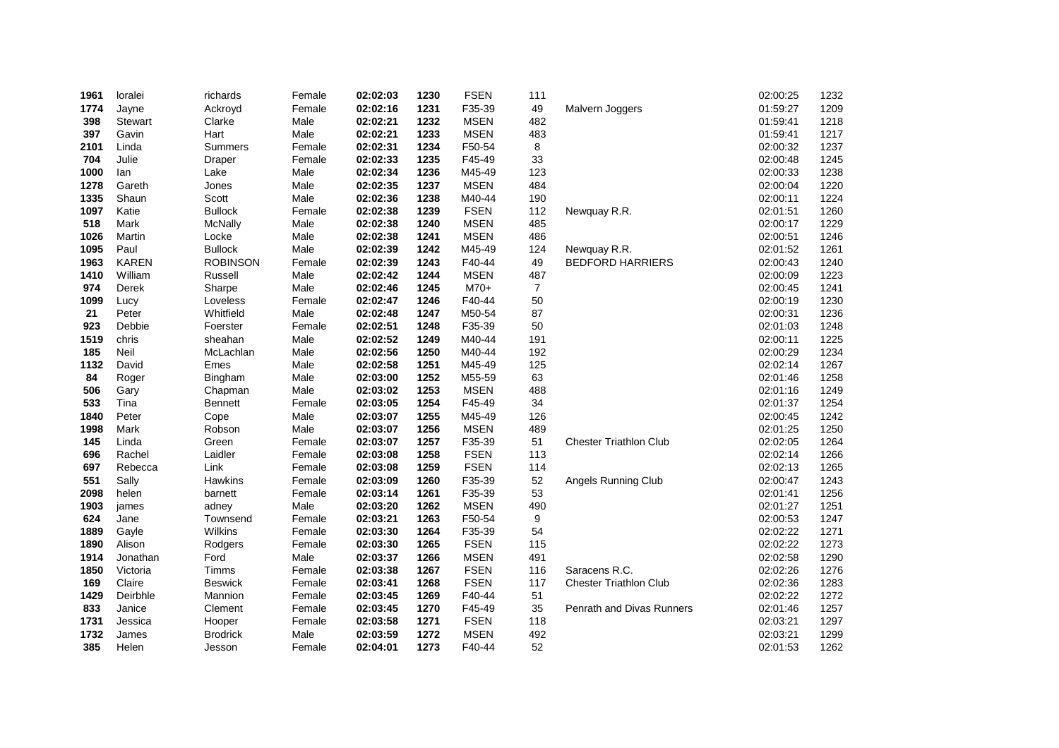| | | | | | | | | | | |
|---|---|---|---|---|---|---|---|---|---|---|
| **1961** | loralei | richards | Female | **02:02:03** | **1230** | FSEN | 111 | | 02:00:25 | 1232 |
| **1774** | Jayne | Ackroyd | Female | **02:02:16** | **1231** | F35-39 | 49 | Malvern Joggers | 01:59:27 | 1209 |
| **398** | Stewart | Clarke | Male | **02:02:21** | **1232** | MSEN | 482 | | 01:59:41 | 1218 |
| **397** | Gavin | Hart | Male | **02:02:21** | **1233** | MSEN | 483 | | 01:59:41 | 1217 |
| **2101** | Linda | Summers | Female | **02:02:31** | **1234** | F50-54 | 8 | | 02:00:32 | 1237 |
| **704** | Julie | Draper | Female | **02:02:33** | **1235** | F45-49 | 33 | | 02:00:48 | 1245 |
| **1000** | Ian | Lake | Male | **02:02:34** | **1236** | M45-49 | 123 | | 02:00:33 | 1238 |
| **1278** | Gareth | Jones | Male | **02:02:35** | **1237** | MSEN | 484 | | 02:00:04 | 1220 |
| **1335** | Shaun | Scott | Male | **02:02:36** | **1238** | M40-44 | 190 | | 02:00:11 | 1224 |
| **1097** | Katie | Bullock | Female | **02:02:38** | **1239** | FSEN | 112 | Newquay R.R. | 02:01:51 | 1260 |
| **518** | Mark | McNally | Male | **02:02:38** | **1240** | MSEN | 485 | | 02:00:17 | 1229 |
| **1026** | Martin | Locke | Male | **02:02:38** | **1241** | MSEN | 486 | | 02:00:51 | 1246 |
| **1095** | Paul | Bullock | Male | **02:02:39** | **1242** | M45-49 | 124 | Newquay R.R. | 02:01:52 | 1261 |
| **1963** | KAREN | ROBINSON | Female | **02:02:39** | **1243** | F40-44 | 49 | BEDFORD HARRIERS | 02:00:43 | 1240 |
| **1410** | William | Russell | Male | **02:02:42** | **1244** | MSEN | 487 | | 02:00:09 | 1223 |
| **974** | Derek | Sharpe | Male | **02:02:46** | **1245** | M70+ | 7 | | 02:00:45 | 1241 |
| **1099** | Lucy | Loveless | Female | **02:02:47** | **1246** | F40-44 | 50 | | 02:00:19 | 1230 |
| **21** | Peter | Whitfield | Male | **02:02:48** | **1247** | M50-54 | 87 | | 02:00:31 | 1236 |
| **923** | Debbie | Foerster | Female | **02:02:51** | **1248** | F35-39 | 50 | | 02:01:03 | 1248 |
| **1519** | chris | sheahan | Male | **02:02:52** | **1249** | M40-44 | 191 | | 02:00:11 | 1225 |
| **185** | Neil | McLachlan | Male | **02:02:56** | **1250** | M40-44 | 192 | | 02:00:29 | 1234 |
| **1132** | David | Emes | Male | **02:02:58** | **1251** | M45-49 | 125 | | 02:02:14 | 1267 |
| **84** | Roger | Bingham | Male | **02:03:00** | **1252** | M55-59 | 63 | | 02:01:46 | 1258 |
| **506** | Gary | Chapman | Male | **02:03:02** | **1253** | MSEN | 488 | | 02:01:16 | 1249 |
| **533** | Tina | Bennett | Female | **02:03:05** | **1254** | F45-49 | 34 | | 02:01:37 | 1254 |
| **1840** | Peter | Cope | Male | **02:03:07** | **1255** | M45-49 | 126 | | 02:00:45 | 1242 |
| **1998** | Mark | Robson | Male | **02:03:07** | **1256** | MSEN | 489 | | 02:01:25 | 1250 |
| **145** | Linda | Green | Female | **02:03:07** | **1257** | F35-39 | 51 | Chester Triathlon Club | 02:02:05 | 1264 |
| **696** | Rachel | Laidler | Female | **02:03:08** | **1258** | FSEN | 113 | | 02:02:14 | 1266 |
| **697** | Rebecca | Link | Female | **02:03:08** | **1259** | FSEN | 114 | | 02:02:13 | 1265 |
| **551** | Sally | Hawkins | Female | **02:03:09** | **1260** | F35-39 | 52 | Angels Running Club | 02:00:47 | 1243 |
| **2098** | helen | barnett | Female | **02:03:14** | **1261** | F35-39 | 53 | | 02:01:41 | 1256 |
| **1903** | james | adney | Male | **02:03:20** | **1262** | MSEN | 490 | | 02:01:27 | 1251 |
| **624** | Jane | Townsend | Female | **02:03:21** | **1263** | F50-54 | 9 | | 02:00:53 | 1247 |
| **1889** | Gayle | Wilkins | Female | **02:03:30** | **1264** | F35-39 | 54 | | 02:02:22 | 1271 |
| **1890** | Alison | Rodgers | Female | **02:03:30** | **1265** | FSEN | 115 | | 02:02:22 | 1273 |
| **1914** | Jonathan | Ford | Male | **02:03:37** | **1266** | MSEN | 491 | | 02:02:58 | 1290 |
| **1850** | Victoria | Timms | Female | **02:03:38** | **1267** | FSEN | 116 | Saracens R.C. | 02:02:26 | 1276 |
| **169** | Claire | Beswick | Female | **02:03:41** | **1268** | FSEN | 117 | Chester Triathlon Club | 02:02:36 | 1283 |
| **1429** | Deirbhle | Mannion | Female | **02:03:45** | **1269** | F40-44 | 51 | | 02:02:22 | 1272 |
| **833** | Janice | Clement | Female | **02:03:45** | **1270** | F45-49 | 35 | Penrath and Divas Runners | 02:01:46 | 1257 |
| **1731** | Jessica | Hooper | Female | **02:03:58** | **1271** | FSEN | 118 | | 02:03:21 | 1297 |
| **1732** | James | Brodrick | Male | **02:03:59** | **1272** | MSEN | 492 | | 02:03:21 | 1299 |
| **385** | Helen | Jesson | Female | **02:04:01** | **1273** | F40-44 | 52 | | 02:01:53 | 1262 |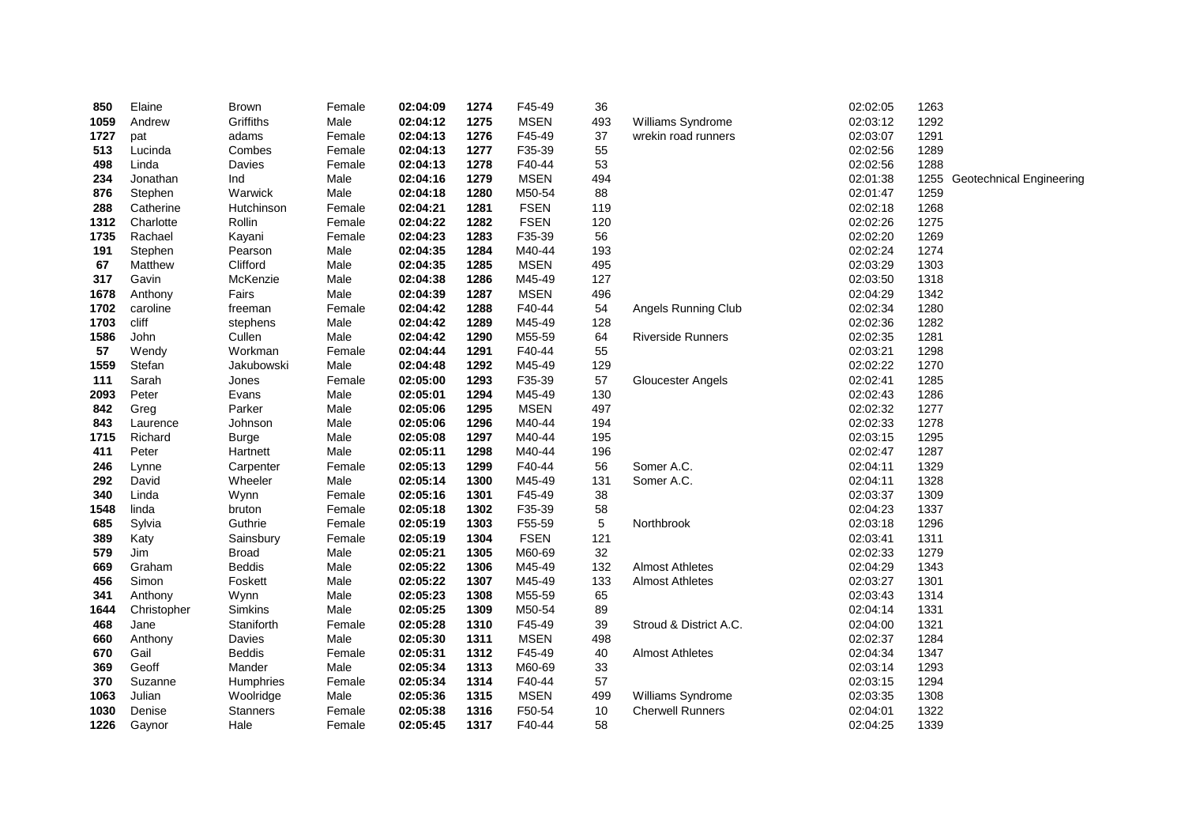| | | | | | | | | | | | |
|---|---|---|---|---|---|---|---|---|---|---|---|
| **850** | Elaine | Brown | Female | **02:04:09** | **1274** | F45-49 | 36 | | 02:02:05 | 1263 | |
| **1059** | Andrew | Griffiths | Male | **02:04:12** | **1275** | MSEN | 493 | Williams Syndrome | 02:03:12 | 1292 | |
| **1727** | pat | adams | Female | **02:04:13** | **1276** | F45-49 | 37 | wrekin road runners | 02:03:07 | 1291 | |
| **513** | Lucinda | Combes | Female | **02:04:13** | **1277** | F35-39 | 55 | | 02:02:56 | 1289 | |
| **498** | Linda | Davies | Female | **02:04:13** | **1278** | F40-44 | 53 | | 02:02:56 | 1288 | |
| **234** | Jonathan | Ind | Male | **02:04:16** | **1279** | MSEN | 494 | | 02:01:38 | 1255 | Geotechnical Engineering |
| **876** | Stephen | Warwick | Male | **02:04:18** | **1280** | M50-54 | 88 | | 02:01:47 | 1259 | |
| **288** | Catherine | Hutchinson | Female | **02:04:21** | **1281** | FSEN | 119 | | 02:02:18 | 1268 | |
| **1312** | Charlotte | Rollin | Female | **02:04:22** | **1282** | FSEN | 120 | | 02:02:26 | 1275 | |
| **1735** | Rachael | Kayani | Female | **02:04:23** | **1283** | F35-39 | 56 | | 02:02:20 | 1269 | |
| **191** | Stephen | Pearson | Male | **02:04:35** | **1284** | M40-44 | 193 | | 02:02:24 | 1274 | |
| **67** | Matthew | Clifford | Male | **02:04:35** | **1285** | MSEN | 495 | | 02:03:29 | 1303 | |
| **317** | Gavin | McKenzie | Male | **02:04:38** | **1286** | M45-49 | 127 | | 02:03:50 | 1318 | |
| **1678** | Anthony | Fairs | Male | **02:04:39** | **1287** | MSEN | 496 | | 02:04:29 | 1342 | |
| **1702** | caroline | freeman | Female | **02:04:42** | **1288** | F40-44 | 54 | Angels Running Club | 02:02:34 | 1280 | |
| **1703** | cliff | stephens | Male | **02:04:42** | **1289** | M45-49 | 128 | | 02:02:36 | 1282 | |
| **1586** | John | Cullen | Male | **02:04:42** | **1290** | M55-59 | 64 | Riverside Runners | 02:02:35 | 1281 | |
| **57** | Wendy | Workman | Female | **02:04:44** | **1291** | F40-44 | 55 | | 02:03:21 | 1298 | |
| **1559** | Stefan | Jakubowski | Male | **02:04:48** | **1292** | M45-49 | 129 | | 02:02:22 | 1270 | |
| **111** | Sarah | Jones | Female | **02:05:00** | **1293** | F35-39 | 57 | Gloucester Angels | 02:02:41 | 1285 | |
| **2093** | Peter | Evans | Male | **02:05:01** | **1294** | M45-49 | 130 | | 02:02:43 | 1286 | |
| **842** | Greg | Parker | Male | **02:05:06** | **1295** | MSEN | 497 | | 02:02:32 | 1277 | |
| **843** | Laurence | Johnson | Male | **02:05:06** | **1296** | M40-44 | 194 | | 02:02:33 | 1278 | |
| **1715** | Richard | Burge | Male | **02:05:08** | **1297** | M40-44 | 195 | | 02:03:15 | 1295 | |
| **411** | Peter | Hartnett | Male | **02:05:11** | **1298** | M40-44 | 196 | | 02:02:47 | 1287 | |
| **246** | Lynne | Carpenter | Female | **02:05:13** | **1299** | F40-44 | 56 | Somer A.C. | 02:04:11 | 1329 | |
| **292** | David | Wheeler | Male | **02:05:14** | **1300** | M45-49 | 131 | Somer A.C. | 02:04:11 | 1328 | |
| **340** | Linda | Wynn | Female | **02:05:16** | **1301** | F45-49 | 38 | | 02:03:37 | 1309 | |
| **1548** | linda | bruton | Female | **02:05:18** | **1302** | F35-39 | 58 | | 02:04:23 | 1337 | |
| **685** | Sylvia | Guthrie | Female | **02:05:19** | **1303** | F55-59 | 5 | Northbrook | 02:03:18 | 1296 | |
| **389** | Katy | Sainsbury | Female | **02:05:19** | **1304** | FSEN | 121 | | 02:03:41 | 1311 | |
| **579** | Jim | Broad | Male | **02:05:21** | **1305** | M60-69 | 32 | | 02:02:33 | 1279 | |
| **669** | Graham | Beddis | Male | **02:05:22** | **1306** | M45-49 | 132 | Almost Athletes | 02:04:29 | 1343 | |
| **456** | Simon | Foskett | Male | **02:05:22** | **1307** | M45-49 | 133 | Almost Athletes | 02:03:27 | 1301 | |
| **341** | Anthony | Wynn | Male | **02:05:23** | **1308** | M55-59 | 65 | | 02:03:43 | 1314 | |
| **1644** | Christopher | Simkins | Male | **02:05:25** | **1309** | M50-54 | 89 | | 02:04:14 | 1331 | |
| **468** | Jane | Staniforth | Female | **02:05:28** | **1310** | F45-49 | 39 | Stroud & District A.C. | 02:04:00 | 1321 | |
| **660** | Anthony | Davies | Male | **02:05:30** | **1311** | MSEN | 498 | | 02:02:37 | 1284 | |
| **670** | Gail | Beddis | Female | **02:05:31** | **1312** | F45-49 | 40 | Almost Athletes | 02:04:34 | 1347 | |
| **369** | Geoff | Mander | Male | **02:05:34** | **1313** | M60-69 | 33 | | 02:03:14 | 1293 | |
| **370** | Suzanne | Humphries | Female | **02:05:34** | **1314** | F40-44 | 57 | | 02:03:15 | 1294 | |
| **1063** | Julian | Woolridge | Male | **02:05:36** | **1315** | MSEN | 499 | Williams Syndrome | 02:03:35 | 1308 | |
| **1030** | Denise | Stanners | Female | **02:05:38** | **1316** | F50-54 | 10 | Cherwell Runners | 02:04:01 | 1322 | |
| **1226** | Gaynor | Hale | Female | **02:05:45** | **1317** | F40-44 | 58 | | 02:04:25 | 1339 | |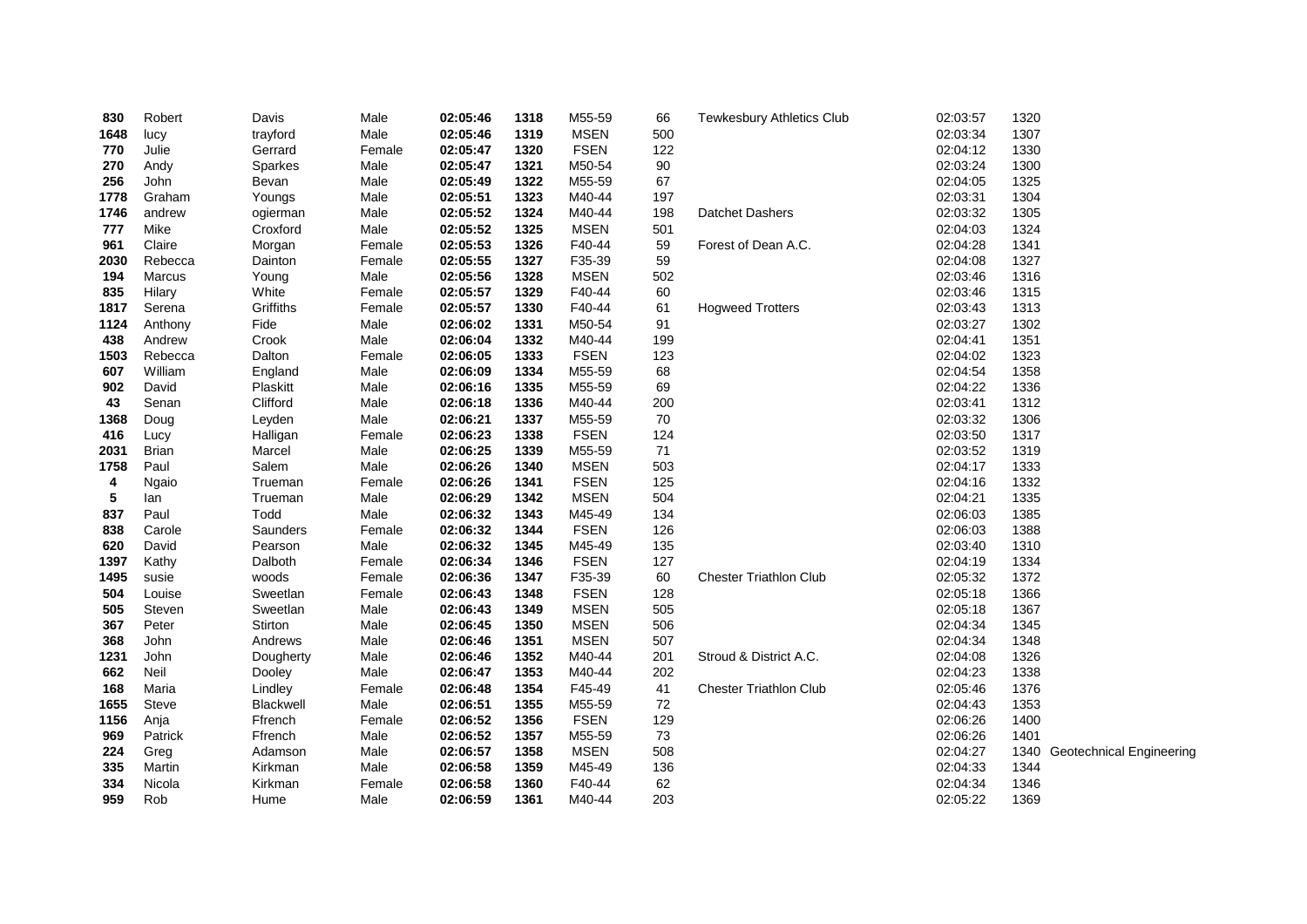| | | | | | | | | | | | |
|---|---|---|---|---|---|---|---|---|---|---|---|
| **830** | Robert | Davis | Male | **02:05:46** | **1318** | M55-59 | 66 | Tewkesbury Athletics Club | 02:03:57 | 1320 | |
| **1648** | lucy | trayford | Male | **02:05:46** | **1319** | MSEN | 500 | | 02:03:34 | 1307 | |
| **770** | Julie | Gerrard | Female | **02:05:47** | **1320** | FSEN | 122 | | 02:04:12 | 1330 | |
| **270** | Andy | Sparkes | Male | **02:05:47** | **1321** | M50-54 | 90 | | 02:03:24 | 1300 | |
| **256** | John | Bevan | Male | **02:05:49** | **1322** | M55-59 | 67 | | 02:04:05 | 1325 | |
| **1778** | Graham | Youngs | Male | **02:05:51** | **1323** | M40-44 | 197 | | 02:03:31 | 1304 | |
| **1746** | andrew | ogierman | Male | **02:05:52** | **1324** | M40-44 | 198 | Datchet Dashers | 02:03:32 | 1305 | |
| **777** | Mike | Croxford | Male | **02:05:52** | **1325** | MSEN | 501 | | 02:04:03 | 1324 | |
| **961** | Claire | Morgan | Female | **02:05:53** | **1326** | F40-44 | 59 | Forest of Dean A.C. | 02:04:28 | 1341 | |
| **2030** | Rebecca | Dainton | Female | **02:05:55** | **1327** | F35-39 | 59 | | 02:04:08 | 1327 | |
| **194** | Marcus | Young | Male | **02:05:56** | **1328** | MSEN | 502 | | 02:03:46 | 1316 | |
| **835** | Hilary | White | Female | **02:05:57** | **1329** | F40-44 | 60 | | 02:03:46 | 1315 | |
| **1817** | Serena | Griffiths | Female | **02:05:57** | **1330** | F40-44 | 61 | Hogweed Trotters | 02:03:43 | 1313 | |
| **1124** | Anthony | Fide | Male | **02:06:02** | **1331** | M50-54 | 91 | | 02:03:27 | 1302 | |
| **438** | Andrew | Crook | Male | **02:06:04** | **1332** | M40-44 | 199 | | 02:04:41 | 1351 | |
| **1503** | Rebecca | Dalton | Female | **02:06:05** | **1333** | FSEN | 123 | | 02:04:02 | 1323 | |
| **607** | William | England | Male | **02:06:09** | **1334** | M55-59 | 68 | | 02:04:54 | 1358 | |
| **902** | David | Plaskitt | Male | **02:06:16** | **1335** | M55-59 | 69 | | 02:04:22 | 1336 | |
| **43** | Senan | Clifford | Male | **02:06:18** | **1336** | M40-44 | 200 | | 02:03:41 | 1312 | |
| **1368** | Doug | Leyden | Male | **02:06:21** | **1337** | M55-59 | 70 | | 02:03:32 | 1306 | |
| **416** | Lucy | Halligan | Female | **02:06:23** | **1338** | FSEN | 124 | | 02:03:50 | 1317 | |
| **2031** | Brian | Marcel | Male | **02:06:25** | **1339** | M55-59 | 71 | | 02:03:52 | 1319 | |
| **1758** | Paul | Salem | Male | **02:06:26** | **1340** | MSEN | 503 | | 02:04:17 | 1333 | |
| **4** | Ngaio | Trueman | Female | **02:06:26** | **1341** | FSEN | 125 | | 02:04:16 | 1332 | |
| **5** | Ian | Trueman | Male | **02:06:29** | **1342** | MSEN | 504 | | 02:04:21 | 1335 | |
| **837** | Paul | Todd | Male | **02:06:32** | **1343** | M45-49 | 134 | | 02:06:03 | 1385 | |
| **838** | Carole | Saunders | Female | **02:06:32** | **1344** | FSEN | 126 | | 02:06:03 | 1388 | |
| **620** | David | Pearson | Male | **02:06:32** | **1345** | M45-49 | 135 | | 02:03:40 | 1310 | |
| **1397** | Kathy | Dalboth | Female | **02:06:34** | **1346** | FSEN | 127 | | 02:04:19 | 1334 | |
| **1495** | susie | woods | Female | **02:06:36** | **1347** | F35-39 | 60 | Chester Triathlon Club | 02:05:32 | 1372 | |
| **504** | Louise | Sweetlan | Female | **02:06:43** | **1348** | FSEN | 128 | | 02:05:18 | 1366 | |
| **505** | Steven | Sweetlan | Male | **02:06:43** | **1349** | MSEN | 505 | | 02:05:18 | 1367 | |
| **367** | Peter | Stirton | Male | **02:06:45** | **1350** | MSEN | 506 | | 02:04:34 | 1345 | |
| **368** | John | Andrews | Male | **02:06:46** | **1351** | MSEN | 507 | | 02:04:34 | 1348 | |
| **1231** | John | Dougherty | Male | **02:06:46** | **1352** | M40-44 | 201 | Stroud & District A.C. | 02:04:08 | 1326 | |
| **662** | Neil | Dooley | Male | **02:06:47** | **1353** | M40-44 | 202 | | 02:04:23 | 1338 | |
| **168** | Maria | Lindley | Female | **02:06:48** | **1354** | F45-49 | 41 | Chester Triathlon Club | 02:05:46 | 1376 | |
| **1655** | Steve | Blackwell | Male | **02:06:51** | **1355** | M55-59 | 72 | | 02:04:43 | 1353 | |
| **1156** | Anja | Ffrench | Female | **02:06:52** | **1356** | FSEN | 129 | | 02:06:26 | 1400 | |
| **969** | Patrick | Ffrench | Male | **02:06:52** | **1357** | M55-59 | 73 | | 02:06:26 | 1401 | |
| **224** | Greg | Adamson | Male | **02:06:57** | **1358** | MSEN | 508 | | 02:04:27 | 1340 | Geotechnical Engineering |
| **335** | Martin | Kirkman | Male | **02:06:58** | **1359** | M45-49 | 136 | | 02:04:33 | 1344 | |
| **334** | Nicola | Kirkman | Female | **02:06:58** | **1360** | F40-44 | 62 | | 02:04:34 | 1346 | |
| **959** | Rob | Hume | Male | **02:06:59** | **1361** | M40-44 | 203 | | 02:05:22 | 1369 | |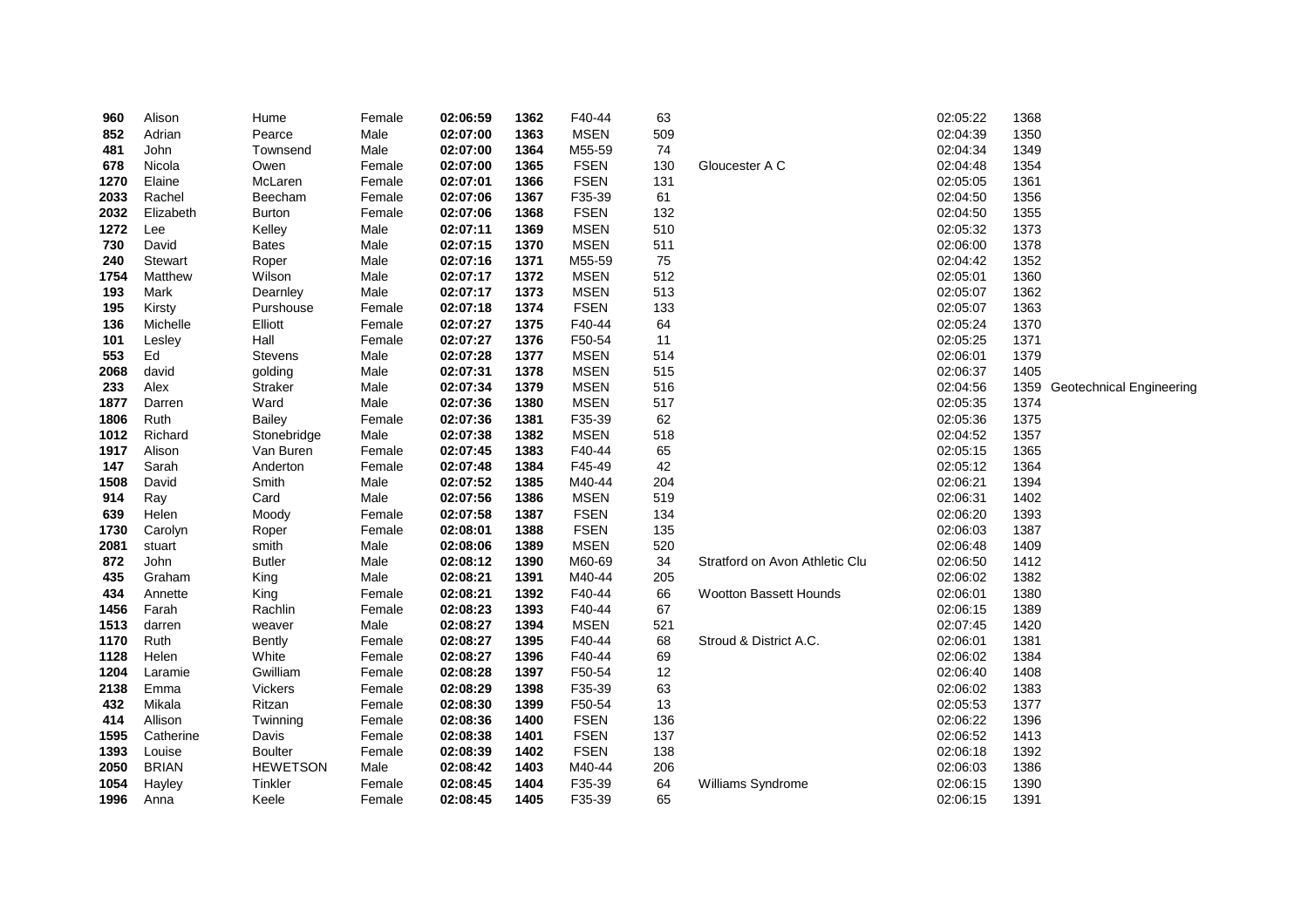| | | | | | | | | | | | |
|---|---|---|---|---|---|---|---|---|---|---|---|
| **960** | Alison | Hume | Female | **02:06:59** | **1362** | F40-44 | 63 | | 02:05:22 | 1368 | |
| **852** | Adrian | Pearce | Male | **02:07:00** | **1363** | MSEN | 509 | | 02:04:39 | 1350 | |
| **481** | John | Townsend | Male | **02:07:00** | **1364** | M55-59 | 74 | | 02:04:34 | 1349 | |
| **678** | Nicola | Owen | Female | **02:07:00** | **1365** | FSEN | 130 | Gloucester A C | 02:04:48 | 1354 | |
| **1270** | Elaine | McLaren | Female | **02:07:01** | **1366** | FSEN | 131 | | 02:05:05 | 1361 | |
| **2033** | Rachel | Beecham | Female | **02:07:06** | **1367** | F35-39 | 61 | | 02:04:50 | 1356 | |
| **2032** | Elizabeth | Burton | Female | **02:07:06** | **1368** | FSEN | 132 | | 02:04:50 | 1355 | |
| **1272** | Lee | Kelley | Male | **02:07:11** | **1369** | MSEN | 510 | | 02:05:32 | 1373 | |
| **730** | David | Bates | Male | **02:07:15** | **1370** | MSEN | 511 | | 02:06:00 | 1378 | |
| **240** | Stewart | Roper | Male | **02:07:16** | **1371** | M55-59 | 75 | | 02:04:42 | 1352 | |
| **1754** | Matthew | Wilson | Male | **02:07:17** | **1372** | MSEN | 512 | | 02:05:01 | 1360 | |
| **193** | Mark | Dearnley | Male | **02:07:17** | **1373** | MSEN | 513 | | 02:05:07 | 1362 | |
| **195** | Kirsty | Purshouse | Female | **02:07:18** | **1374** | FSEN | 133 | | 02:05:07 | 1363 | |
| **136** | Michelle | Elliott | Female | **02:07:27** | **1375** | F40-44 | 64 | | 02:05:24 | 1370 | |
| **101** | Lesley | Hall | Female | **02:07:27** | **1376** | F50-54 | 11 | | 02:05:25 | 1371 | |
| **553** | Ed | Stevens | Male | **02:07:28** | **1377** | MSEN | 514 | | 02:06:01 | 1379 | |
| **2068** | david | golding | Male | **02:07:31** | **1378** | MSEN | 515 | | 02:06:37 | 1405 | |
| **233** | Alex | Straker | Male | **02:07:34** | **1379** | MSEN | 516 | | 02:04:56 | 1359 | Geotechnical Engineering |
| **1877** | Darren | Ward | Male | **02:07:36** | **1380** | MSEN | 517 | | 02:05:35 | 1374 | |
| **1806** | Ruth | Bailey | Female | **02:07:36** | **1381** | F35-39 | 62 | | 02:05:36 | 1375 | |
| **1012** | Richard | Stonebridge | Male | **02:07:38** | **1382** | MSEN | 518 | | 02:04:52 | 1357 | |
| **1917** | Alison | Van Buren | Female | **02:07:45** | **1383** | F40-44 | 65 | | 02:05:15 | 1365 | |
| **147** | Sarah | Anderton | Female | **02:07:48** | **1384** | F45-49 | 42 | | 02:05:12 | 1364 | |
| **1508** | David | Smith | Male | **02:07:52** | **1385** | M40-44 | 204 | | 02:06:21 | 1394 | |
| **914** | Ray | Card | Male | **02:07:56** | **1386** | MSEN | 519 | | 02:06:31 | 1402 | |
| **639** | Helen | Moody | Female | **02:07:58** | **1387** | FSEN | 134 | | 02:06:20 | 1393 | |
| **1730** | Carolyn | Roper | Female | **02:08:01** | **1388** | FSEN | 135 | | 02:06:03 | 1387 | |
| **2081** | stuart | smith | Male | **02:08:06** | **1389** | MSEN | 520 | | 02:06:48 | 1409 | |
| **872** | John | Butler | Male | **02:08:12** | **1390** | M60-69 | 34 | Stratford on Avon Athletic Clu | 02:06:50 | 1412 | |
| **435** | Graham | King | Male | **02:08:21** | **1391** | M40-44 | 205 | | 02:06:02 | 1382 | |
| **434** | Annette | King | Female | **02:08:21** | **1392** | F40-44 | 66 | Wootton Bassett Hounds | 02:06:01 | 1380 | |
| **1456** | Farah | Rachlin | Female | **02:08:23** | **1393** | F40-44 | 67 | | 02:06:15 | 1389 | |
| **1513** | darren | weaver | Male | **02:08:27** | **1394** | MSEN | 521 | | 02:07:45 | 1420 | |
| **1170** | Ruth | Bently | Female | **02:08:27** | **1395** | F40-44 | 68 | Stroud & District A.C. | 02:06:01 | 1381 | |
| **1128** | Helen | White | Female | **02:08:27** | **1396** | F40-44 | 69 | | 02:06:02 | 1384 | |
| **1204** | Laramie | Gwilliam | Female | **02:08:28** | **1397** | F50-54 | 12 | | 02:06:40 | 1408 | |
| **2138** | Emma | Vickers | Female | **02:08:29** | **1398** | F35-39 | 63 | | 02:06:02 | 1383 | |
| **432** | Mikala | Ritzan | Female | **02:08:30** | **1399** | F50-54 | 13 | | 02:05:53 | 1377 | |
| **414** | Allison | Twinning | Female | **02:08:36** | **1400** | FSEN | 136 | | 02:06:22 | 1396 | |
| **1595** | Catherine | Davis | Female | **02:08:38** | **1401** | FSEN | 137 | | 02:06:52 | 1413 | |
| **1393** | Louise | Boulter | Female | **02:08:39** | **1402** | FSEN | 138 | | 02:06:18 | 1392 | |
| **2050** | BRIAN | HEWETSON | Male | **02:08:42** | **1403** | M40-44 | 206 | | 02:06:03 | 1386 | |
| **1054** | Hayley | Tinkler | Female | **02:08:45** | **1404** | F35-39 | 64 | Williams Syndrome | 02:06:15 | 1390 | |
| **1996** | Anna | Keele | Female | **02:08:45** | **1405** | F35-39 | 65 | | 02:06:15 | 1391 | |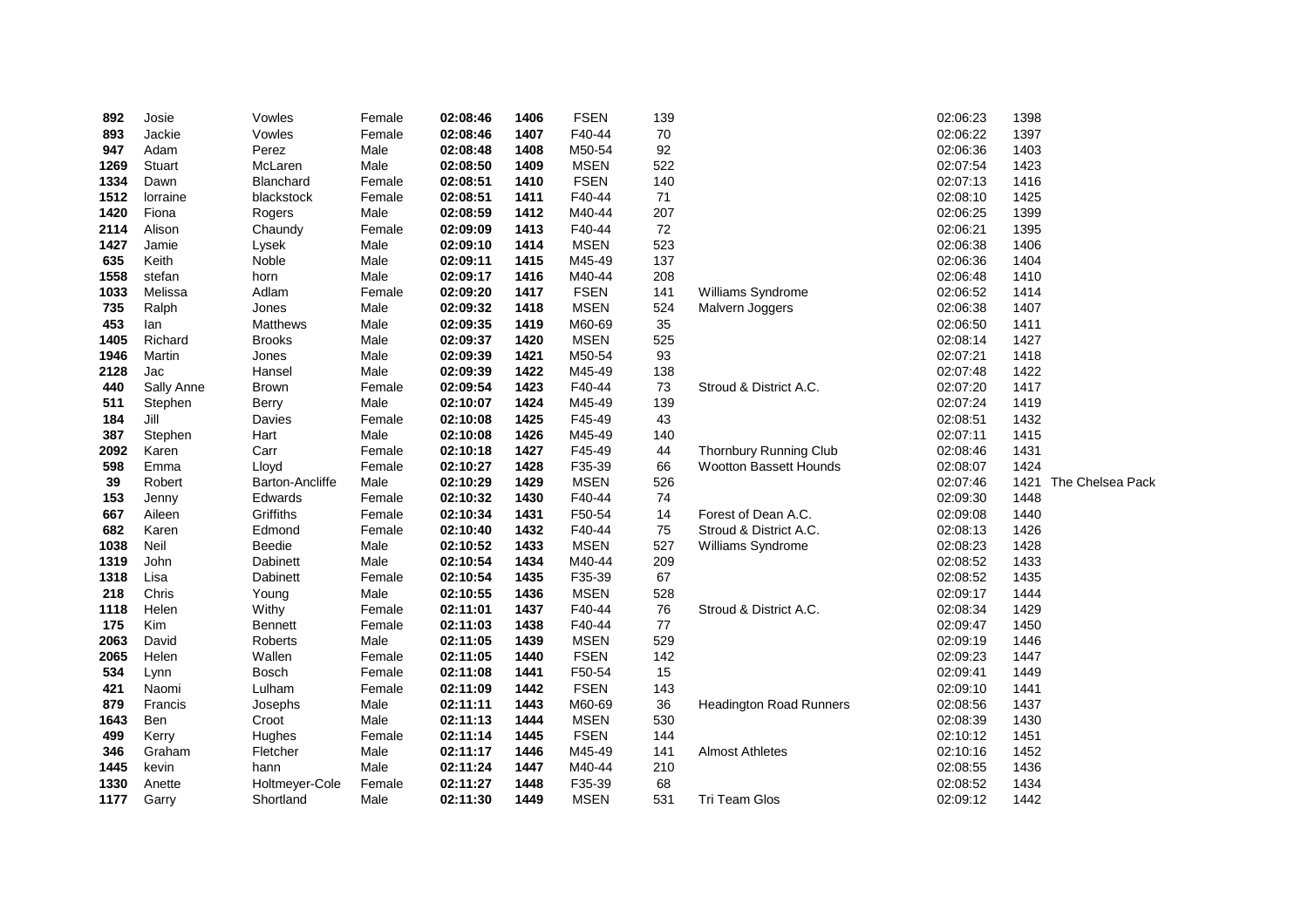| | | | | | | | | | | | |
|---|---|---|---|---|---|---|---|---|---|---|---|
| **892** | Josie | Vowles | Female | **02:08:46** | **1406** | FSEN | 139 | | 02:06:23 | 1398 | |
| **893** | Jackie | Vowles | Female | **02:08:46** | **1407** | F40-44 | 70 | | 02:06:22 | 1397 | |
| **947** | Adam | Perez | Male | **02:08:48** | **1408** | M50-54 | 92 | | 02:06:36 | 1403 | |
| **1269** | Stuart | McLaren | Male | **02:08:50** | **1409** | MSEN | 522 | | 02:07:54 | 1423 | |
| **1334** | Dawn | Blanchard | Female | **02:08:51** | **1410** | FSEN | 140 | | 02:07:13 | 1416 | |
| **1512** | lorraine | blackstock | Female | **02:08:51** | **1411** | F40-44 | 71 | | 02:08:10 | 1425 | |
| **1420** | Fiona | Rogers | Male | **02:08:59** | **1412** | M40-44 | 207 | | 02:06:25 | 1399 | |
| **2114** | Alison | Chaundy | Female | **02:09:09** | **1413** | F40-44 | 72 | | 02:06:21 | 1395 | |
| **1427** | Jamie | Lysek | Male | **02:09:10** | **1414** | MSEN | 523 | | 02:06:38 | 1406 | |
| **635** | Keith | Noble | Male | **02:09:11** | **1415** | M45-49 | 137 | | 02:06:36 | 1404 | |
| **1558** | stefan | horn | Male | **02:09:17** | **1416** | M40-44 | 208 | | 02:06:48 | 1410 | |
| **1033** | Melissa | Adlam | Female | **02:09:20** | **1417** | FSEN | 141 | Williams Syndrome | 02:06:52 | 1414 | |
| **735** | Ralph | Jones | Male | **02:09:32** | **1418** | MSEN | 524 | Malvern Joggers | 02:06:38 | 1407 | |
| **453** | Ian | Matthews | Male | **02:09:35** | **1419** | M60-69 | 35 | | 02:06:50 | 1411 | |
| **1405** | Richard | Brooks | Male | **02:09:37** | **1420** | MSEN | 525 | | 02:08:14 | 1427 | |
| **1946** | Martin | Jones | Male | **02:09:39** | **1421** | M50-54 | 93 | | 02:07:21 | 1418 | |
| **2128** | Jac | Hansel | Male | **02:09:39** | **1422** | M45-49 | 138 | | 02:07:48 | 1422 | |
| **440** | Sally Anne | Brown | Female | **02:09:54** | **1423** | F40-44 | 73 | Stroud & District A.C. | 02:07:20 | 1417 | |
| **511** | Stephen | Berry | Male | **02:10:07** | **1424** | M45-49 | 139 | | 02:07:24 | 1419 | |
| **184** | Jill | Davies | Female | **02:10:08** | **1425** | F45-49 | 43 | | 02:08:51 | 1432 | |
| **387** | Stephen | Hart | Male | **02:10:08** | **1426** | M45-49 | 140 | | 02:07:11 | 1415 | |
| **2092** | Karen | Carr | Female | **02:10:18** | **1427** | F45-49 | 44 | Thornbury Running Club | 02:08:46 | 1431 | |
| **598** | Emma | Lloyd | Female | **02:10:27** | **1428** | F35-39 | 66 | Wootton Bassett Hounds | 02:08:07 | 1424 | |
| **39** | Robert | Barton-Ancliffe | Male | **02:10:29** | **1429** | MSEN | 526 | | 02:07:46 | 1421 | The Chelsea Pack |
| **153** | Jenny | Edwards | Female | **02:10:32** | **1430** | F40-44 | 74 | | 02:09:30 | 1448 | |
| **667** | Aileen | Griffiths | Female | **02:10:34** | **1431** | F50-54 | 14 | Forest of Dean A.C. | 02:09:08 | 1440 | |
| **682** | Karen | Edmond | Female | **02:10:40** | **1432** | F40-44 | 75 | Stroud & District A.C. | 02:08:13 | 1426 | |
| **1038** | Neil | Beedie | Male | **02:10:52** | **1433** | MSEN | 527 | Williams Syndrome | 02:08:23 | 1428 | |
| **1319** | John | Dabinett | Male | **02:10:54** | **1434** | M40-44 | 209 | | 02:08:52 | 1433 | |
| **1318** | Lisa | Dabinett | Female | **02:10:54** | **1435** | F35-39 | 67 | | 02:08:52 | 1435 | |
| **218** | Chris | Young | Male | **02:10:55** | **1436** | MSEN | 528 | | 02:09:17 | 1444 | |
| **1118** | Helen | Withy | Female | **02:11:01** | **1437** | F40-44 | 76 | Stroud & District A.C. | 02:08:34 | 1429 | |
| **175** | Kim | Bennett | Female | **02:11:03** | **1438** | F40-44 | 77 | | 02:09:47 | 1450 | |
| **2063** | David | Roberts | Male | **02:11:05** | **1439** | MSEN | 529 | | 02:09:19 | 1446 | |
| **2065** | Helen | Wallen | Female | **02:11:05** | **1440** | FSEN | 142 | | 02:09:23 | 1447 | |
| **534** | Lynn | Bosch | Female | **02:11:08** | **1441** | F50-54 | 15 | | 02:09:41 | 1449 | |
| **421** | Naomi | Lulham | Female | **02:11:09** | **1442** | FSEN | 143 | | 02:09:10 | 1441 | |
| **879** | Francis | Josephs | Male | **02:11:11** | **1443** | M60-69 | 36 | Headington Road Runners | 02:08:56 | 1437 | |
| **1643** | Ben | Croot | Male | **02:11:13** | **1444** | MSEN | 530 | | 02:08:39 | 1430 | |
| **499** | Kerry | Hughes | Female | **02:11:14** | **1445** | FSEN | 144 | | 02:10:12 | 1451 | |
| **346** | Graham | Fletcher | Male | **02:11:17** | **1446** | M45-49 | 141 | Almost Athletes | 02:10:16 | 1452 | |
| **1445** | kevin | hann | Male | **02:11:24** | **1447** | M40-44 | 210 | | 02:08:55 | 1436 | |
| **1330** | Anette | Holtmeyer-Cole | Female | **02:11:27** | **1448** | F35-39 | 68 | | 02:08:52 | 1434 | |
| **1177** | Garry | Shortland | Male | **02:11:30** | **1449** | MSEN | 531 | Tri Team Glos | 02:09:12 | 1442 | |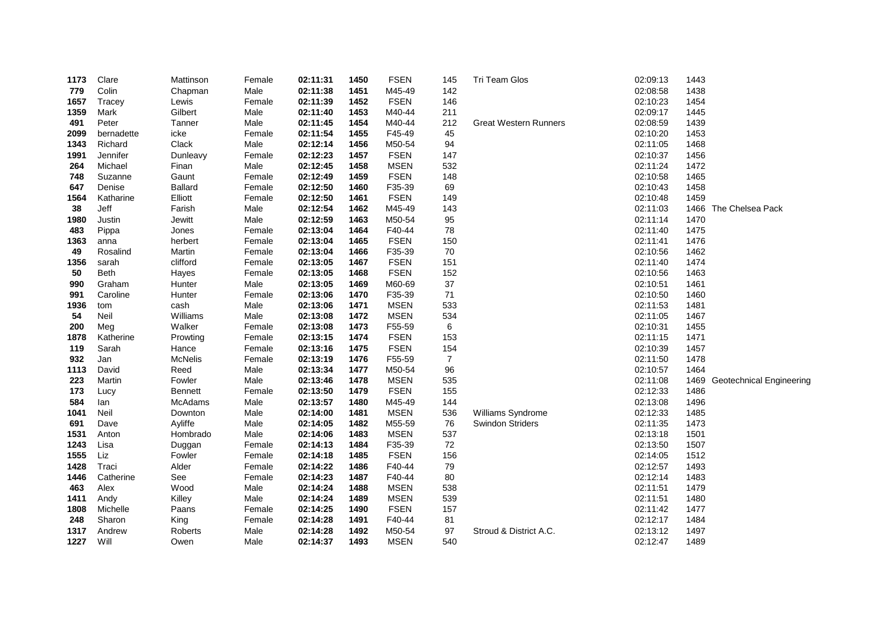| | | | | | | | | | | | |
|---|---|---|---|---|---|---|---|---|---|---|---|
| **1173** | Clare | Mattinson | Female | **02:11:31** | **1450** | FSEN | 145 | Tri Team Glos | 02:09:13 | 1443 | |
| **779** | Colin | Chapman | Male | **02:11:38** | **1451** | M45-49 | 142 | | 02:08:58 | 1438 | |
| **1657** | Tracey | Lewis | Female | **02:11:39** | **1452** | FSEN | 146 | | 02:10:23 | 1454 | |
| **1359** | Mark | Gilbert | Male | **02:11:40** | **1453** | M40-44 | 211 | | 02:09:17 | 1445 | |
| **491** | Peter | Tanner | Male | **02:11:45** | **1454** | M40-44 | 212 | Great Western Runners | 02:08:59 | 1439 | |
| **2099** | bernadette | icke | Female | **02:11:54** | **1455** | F45-49 | 45 | | 02:10:20 | 1453 | |
| **1343** | Richard | Clack | Male | **02:12:14** | **1456** | M50-54 | 94 | | 02:11:05 | 1468 | |
| **1991** | Jennifer | Dunleavy | Female | **02:12:23** | **1457** | FSEN | 147 | | 02:10:37 | 1456 | |
| **264** | Michael | Finan | Male | **02:12:45** | **1458** | MSEN | 532 | | 02:11:24 | 1472 | |
| **748** | Suzanne | Gaunt | Female | **02:12:49** | **1459** | FSEN | 148 | | 02:10:58 | 1465 | |
| **647** | Denise | Ballard | Female | **02:12:50** | **1460** | F35-39 | 69 | | 02:10:43 | 1458 | |
| **1564** | Katharine | Elliott | Female | **02:12:50** | **1461** | FSEN | 149 | | 02:10:48 | 1459 | |
| **38** | Jeff | Farish | Male | **02:12:54** | **1462** | M45-49 | 143 | | 02:11:03 | 1466 | The Chelsea Pack |
| **1980** | Justin | Jewitt | Male | **02:12:59** | **1463** | M50-54 | 95 | | 02:11:14 | 1470 | |
| **483** | Pippa | Jones | Female | **02:13:04** | **1464** | F40-44 | 78 | | 02:11:40 | 1475 | |
| **1363** | anna | herbert | Female | **02:13:04** | **1465** | FSEN | 150 | | 02:11:41 | 1476 | |
| **49** | Rosalind | Martin | Female | **02:13:04** | **1466** | F35-39 | 70 | | 02:10:56 | 1462 | |
| **1356** | sarah | clifford | Female | **02:13:05** | **1467** | FSEN | 151 | | 02:11:40 | 1474 | |
| **50** | Beth | Hayes | Female | **02:13:05** | **1468** | FSEN | 152 | | 02:10:56 | 1463 | |
| **990** | Graham | Hunter | Male | **02:13:05** | **1469** | M60-69 | 37 | | 02:10:51 | 1461 | |
| **991** | Caroline | Hunter | Female | **02:13:06** | **1470** | F35-39 | 71 | | 02:10:50 | 1460 | |
| **1936** | tom | cash | Male | **02:13:06** | **1471** | MSEN | 533 | | 02:11:53 | 1481 | |
| **54** | Neil | Williams | Male | **02:13:08** | **1472** | MSEN | 534 | | 02:11:05 | 1467 | |
| **200** | Meg | Walker | Female | **02:13:08** | **1473** | F55-59 | 6 | | 02:10:31 | 1455 | |
| **1878** | Katherine | Prowting | Female | **02:13:15** | **1474** | FSEN | 153 | | 02:11:15 | 1471 | |
| **119** | Sarah | Hance | Female | **02:13:16** | **1475** | FSEN | 154 | | 02:10:39 | 1457 | |
| **932** | Jan | McNelis | Female | **02:13:19** | **1476** | F55-59 | 7 | | 02:11:50 | 1478 | |
| **1113** | David | Reed | Male | **02:13:34** | **1477** | M50-54 | 96 | | 02:10:57 | 1464 | |
| **223** | Martin | Fowler | Male | **02:13:46** | **1478** | MSEN | 535 | | 02:11:08 | 1469 | Geotechnical Engineering |
| **173** | Lucy | Bennett | Female | **02:13:50** | **1479** | FSEN | 155 | | 02:12:33 | 1486 | |
| **584** | Ian | McAdams | Male | **02:13:57** | **1480** | M45-49 | 144 | | 02:13:08 | 1496 | |
| **1041** | Neil | Downton | Male | **02:14:00** | **1481** | MSEN | 536 | Williams Syndrome | 02:12:33 | 1485 | |
| **691** | Dave | Ayliffe | Male | **02:14:05** | **1482** | M55-59 | 76 | Swindon Striders | 02:11:35 | 1473 | |
| **1531** | Anton | Hombrado | Male | **02:14:06** | **1483** | MSEN | 537 | | 02:13:18 | 1501 | |
| **1243** | Lisa | Duggan | Female | **02:14:13** | **1484** | F35-39 | 72 | | 02:13:50 | 1507 | |
| **1555** | Liz | Fowler | Female | **02:14:18** | **1485** | FSEN | 156 | | 02:14:05 | 1512 | |
| **1428** | Traci | Alder | Female | **02:14:22** | **1486** | F40-44 | 79 | | 02:12:57 | 1493 | |
| **1446** | Catherine | See | Female | **02:14:23** | **1487** | F40-44 | 80 | | 02:12:14 | 1483 | |
| **463** | Alex | Wood | Male | **02:14:24** | **1488** | MSEN | 538 | | 02:11:51 | 1479 | |
| **1411** | Andy | Killey | Male | **02:14:24** | **1489** | MSEN | 539 | | 02:11:51 | 1480 | |
| **1808** | Michelle | Paans | Female | **02:14:25** | **1490** | FSEN | 157 | | 02:11:42 | 1477 | |
| **248** | Sharon | King | Female | **02:14:28** | **1491** | F40-44 | 81 | | 02:12:17 | 1484 | |
| **1317** | Andrew | Roberts | Male | **02:14:28** | **1492** | M50-54 | 97 | Stroud & District A.C. | 02:13:12 | 1497 | |
| **1227** | Will | Owen | Male | **02:14:37** | **1493** | MSEN | 540 | | 02:12:47 | 1489 | |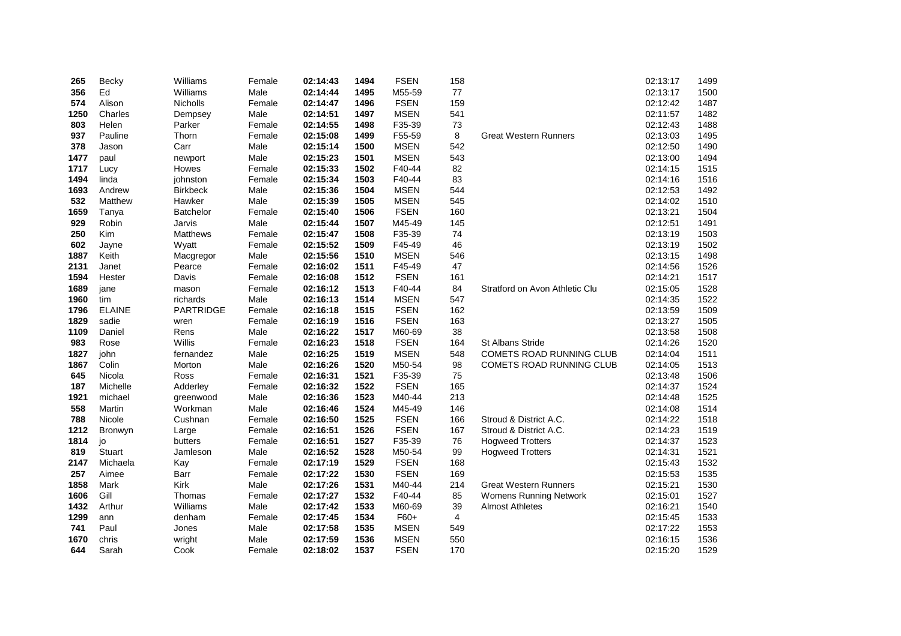| | | | | | | | | | | |
|---|---|---|---|---|---|---|---|---|---|---|
| **265** | Becky | Williams | Female | **02:14:43** | **1494** | FSEN | 158 | | 02:13:17 | 1499 |
| **356** | Ed | Williams | Male | **02:14:44** | **1495** | M55-59 | 77 | | 02:13:17 | 1500 |
| **574** | Alison | Nicholls | Female | **02:14:47** | **1496** | FSEN | 159 | | 02:12:42 | 1487 |
| **1250** | Charles | Dempsey | Male | **02:14:51** | **1497** | MSEN | 541 | | 02:11:57 | 1482 |
| **803** | Helen | Parker | Female | **02:14:55** | **1498** | F35-39 | 73 | | 02:12:43 | 1488 |
| **937** | Pauline | Thorn | Female | **02:15:08** | **1499** | F55-59 | 8 | Great Western Runners | 02:13:03 | 1495 |
| **378** | Jason | Carr | Male | **02:15:14** | **1500** | MSEN | 542 | | 02:12:50 | 1490 |
| **1477** | paul | newport | Male | **02:15:23** | **1501** | MSEN | 543 | | 02:13:00 | 1494 |
| **1717** | Lucy | Howes | Female | **02:15:33** | **1502** | F40-44 | 82 | | 02:14:15 | 1515 |
| **1494** | linda | johnston | Female | **02:15:34** | **1503** | F40-44 | 83 | | 02:14:16 | 1516 |
| **1693** | Andrew | Birkbeck | Male | **02:15:36** | **1504** | MSEN | 544 | | 02:12:53 | 1492 |
| **532** | Matthew | Hawker | Male | **02:15:39** | **1505** | MSEN | 545 | | 02:14:02 | 1510 |
| **1659** | Tanya | Batchelor | Female | **02:15:40** | **1506** | FSEN | 160 | | 02:13:21 | 1504 |
| **929** | Robin | Jarvis | Male | **02:15:44** | **1507** | M45-49 | 145 | | 02:12:51 | 1491 |
| **250** | Kim | Matthews | Female | **02:15:47** | **1508** | F35-39 | 74 | | 02:13:19 | 1503 |
| **602** | Jayne | Wyatt | Female | **02:15:52** | **1509** | F45-49 | 46 | | 02:13:19 | 1502 |
| **1887** | Keith | Macgregor | Male | **02:15:56** | **1510** | MSEN | 546 | | 02:13:15 | 1498 |
| **2131** | Janet | Pearce | Female | **02:16:02** | **1511** | F45-49 | 47 | | 02:14:56 | 1526 |
| **1594** | Hester | Davis | Female | **02:16:08** | **1512** | FSEN | 161 | | 02:14:21 | 1517 |
| **1689** | jane | mason | Female | **02:16:12** | **1513** | F40-44 | 84 | Stratford on Avon Athletic Clu | 02:15:05 | 1528 |
| **1960** | tim | richards | Male | **02:16:13** | **1514** | MSEN | 547 | | 02:14:35 | 1522 |
| **1796** | ELAINE | PARTRIDGE | Female | **02:16:18** | **1515** | FSEN | 162 | | 02:13:59 | 1509 |
| **1829** | sadie | wren | Female | **02:16:19** | **1516** | FSEN | 163 | | 02:13:27 | 1505 |
| **1109** | Daniel | Rens | Male | **02:16:22** | **1517** | M60-69 | 38 | | 02:13:58 | 1508 |
| **983** | Rose | Willis | Female | **02:16:23** | **1518** | FSEN | 164 | St Albans Stride | 02:14:26 | 1520 |
| **1827** | john | fernandez | Male | **02:16:25** | **1519** | MSEN | 548 | COMETS ROAD RUNNING CLUB | 02:14:04 | 1511 |
| **1867** | Colin | Morton | Male | **02:16:26** | **1520** | M50-54 | 98 | COMETS ROAD RUNNING CLUB | 02:14:05 | 1513 |
| **645** | Nicola | Ross | Female | **02:16:31** | **1521** | F35-39 | 75 | | 02:13:48 | 1506 |
| **187** | Michelle | Adderley | Female | **02:16:32** | **1522** | FSEN | 165 | | 02:14:37 | 1524 |
| **1921** | michael | greenwood | Male | **02:16:36** | **1523** | M40-44 | 213 | | 02:14:48 | 1525 |
| **558** | Martin | Workman | Male | **02:16:46** | **1524** | M45-49 | 146 | | 02:14:08 | 1514 |
| **788** | Nicole | Cushnan | Female | **02:16:50** | **1525** | FSEN | 166 | Stroud & District A.C. | 02:14:22 | 1518 |
| **1212** | Bronwyn | Large | Female | **02:16:51** | **1526** | FSEN | 167 | Stroud & District A.C. | 02:14:23 | 1519 |
| **1814** | jo | butters | Female | **02:16:51** | **1527** | F35-39 | 76 | Hogweed Trotters | 02:14:37 | 1523 |
| **819** | Stuart | Jamleson | Male | **02:16:52** | **1528** | M50-54 | 99 | Hogweed Trotters | 02:14:31 | 1521 |
| **2147** | Michaela | Kay | Female | **02:17:19** | **1529** | FSEN | 168 | | 02:15:43 | 1532 |
| **257** | Aimee | Barr | Female | **02:17:22** | **1530** | FSEN | 169 | | 02:15:53 | 1535 |
| **1858** | Mark | Kirk | Male | **02:17:26** | **1531** | M40-44 | 214 | Great Western Runners | 02:15:21 | 1530 |
| **1606** | Gill | Thomas | Female | **02:17:27** | **1532** | F40-44 | 85 | Womens Running Network | 02:15:01 | 1527 |
| **1432** | Arthur | Williams | Male | **02:17:42** | **1533** | M60-69 | 39 | Almost Athletes | 02:16:21 | 1540 |
| **1299** | ann | denham | Female | **02:17:45** | **1534** | F60+ | 4 | | 02:15:45 | 1533 |
| **741** | Paul | Jones | Male | **02:17:58** | **1535** | MSEN | 549 | | 02:17:22 | 1553 |
| **1670** | chris | wright | Male | **02:17:59** | **1536** | MSEN | 550 | | 02:16:15 | 1536 |
| **644** | Sarah | Cook | Female | **02:18:02** | **1537** | FSEN | 170 | | 02:15:20 | 1529 |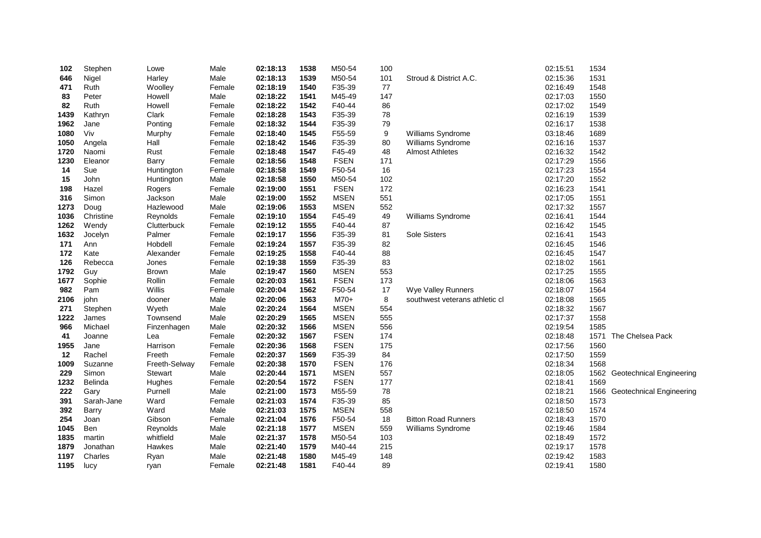| | | | | | | | | | | | |
|---|---|---|---|---|---|---|---|---|---|---|---|
| **102** | Stephen | Lowe | Male | **02:18:13** | **1538** | M50-54 | 100 | | 02:15:51 | 1534 | |
| **646** | Nigel | Harley | Male | **02:18:13** | **1539** | M50-54 | 101 | Stroud & District A.C. | 02:15:36 | 1531 | |
| **471** | Ruth | Woolley | Female | **02:18:19** | **1540** | F35-39 | 77 | | 02:16:49 | 1548 | |
| **83** | Peter | Howell | Male | **02:18:22** | **1541** | M45-49 | 147 | | 02:17:03 | 1550 | |
| **82** | Ruth | Howell | Female | **02:18:22** | **1542** | F40-44 | 86 | | 02:17:02 | 1549 | |
| **1439** | Kathryn | Clark | Female | **02:18:28** | **1543** | F35-39 | 78 | | 02:16:19 | 1539 | |
| **1962** | Jane | Ponting | Female | **02:18:32** | **1544** | F35-39 | 79 | | 02:16:17 | 1538 | |
| **1080** | Viv | Murphy | Female | **02:18:40** | **1545** | F55-59 | 9 | Williams Syndrome | 03:18:46 | 1689 | |
| **1050** | Angela | Hall | Female | **02:18:42** | **1546** | F35-39 | 80 | Williams Syndrome | 02:16:16 | 1537 | |
| **1720** | Naomi | Rust | Female | **02:18:48** | **1547** | F45-49 | 48 | Almost Athletes | 02:16:32 | 1542 | |
| **1230** | Eleanor | Barry | Female | **02:18:56** | **1548** | FSEN | 171 | | 02:17:29 | 1556 | |
| **14** | Sue | Huntington | Female | **02:18:58** | **1549** | F50-54 | 16 | | 02:17:23 | 1554 | |
| **15** | John | Huntington | Male | **02:18:58** | **1550** | M50-54 | 102 | | 02:17:20 | 1552 | |
| **198** | Hazel | Rogers | Female | **02:19:00** | **1551** | FSEN | 172 | | 02:16:23 | 1541 | |
| **316** | Simon | Jackson | Male | **02:19:00** | **1552** | MSEN | 551 | | 02:17:05 | 1551 | |
| **1273** | Doug | Hazlewood | Male | **02:19:06** | **1553** | MSEN | 552 | | 02:17:32 | 1557 | |
| **1036** | Christine | Reynolds | Female | **02:19:10** | **1554** | F45-49 | 49 | Williams Syndrome | 02:16:41 | 1544 | |
| **1262** | Wendy | Clutterbuck | Female | **02:19:12** | **1555** | F40-44 | 87 | | 02:16:42 | 1545 | |
| **1632** | Jocelyn | Palmer | Female | **02:19:17** | **1556** | F35-39 | 81 | Sole Sisters | 02:16:41 | 1543 | |
| **171** | Ann | Hobdell | Female | **02:19:24** | **1557** | F35-39 | 82 | | 02:16:45 | 1546 | |
| **172** | Kate | Alexander | Female | **02:19:25** | **1558** | F40-44 | 88 | | 02:16:45 | 1547 | |
| **126** | Rebecca | Jones | Female | **02:19:38** | **1559** | F35-39 | 83 | | 02:18:02 | 1561 | |
| **1792** | Guy | Brown | Male | **02:19:47** | **1560** | MSEN | 553 | | 02:17:25 | 1555 | |
| **1677** | Sophie | Rollin | Female | **02:20:03** | **1561** | FSEN | 173 | | 02:18:06 | 1563 | |
| **982** | Pam | Willis | Female | **02:20:04** | **1562** | F50-54 | 17 | Wye Valley Runners | 02:18:07 | 1564 | |
| **2106** | john | dooner | Male | **02:20:06** | **1563** | M70+ | 8 | southwest veterans athletic cl | 02:18:08 | 1565 | |
| **271** | Stephen | Wyeth | Male | **02:20:24** | **1564** | MSEN | 554 | | 02:18:32 | 1567 | |
| **1222** | James | Townsend | Male | **02:20:29** | **1565** | MSEN | 555 | | 02:17:37 | 1558 | |
| **966** | Michael | Finzenhagen | Male | **02:20:32** | **1566** | MSEN | 556 | | 02:19:54 | 1585 | |
| **41** | Joanne | Lea | Female | **02:20:32** | **1567** | FSEN | 174 | | 02:18:48 | 1571 | The Chelsea Pack |
| **1955** | Jane | Harrison | Female | **02:20:36** | **1568** | FSEN | 175 | | 02:17:56 | 1560 | |
| **12** | Rachel | Freeth | Female | **02:20:37** | **1569** | F35-39 | 84 | | 02:17:50 | 1559 | |
| **1009** | Suzanne | Freeth-Selway | Female | **02:20:38** | **1570** | FSEN | 176 | | 02:18:34 | 1568 | |
| **229** | Simon | Stewart | Male | **02:20:44** | **1571** | MSEN | 557 | | 02:18:05 | 1562 | Geotechnical Engineering |
| **1232** | Belinda | Hughes | Female | **02:20:54** | **1572** | FSEN | 177 | | 02:18:41 | 1569 | |
| **222** | Gary | Purnell | Male | **02:21:00** | **1573** | M55-59 | 78 | | 02:18:21 | 1566 | Geotechnical Engineering |
| **391** | Sarah-Jane | Ward | Female | **02:21:03** | **1574** | F35-39 | 85 | | 02:18:50 | 1573 | |
| **392** | Barry | Ward | Male | **02:21:03** | **1575** | MSEN | 558 | | 02:18:50 | 1574 | |
| **254** | Joan | Gibson | Female | **02:21:04** | **1576** | F50-54 | 18 | Bitton Road Runners | 02:18:43 | 1570 | |
| **1045** | Ben | Reynolds | Male | **02:21:18** | **1577** | MSEN | 559 | Williams Syndrome | 02:19:46 | 1584 | |
| **1835** | martin | whitfield | Male | **02:21:37** | **1578** | M50-54 | 103 | | 02:18:49 | 1572 | |
| **1879** | Jonathan | Hawkes | Male | **02:21:40** | **1579** | M40-44 | 215 | | 02:19:17 | 1578 | |
| **1197** | Charles | Ryan | Male | **02:21:48** | **1580** | M45-49 | 148 | | 02:19:42 | 1583 | |
| **1195** | lucy | ryan | Female | **02:21:48** | **1581** | F40-44 | 89 | | 02:19:41 | 1580 | |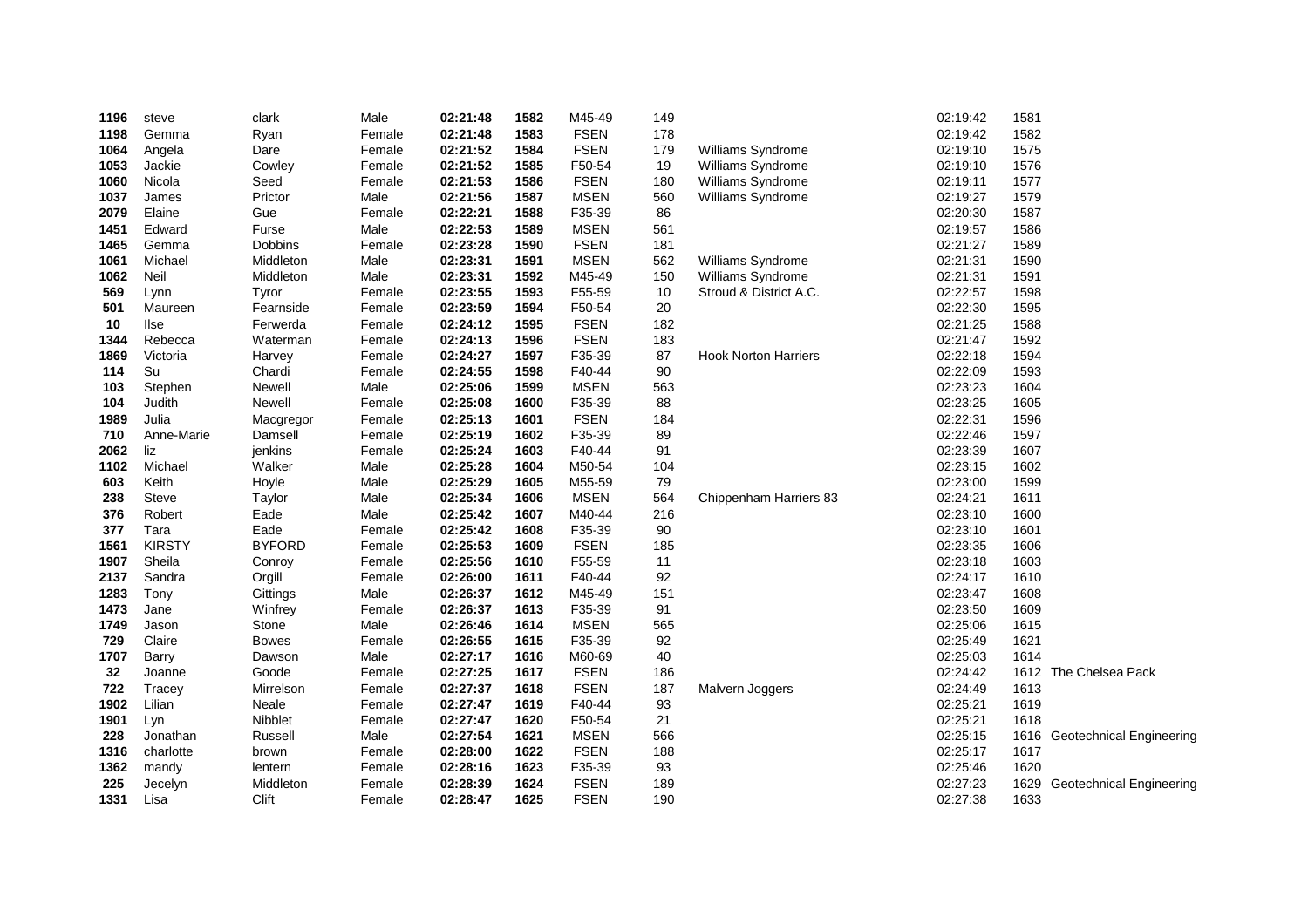| | | | | | | | | | | | |
|---|---|---|---|---|---|---|---|---|---|---|---|
| **1196** | steve | clark | Male | **02:21:48** | **1582** | M45-49 | 149 | | 02:19:42 | 1581 | |
| **1198** | Gemma | Ryan | Female | **02:21:48** | **1583** | FSEN | 178 | | 02:19:42 | 1582 | |
| **1064** | Angela | Dare | Female | **02:21:52** | **1584** | FSEN | 179 | Williams Syndrome | 02:19:10 | 1575 | |
| **1053** | Jackie | Cowley | Female | **02:21:52** | **1585** | F50-54 | 19 | Williams Syndrome | 02:19:10 | 1576 | |
| **1060** | Nicola | Seed | Female | **02:21:53** | **1586** | FSEN | 180 | Williams Syndrome | 02:19:11 | 1577 | |
| **1037** | James | Prictor | Male | **02:21:56** | **1587** | MSEN | 560 | Williams Syndrome | 02:19:27 | 1579 | |
| **2079** | Elaine | Gue | Female | **02:22:21** | **1588** | F35-39 | 86 | | 02:20:30 | 1587 | |
| **1451** | Edward | Furse | Male | **02:22:53** | **1589** | MSEN | 561 | | 02:19:57 | 1586 | |
| **1465** | Gemma | Dobbins | Female | **02:23:28** | **1590** | FSEN | 181 | | 02:21:27 | 1589 | |
| **1061** | Michael | Middleton | Male | **02:23:31** | **1591** | MSEN | 562 | Williams Syndrome | 02:21:31 | 1590 | |
| **1062** | Neil | Middleton | Male | **02:23:31** | **1592** | M45-49 | 150 | Williams Syndrome | 02:21:31 | 1591 | |
| **569** | Lynn | Tyror | Female | **02:23:55** | **1593** | F55-59 | 10 | Stroud & District A.C. | 02:22:57 | 1598 | |
| **501** | Maureen | Fearnside | Female | **02:23:59** | **1594** | F50-54 | 20 | | 02:22:30 | 1595 | |
| **10** | Ilse | Ferwerda | Female | **02:24:12** | **1595** | FSEN | 182 | | 02:21:25 | 1588 | |
| **1344** | Rebecca | Waterman | Female | **02:24:13** | **1596** | FSEN | 183 | | 02:21:47 | 1592 | |
| **1869** | Victoria | Harvey | Female | **02:24:27** | **1597** | F35-39 | 87 | Hook Norton Harriers | 02:22:18 | 1594 | |
| **114** | Su | Chardi | Female | **02:24:55** | **1598** | F40-44 | 90 | | 02:22:09 | 1593 | |
| **103** | Stephen | Newell | Male | **02:25:06** | **1599** | MSEN | 563 | | 02:23:23 | 1604 | |
| **104** | Judith | Newell | Female | **02:25:08** | **1600** | F35-39 | 88 | | 02:23:25 | 1605 | |
| **1989** | Julia | Macgregor | Female | **02:25:13** | **1601** | FSEN | 184 | | 02:22:31 | 1596 | |
| **710** | Anne-Marie | Damsell | Female | **02:25:19** | **1602** | F35-39 | 89 | | 02:22:46 | 1597 | |
| **2062** | liz | jenkins | Female | **02:25:24** | **1603** | F40-44 | 91 | | 02:23:39 | 1607 | |
| **1102** | Michael | Walker | Male | **02:25:28** | **1604** | M50-54 | 104 | | 02:23:15 | 1602 | |
| **603** | Keith | Hoyle | Male | **02:25:29** | **1605** | M55-59 | 79 | | 02:23:00 | 1599 | |
| **238** | Steve | Taylor | Male | **02:25:34** | **1606** | MSEN | 564 | Chippenham Harriers 83 | 02:24:21 | 1611 | |
| **376** | Robert | Eade | Male | **02:25:42** | **1607** | M40-44 | 216 | | 02:23:10 | 1600 | |
| **377** | Tara | Eade | Female | **02:25:42** | **1608** | F35-39 | 90 | | 02:23:10 | 1601 | |
| **1561** | KIRSTY | BYFORD | Female | **02:25:53** | **1609** | FSEN | 185 | | 02:23:35 | 1606 | |
| **1907** | Sheila | Conroy | Female | **02:25:56** | **1610** | F55-59 | 11 | | 02:23:18 | 1603 | |
| **2137** | Sandra | Orgill | Female | **02:26:00** | **1611** | F40-44 | 92 | | 02:24:17 | 1610 | |
| **1283** | Tony | Gittings | Male | **02:26:37** | **1612** | M45-49 | 151 | | 02:23:47 | 1608 | |
| **1473** | Jane | Winfrey | Female | **02:26:37** | **1613** | F35-39 | 91 | | 02:23:50 | 1609 | |
| **1749** | Jason | Stone | Male | **02:26:46** | **1614** | MSEN | 565 | | 02:25:06 | 1615 | |
| **729** | Claire | Bowes | Female | **02:26:55** | **1615** | F35-39 | 92 | | 02:25:49 | 1621 | |
| **1707** | Barry | Dawson | Male | **02:27:17** | **1616** | M60-69 | 40 | | 02:25:03 | 1614 | |
| **32** | Joanne | Goode | Female | **02:27:25** | **1617** | FSEN | 186 | | 02:24:42 | 1612 | The Chelsea Pack |
| **722** | Tracey | Mirrelson | Female | **02:27:37** | **1618** | FSEN | 187 | Malvern Joggers | 02:24:49 | 1613 | |
| **1902** | Lilian | Neale | Female | **02:27:47** | **1619** | F40-44 | 93 | | 02:25:21 | 1619 | |
| **1901** | Lyn | Nibblet | Female | **02:27:47** | **1620** | F50-54 | 21 | | 02:25:21 | 1618 | |
| **228** | Jonathan | Russell | Male | **02:27:54** | **1621** | MSEN | 566 | | 02:25:15 | 1616 | Geotechnical Engineering |
| **1316** | charlotte | brown | Female | **02:28:00** | **1622** | FSEN | 188 | | 02:25:17 | 1617 | |
| **1362** | mandy | lentern | Female | **02:28:16** | **1623** | F35-39 | 93 | | 02:25:46 | 1620 | |
| **225** | Jecelyn | Middleton | Female | **02:28:39** | **1624** | FSEN | 189 | | 02:27:23 | 1629 | Geotechnical Engineering |
| **1331** | Lisa | Clift | Female | **02:28:47** | **1625** | FSEN | 190 | | 02:27:38 | 1633 | |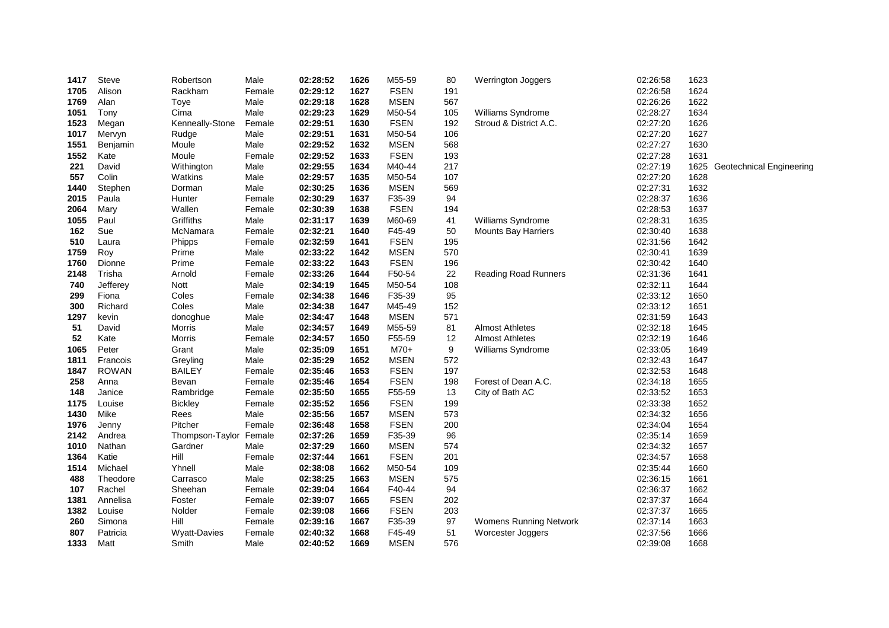| | | | | | | | | | | | |
|---|---|---|---|---|---|---|---|---|---|---|---|
| **1417** | Steve | Robertson | Male | **02:28:52** | **1626** | M55-59 | 80 | Werrington Joggers | 02:26:58 | 1623 | |
| **1705** | Alison | Rackham | Female | **02:29:12** | **1627** | FSEN | 191 | | 02:26:58 | 1624 | |
| **1769** | Alan | Toye | Male | **02:29:18** | **1628** | MSEN | 567 | | 02:26:26 | 1622 | |
| **1051** | Tony | Cima | Male | **02:29:23** | **1629** | M50-54 | 105 | Williams Syndrome | 02:28:27 | 1634 | |
| **1523** | Megan | Kenneally-Stone | Female | **02:29:51** | **1630** | FSEN | 192 | Stroud & District A.C. | 02:27:20 | 1626 | |
| **1017** | Mervyn | Rudge | Male | **02:29:51** | **1631** | M50-54 | 106 | | 02:27:20 | 1627 | |
| **1551** | Benjamin | Moule | Male | **02:29:52** | **1632** | MSEN | 568 | | 02:27:27 | 1630 | |
| **1552** | Kate | Moule | Female | **02:29:52** | **1633** | FSEN | 193 | | 02:27:28 | 1631 | |
| **221** | David | Withington | Male | **02:29:55** | **1634** | M40-44 | 217 | | 02:27:19 | 1625 | Geotechnical Engineering |
| **557** | Colin | Watkins | Male | **02:29:57** | **1635** | M50-54 | 107 | | 02:27:20 | 1628 | |
| **1440** | Stephen | Dorman | Male | **02:30:25** | **1636** | MSEN | 569 | | 02:27:31 | 1632 | |
| **2015** | Paula | Hunter | Female | **02:30:29** | **1637** | F35-39 | 94 | | 02:28:37 | 1636 | |
| **2064** | Mary | Wallen | Female | **02:30:39** | **1638** | FSEN | 194 | | 02:28:53 | 1637 | |
| **1055** | Paul | Griffiths | Male | **02:31:17** | **1639** | M60-69 | 41 | Williams Syndrome | 02:28:31 | 1635 | |
| **162** | Sue | McNamara | Female | **02:32:21** | **1640** | F45-49 | 50 | Mounts Bay Harriers | 02:30:40 | 1638 | |
| **510** | Laura | Phipps | Female | **02:32:59** | **1641** | FSEN | 195 | | 02:31:56 | 1642 | |
| **1759** | Roy | Prime | Male | **02:33:22** | **1642** | MSEN | 570 | | 02:30:41 | 1639 | |
| **1760** | Dionne | Prime | Female | **02:33:22** | **1643** | FSEN | 196 | | 02:30:42 | 1640 | |
| **2148** | Trisha | Arnold | Female | **02:33:26** | **1644** | F50-54 | 22 | Reading Road Runners | 02:31:36 | 1641 | |
| **740** | Jefferey | Nott | Male | **02:34:19** | **1645** | M50-54 | 108 | | 02:32:11 | 1644 | |
| **299** | Fiona | Coles | Female | **02:34:38** | **1646** | F35-39 | 95 | | 02:33:12 | 1650 | |
| **300** | Richard | Coles | Male | **02:34:38** | **1647** | M45-49 | 152 | | 02:33:12 | 1651 | |
| **1297** | kevin | donoghue | Male | **02:34:47** | **1648** | MSEN | 571 | | 02:31:59 | 1643 | |
| **51** | David | Morris | Male | **02:34:57** | **1649** | M55-59 | 81 | Almost Athletes | 02:32:18 | 1645 | |
| **52** | Kate | Morris | Female | **02:34:57** | **1650** | F55-59 | 12 | Almost Athletes | 02:32:19 | 1646 | |
| **1065** | Peter | Grant | Male | **02:35:09** | **1651** | M70+ | 9 | Williams Syndrome | 02:33:05 | 1649 | |
| **1811** | Francois | Greyling | Male | **02:35:29** | **1652** | MSEN | 572 | | 02:32:43 | 1647 | |
| **1847** | ROWAN | BAILEY | Female | **02:35:46** | **1653** | FSEN | 197 | | 02:32:53 | 1648 | |
| **258** | Anna | Bevan | Female | **02:35:46** | **1654** | FSEN | 198 | Forest of Dean A.C. | 02:34:18 | 1655 | |
| **148** | Janice | Rambridge | Female | **02:35:50** | **1655** | F55-59 | 13 | City of Bath AC | 02:33:52 | 1653 | |
| **1175** | Louise | Bickley | Female | **02:35:52** | **1656** | FSEN | 199 | | 02:33:38 | 1652 | |
| **1430** | Mike | Rees | Male | **02:35:56** | **1657** | MSEN | 573 | | 02:34:32 | 1656 | |
| **1976** | Jenny | Pitcher | Female | **02:36:48** | **1658** | FSEN | 200 | | 02:34:04 | 1654 | |
| **2142** | Andrea | Thompson-Taylor | Female | **02:37:26** | **1659** | F35-39 | 96 | | 02:35:14 | 1659 | |
| **1010** | Nathan | Gardner | Male | **02:37:29** | **1660** | MSEN | 574 | | 02:34:32 | 1657 | |
| **1364** | Katie | Hill | Female | **02:37:44** | **1661** | FSEN | 201 | | 02:34:57 | 1658 | |
| **1514** | Michael | Yhnell | Male | **02:38:08** | **1662** | M50-54 | 109 | | 02:35:44 | 1660 | |
| **488** | Theodore | Carrasco | Male | **02:38:25** | **1663** | MSEN | 575 | | 02:36:15 | 1661 | |
| **107** | Rachel | Sheehan | Female | **02:39:04** | **1664** | F40-44 | 94 | | 02:36:37 | 1662 | |
| **1381** | Annelisa | Foster | Female | **02:39:07** | **1665** | FSEN | 202 | | 02:37:37 | 1664 | |
| **1382** | Louise | Nolder | Female | **02:39:08** | **1666** | FSEN | 203 | | 02:37:37 | 1665 | |
| **260** | Simona | Hill | Female | **02:39:16** | **1667** | F35-39 | 97 | Womens Running Network | 02:37:14 | 1663 | |
| **807** | Patricia | Wyatt-Davies | Female | **02:40:32** | **1668** | F45-49 | 51 | Worcester Joggers | 02:37:56 | 1666 | |
| **1333** | Matt | Smith | Male | **02:40:52** | **1669** | MSEN | 576 | | 02:39:08 | 1668 | |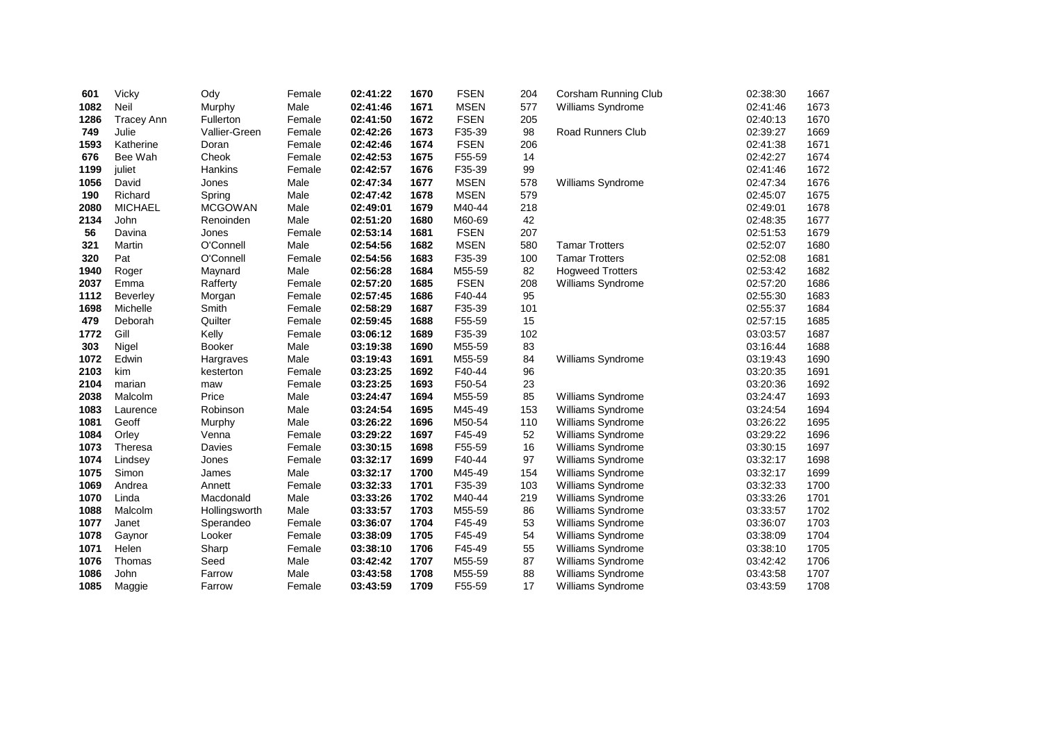| | | | | | | | | | | |
|---|---|---|---|---|---|---|---|---|---|---|
| **601** | Vicky | Ody | Female | **02:41:22** | **1670** | FSEN | 204 | Corsham Running Club | 02:38:30 | 1667 |
| **1082** | Neil | Murphy | Male | **02:41:46** | **1671** | MSEN | 577 | Williams Syndrome | 02:41:46 | 1673 |
| **1286** | Tracey Ann | Fullerton | Female | **02:41:50** | **1672** | FSEN | 205 | | 02:40:13 | 1670 |
| **749** | Julie | Vallier-Green | Female | **02:42:26** | **1673** | F35-39 | 98 | Road Runners Club | 02:39:27 | 1669 |
| **1593** | Katherine | Doran | Female | **02:42:46** | **1674** | FSEN | 206 | | 02:41:38 | 1671 |
| **676** | Bee Wah | Cheok | Female | **02:42:53** | **1675** | F55-59 | 14 | | 02:42:27 | 1674 |
| **1199** | juliet | Hankins | Female | **02:42:57** | **1676** | F35-39 | 99 | | 02:41:46 | 1672 |
| **1056** | David | Jones | Male | **02:47:34** | **1677** | MSEN | 578 | Williams Syndrome | 02:47:34 | 1676 |
| **190** | Richard | Spring | Male | **02:47:42** | **1678** | MSEN | 579 | | 02:45:07 | 1675 |
| **2080** | MICHAEL | MCGOWAN | Male | **02:49:01** | **1679** | M40-44 | 218 | | 02:49:01 | 1678 |
| **2134** | John | Renoinden | Male | **02:51:20** | **1680** | M60-69 | 42 | | 02:48:35 | 1677 |
| **56** | Davina | Jones | Female | **02:53:14** | **1681** | FSEN | 207 | | 02:51:53 | 1679 |
| **321** | Martin | O'Connell | Male | **02:54:56** | **1682** | MSEN | 580 | Tamar Trotters | 02:52:07 | 1680 |
| **320** | Pat | O'Connell | Female | **02:54:56** | **1683** | F35-39 | 100 | Tamar Trotters | 02:52:08 | 1681 |
| **1940** | Roger | Maynard | Male | **02:56:28** | **1684** | M55-59 | 82 | Hogweed Trotters | 02:53:42 | 1682 |
| **2037** | Emma | Rafferty | Female | **02:57:20** | **1685** | FSEN | 208 | Williams Syndrome | 02:57:20 | 1686 |
| **1112** | Beverley | Morgan | Female | **02:57:45** | **1686** | F40-44 | 95 | | 02:55:30 | 1683 |
| **1698** | Michelle | Smith | Female | **02:58:29** | **1687** | F35-39 | 101 | | 02:55:37 | 1684 |
| **479** | Deborah | Quilter | Female | **02:59:45** | **1688** | F55-59 | 15 | | 02:57:15 | 1685 |
| **1772** | Gill | Kelly | Female | **03:06:12** | **1689** | F35-39 | 102 | | 03:03:57 | 1687 |
| **303** | Nigel | Booker | Male | **03:19:38** | **1690** | M55-59 | 83 | | 03:16:44 | 1688 |
| **1072** | Edwin | Hargraves | Male | **03:19:43** | **1691** | M55-59 | 84 | Williams Syndrome | 03:19:43 | 1690 |
| **2103** | kim | kesterton | Female | **03:23:25** | **1692** | F40-44 | 96 | | 03:20:35 | 1691 |
| **2104** | marian | maw | Female | **03:23:25** | **1693** | F50-54 | 23 | | 03:20:36 | 1692 |
| **2038** | Malcolm | Price | Male | **03:24:47** | **1694** | M55-59 | 85 | Williams Syndrome | 03:24:47 | 1693 |
| **1083** | Laurence | Robinson | Male | **03:24:54** | **1695** | M45-49 | 153 | Williams Syndrome | 03:24:54 | 1694 |
| **1081** | Geoff | Murphy | Male | **03:26:22** | **1696** | M50-54 | 110 | Williams Syndrome | 03:26:22 | 1695 |
| **1084** | Orley | Venna | Female | **03:29:22** | **1697** | F45-49 | 52 | Williams Syndrome | 03:29:22 | 1696 |
| **1073** | Theresa | Davies | Female | **03:30:15** | **1698** | F55-59 | 16 | Williams Syndrome | 03:30:15 | 1697 |
| **1074** | Lindsey | Jones | Female | **03:32:17** | **1699** | F40-44 | 97 | Williams Syndrome | 03:32:17 | 1698 |
| **1075** | Simon | James | Male | **03:32:17** | **1700** | M45-49 | 154 | Williams Syndrome | 03:32:17 | 1699 |
| **1069** | Andrea | Annett | Female | **03:32:33** | **1701** | F35-39 | 103 | Williams Syndrome | 03:32:33 | 1700 |
| **1070** | Linda | Macdonald | Male | **03:33:26** | **1702** | M40-44 | 219 | Williams Syndrome | 03:33:26 | 1701 |
| **1088** | Malcolm | Hollingsworth | Male | **03:33:57** | **1703** | M55-59 | 86 | Williams Syndrome | 03:33:57 | 1702 |
| **1077** | Janet | Sperandeo | Female | **03:36:07** | **1704** | F45-49 | 53 | Williams Syndrome | 03:36:07 | 1703 |
| **1078** | Gaynor | Looker | Female | **03:38:09** | **1705** | F45-49 | 54 | Williams Syndrome | 03:38:09 | 1704 |
| **1071** | Helen | Sharp | Female | **03:38:10** | **1706** | F45-49 | 55 | Williams Syndrome | 03:38:10 | 1705 |
| **1076** | Thomas | Seed | Male | **03:42:42** | **1707** | M55-59 | 87 | Williams Syndrome | 03:42:42 | 1706 |
| **1086** | John | Farrow | Male | **03:43:58** | **1708** | M55-59 | 88 | Williams Syndrome | 03:43:58 | 1707 |
| **1085** | Maggie | Farrow | Female | **03:43:59** | **1709** | F55-59 | 17 | Williams Syndrome | 03:43:59 | 1708 |